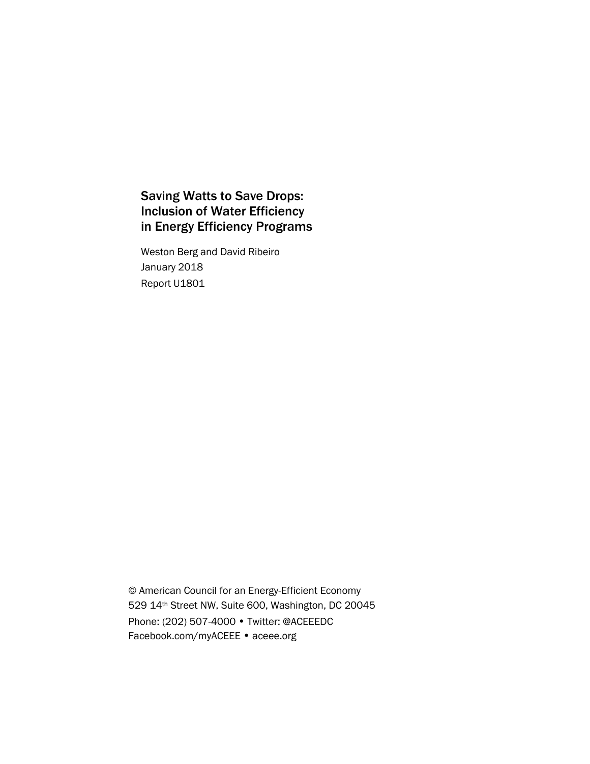# Saving Watts to Save Drops: Inclusion of Water Efficiency in Energy Efficiency Programs

Weston Berg and David Ribeiro

January 2018

Report U1801

© American Council for an Energy-Efficient Economy

529 14th Street NW, Suite 600, Washington, DC 20045

Phone: (202) 507-4000 • Twitter: @ACEEEDC

Facebook.com/myACEEE • aceee.org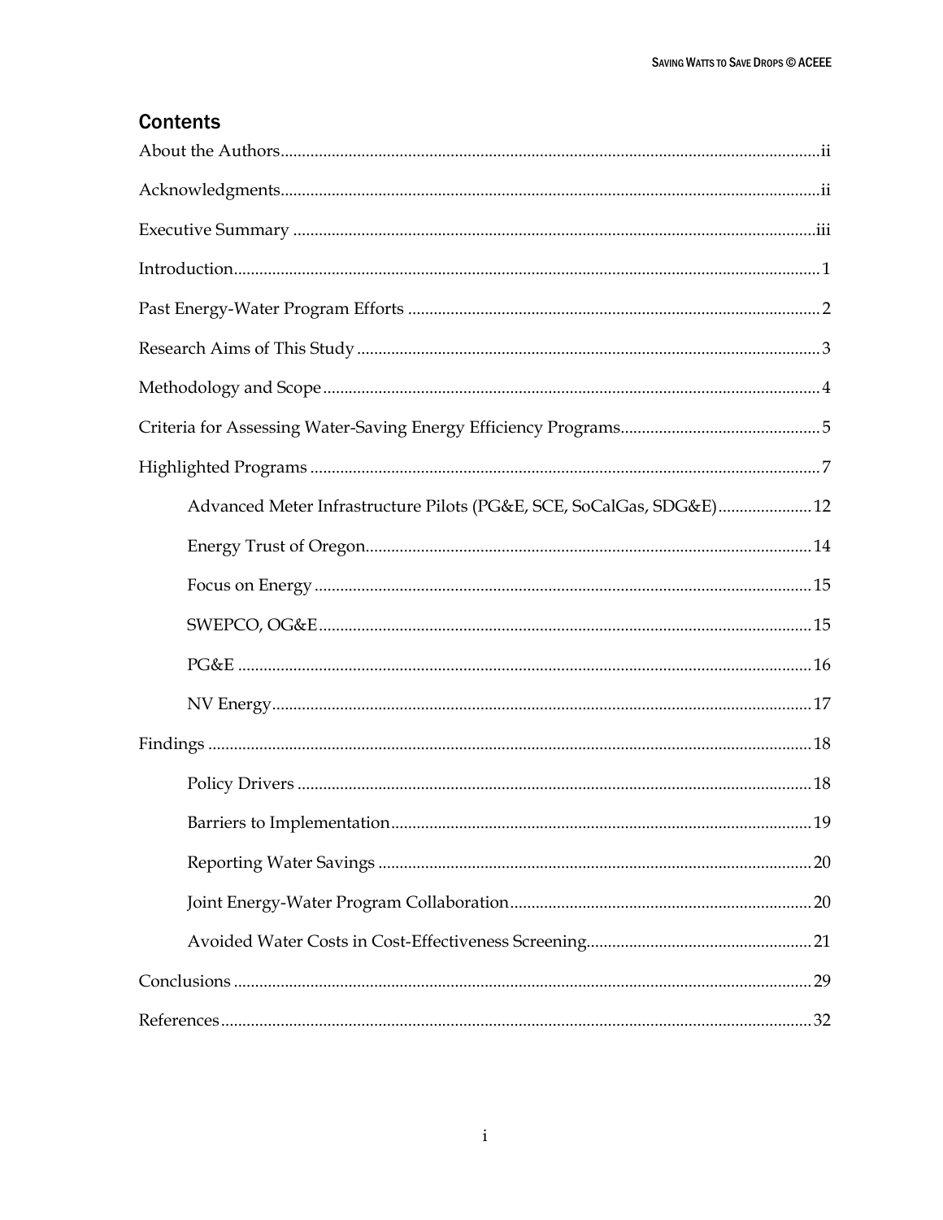## Contents

About the Authors ..... ii

Acknowledgments ..... ii

Executive Summary ..... iii

Introduction ..... 1

Past Energy-Water Program Efforts ..... 2

Research Aims of This Study ..... 3

Methodology and Scope ..... 4

Criteria for Assessing Water-Saving Energy Efficiency Programs ..... 5

Highlighted Programs ..... 7

- Advanced Meter Infrastructure Pilots (PG&E, SCE, SoCalGas, SDG&E) ..... 12
- Energy Trust of Oregon ..... 14
- Focus on Energy ..... 15
- SWEPCO, OG&E ..... 15
- PG&E ..... 16
- NV Energy ..... 17

Findings ..... 18

- Policy Drivers ..... 18
- Barriers to Implementation ..... 19
- Reporting Water Savings ..... 20
- Joint Energy-Water Program Collaboration ..... 20
- Avoided Water Costs in Cost-Effectiveness Screening ..... 21

Conclusions ..... 29

References ..... 32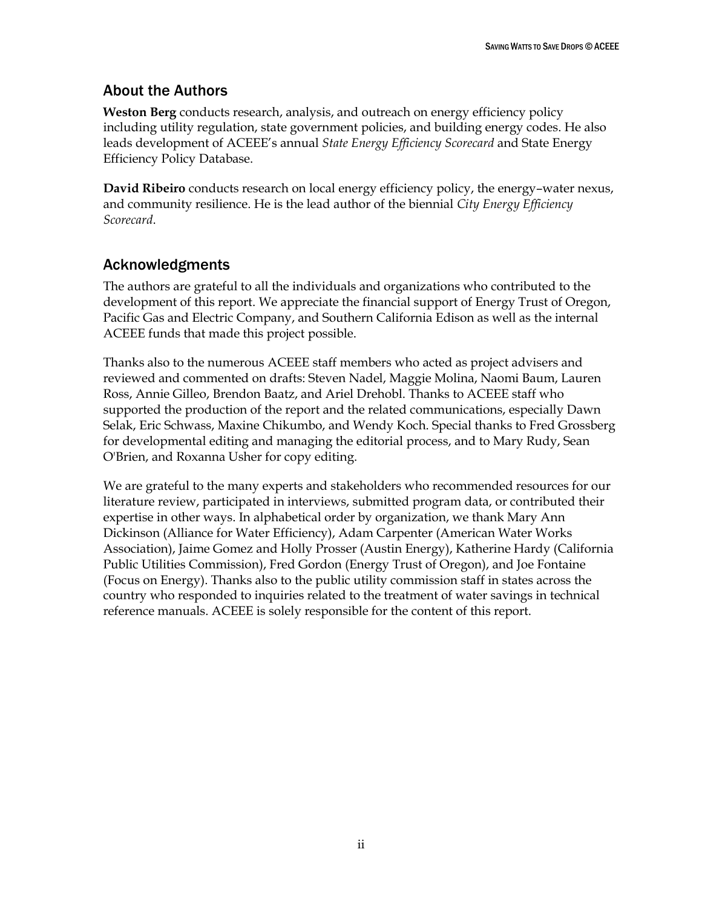## About the Authors

**Weston Berg** conducts research, analysis, and outreach on energy efficiency policy including utility regulation, state government policies, and building energy codes. He also leads development of ACEEE's annual *State Energy Efficiency Scorecard* and State Energy Efficiency Policy Database.

**David Ribeiro** conducts research on local energy efficiency policy, the energy–water nexus, and community resilience. He is the lead author of the biennial *City Energy Efficiency Scorecard*.

## Acknowledgments

The authors are grateful to all the individuals and organizations who contributed to the development of this report. We appreciate the financial support of Energy Trust of Oregon, Pacific Gas and Electric Company, and Southern California Edison as well as the internal ACEEE funds that made this project possible.

Thanks also to the numerous ACEEE staff members who acted as project advisers and reviewed and commented on drafts: Steven Nadel, Maggie Molina, Naomi Baum, Lauren Ross, Annie Gilleo, Brendon Baatz, and Ariel Drehobl. Thanks to ACEEE staff who supported the production of the report and the related communications, especially Dawn Selak, Eric Schwass, Maxine Chikumbo, and Wendy Koch. Special thanks to Fred Grossberg for developmental editing and managing the editorial process, and to Mary Rudy, Sean O'Brien, and Roxanna Usher for copy editing.

We are grateful to the many experts and stakeholders who recommended resources for our literature review, participated in interviews, submitted program data, or contributed their expertise in other ways. In alphabetical order by organization, we thank Mary Ann Dickinson (Alliance for Water Efficiency), Adam Carpenter (American Water Works Association), Jaime Gomez and Holly Prosser (Austin Energy), Katherine Hardy (California Public Utilities Commission), Fred Gordon (Energy Trust of Oregon), and Joe Fontaine (Focus on Energy). Thanks also to the public utility commission staff in states across the country who responded to inquiries related to the treatment of water savings in technical reference manuals. ACEEE is solely responsible for the content of this report.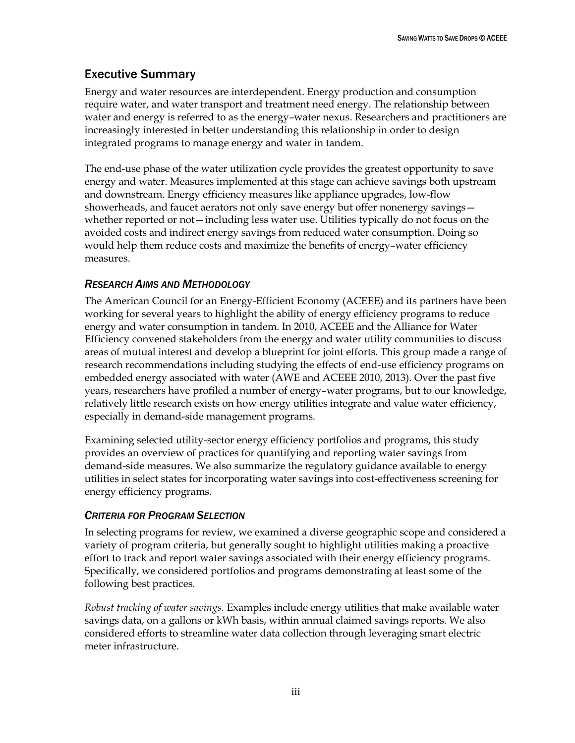## Executive Summary

Energy and water resources are interdependent. Energy production and consumption require water, and water transport and treatment need energy. The relationship between water and energy is referred to as the energy–water nexus. Researchers and practitioners are increasingly interested in better understanding this relationship in order to design integrated programs to manage energy and water in tandem.

The end-use phase of the water utilization cycle provides the greatest opportunity to save energy and water. Measures implemented at this stage can achieve savings both upstream and downstream. Energy efficiency measures like appliance upgrades, low-flow showerheads, and faucet aerators not only save energy but offer nonenergy savings—whether reported or not—including less water use. Utilities typically do not focus on the avoided costs and indirect energy savings from reduced water consumption. Doing so would help them reduce costs and maximize the benefits of energy–water efficiency measures.

### *Research Aims and Methodology*

The American Council for an Energy-Efficient Economy (ACEEE) and its partners have been working for several years to highlight the ability of energy efficiency programs to reduce energy and water consumption in tandem. In 2010, ACEEE and the Alliance for Water Efficiency convened stakeholders from the energy and water utility communities to discuss areas of mutual interest and develop a blueprint for joint efforts. This group made a range of research recommendations including studying the effects of end-use efficiency programs on embedded energy associated with water (AWE and ACEEE 2010, 2013). Over the past five years, researchers have profiled a number of energy–water programs, but to our knowledge, relatively little research exists on how energy utilities integrate and value water efficiency, especially in demand-side management programs.

Examining selected utility-sector energy efficiency portfolios and programs, this study provides an overview of practices for quantifying and reporting water savings from demand-side measures. We also summarize the regulatory guidance available to energy utilities in select states for incorporating water savings into cost-effectiveness screening for energy efficiency programs.

### *Criteria for Program Selection*

In selecting programs for review, we examined a diverse geographic scope and considered a variety of program criteria, but generally sought to highlight utilities making a proactive effort to track and report water savings associated with their energy efficiency programs. Specifically, we considered portfolios and programs demonstrating at least some of the following best practices.

*Robust tracking of water savings.* Examples include energy utilities that make available water savings data, on a gallons or kWh basis, within annual claimed savings reports. We also considered efforts to streamline water data collection through leveraging smart electric meter infrastructure.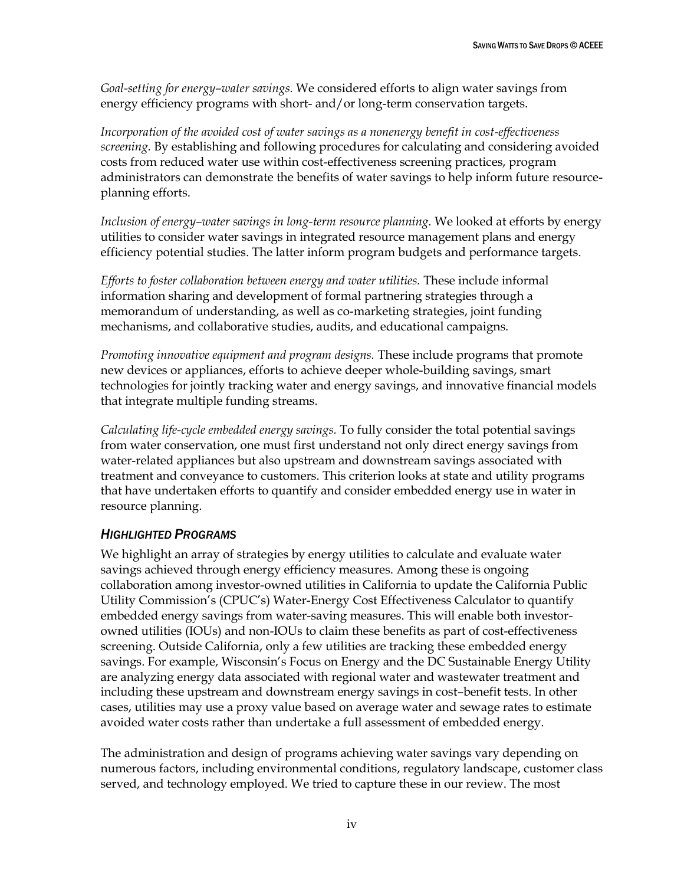*Goal-setting for energy–water savings.* We considered efforts to align water savings from energy efficiency programs with short- and/or long-term conservation targets.

*Incorporation of the avoided cost of water savings as a nonenergy benefit in cost-effectiveness screening.* By establishing and following procedures for calculating and considering avoided costs from reduced water use within cost-effectiveness screening practices, program administrators can demonstrate the benefits of water savings to help inform future resource-planning efforts.

*Inclusion of energy–water savings in long-term resource planning.* We looked at efforts by energy utilities to consider water savings in integrated resource management plans and energy efficiency potential studies. The latter inform program budgets and performance targets.

*Efforts to foster collaboration between energy and water utilities.* These include informal information sharing and development of formal partnering strategies through a memorandum of understanding, as well as co-marketing strategies, joint funding mechanisms, and collaborative studies, audits, and educational campaigns.

*Promoting innovative equipment and program designs.* These include programs that promote new devices or appliances, efforts to achieve deeper whole-building savings, smart technologies for jointly tracking water and energy savings, and innovative financial models that integrate multiple funding streams.

*Calculating life-cycle embedded energy savings.* To fully consider the total potential savings from water conservation, one must first understand not only direct energy savings from water-related appliances but also upstream and downstream savings associated with treatment and conveyance to customers. This criterion looks at state and utility programs that have undertaken efforts to quantify and consider embedded energy use in water in resource planning.

### *Highlighted Programs*

We highlight an array of strategies by energy utilities to calculate and evaluate water savings achieved through energy efficiency measures. Among these is ongoing collaboration among investor-owned utilities in California to update the California Public Utility Commission's (CPUC's) Water-Energy Cost Effectiveness Calculator to quantify embedded energy savings from water-saving measures. This will enable both investor-owned utilities (IOUs) and non-IOUs to claim these benefits as part of cost-effectiveness screening. Outside California, only a few utilities are tracking these embedded energy savings. For example, Wisconsin's Focus on Energy and the DC Sustainable Energy Utility are analyzing energy data associated with regional water and wastewater treatment and including these upstream and downstream energy savings in cost–benefit tests. In other cases, utilities may use a proxy value based on average water and sewage rates to estimate avoided water costs rather than undertake a full assessment of embedded energy.

The administration and design of programs achieving water savings vary depending on numerous factors, including environmental conditions, regulatory landscape, customer class served, and technology employed. We tried to capture these in our review. The most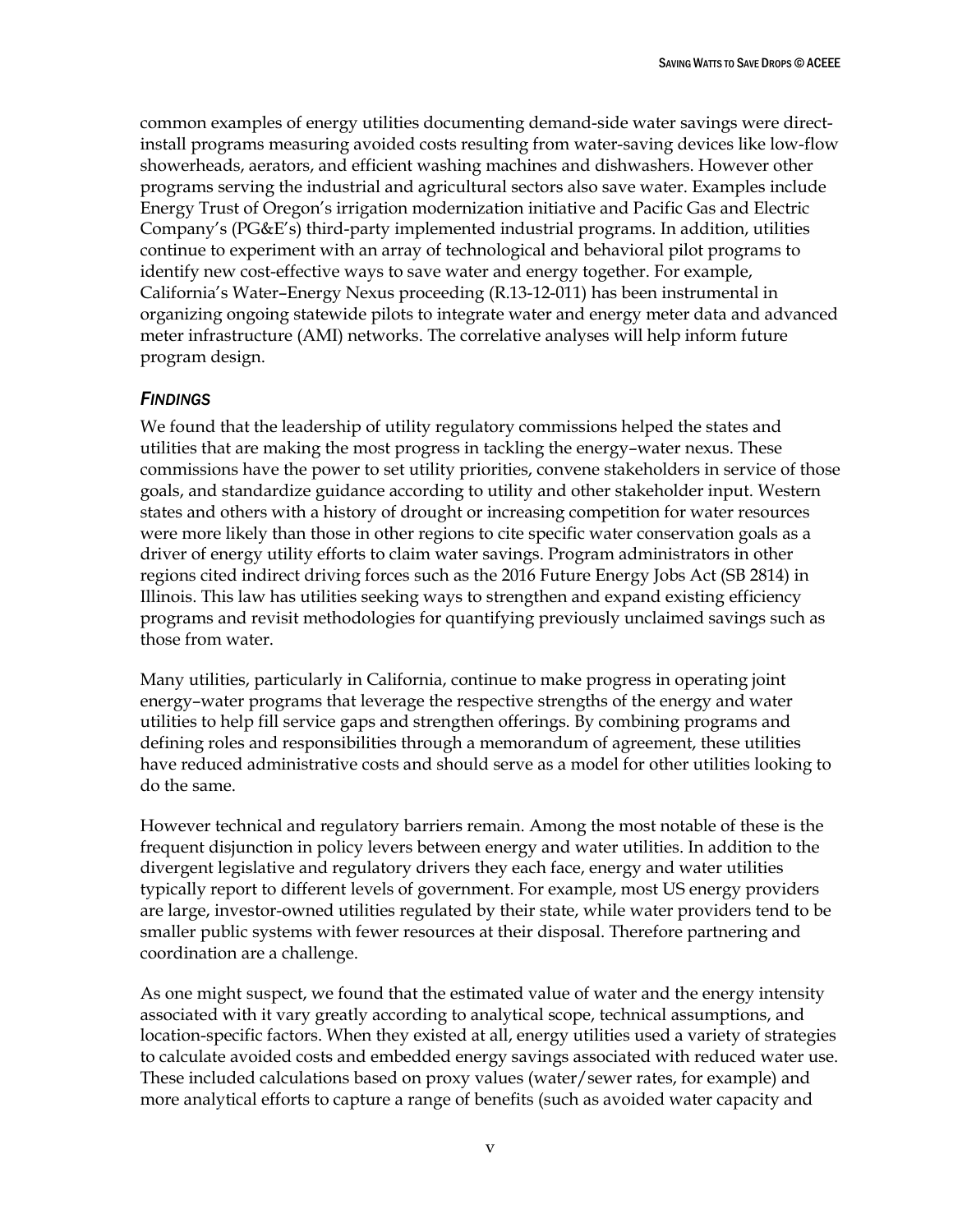common examples of energy utilities documenting demand-side water savings were direct-install programs measuring avoided costs resulting from water-saving devices like low-flow showerheads, aerators, and efficient washing machines and dishwashers. However other programs serving the industrial and agricultural sectors also save water. Examples include Energy Trust of Oregon's irrigation modernization initiative and Pacific Gas and Electric Company's (PG&E's) third-party implemented industrial programs. In addition, utilities continue to experiment with an array of technological and behavioral pilot programs to identify new cost-effective ways to save water and energy together. For example, California's Water–Energy Nexus proceeding (R.13-12-011) has been instrumental in organizing ongoing statewide pilots to integrate water and energy meter data and advanced meter infrastructure (AMI) networks. The correlative analyses will help inform future program design.

### *FINDINGS*

We found that the leadership of utility regulatory commissions helped the states and utilities that are making the most progress in tackling the energy–water nexus. These commissions have the power to set utility priorities, convene stakeholders in service of those goals, and standardize guidance according to utility and other stakeholder input. Western states and others with a history of drought or increasing competition for water resources were more likely than those in other regions to cite specific water conservation goals as a driver of energy utility efforts to claim water savings. Program administrators in other regions cited indirect driving forces such as the 2016 Future Energy Jobs Act (SB 2814) in Illinois. This law has utilities seeking ways to strengthen and expand existing efficiency programs and revisit methodologies for quantifying previously unclaimed savings such as those from water.

Many utilities, particularly in California, continue to make progress in operating joint energy–water programs that leverage the respective strengths of the energy and water utilities to help fill service gaps and strengthen offerings. By combining programs and defining roles and responsibilities through a memorandum of agreement, these utilities have reduced administrative costs and should serve as a model for other utilities looking to do the same.

However technical and regulatory barriers remain. Among the most notable of these is the frequent disjunction in policy levers between energy and water utilities. In addition to the divergent legislative and regulatory drivers they each face, energy and water utilities typically report to different levels of government. For example, most US energy providers are large, investor-owned utilities regulated by their state, while water providers tend to be smaller public systems with fewer resources at their disposal. Therefore partnering and coordination are a challenge.

As one might suspect, we found that the estimated value of water and the energy intensity associated with it vary greatly according to analytical scope, technical assumptions, and location-specific factors. When they existed at all, energy utilities used a variety of strategies to calculate avoided costs and embedded energy savings associated with reduced water use. These included calculations based on proxy values (water/sewer rates, for example) and more analytical efforts to capture a range of benefits (such as avoided water capacity and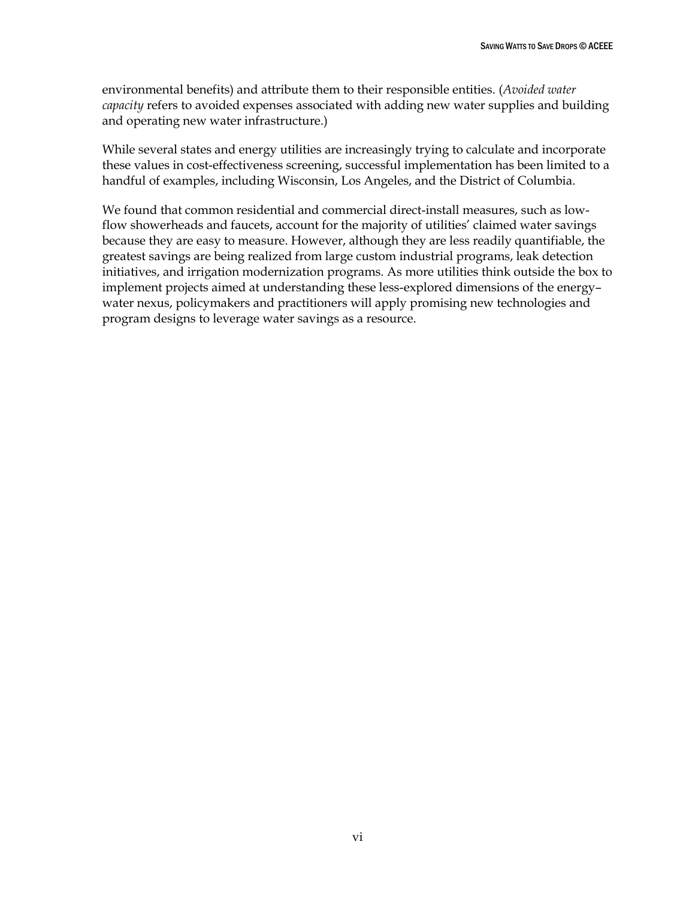environmental benefits) and attribute them to their responsible entities. (*Avoided water capacity* refers to avoided expenses associated with adding new water supplies and building and operating new water infrastructure.)

While several states and energy utilities are increasingly trying to calculate and incorporate these values in cost-effectiveness screening, successful implementation has been limited to a handful of examples, including Wisconsin, Los Angeles, and the District of Columbia.

We found that common residential and commercial direct-install measures, such as low-flow showerheads and faucets, account for the majority of utilities' claimed water savings because they are easy to measure. However, although they are less readily quantifiable, the greatest savings are being realized from large custom industrial programs, leak detection initiatives, and irrigation modernization programs. As more utilities think outside the box to implement projects aimed at understanding these less-explored dimensions of the energy–water nexus, policymakers and practitioners will apply promising new technologies and program designs to leverage water savings as a resource.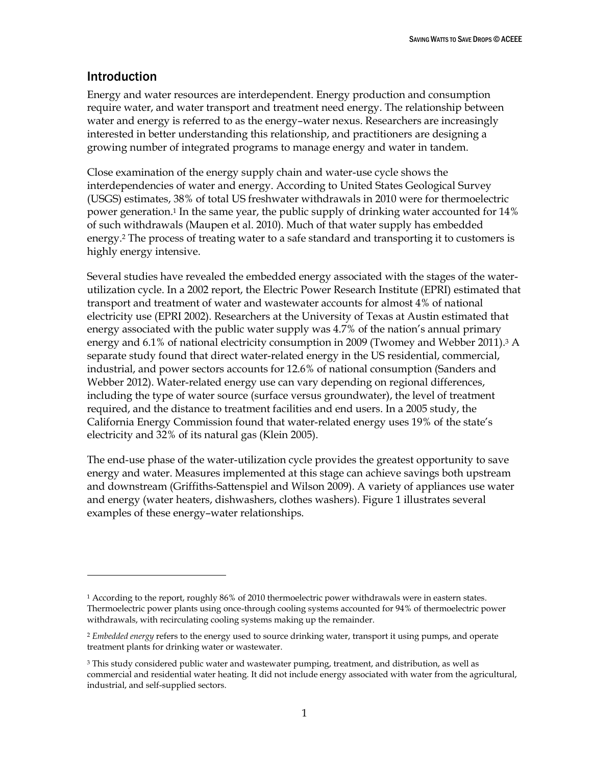## Introduction

Energy and water resources are interdependent. Energy production and consumption require water, and water transport and treatment need energy. The relationship between water and energy is referred to as the energy–water nexus. Researchers are increasingly interested in better understanding this relationship, and practitioners are designing a growing number of integrated programs to manage energy and water in tandem.

Close examination of the energy supply chain and water-use cycle shows the interdependencies of water and energy. According to United States Geological Survey (USGS) estimates, 38% of total US freshwater withdrawals in 2010 were for thermoelectric power generation.[1] In the same year, the public supply of drinking water accounted for 14% of such withdrawals (Maupen et al. 2010). Much of that water supply has embedded energy.[2] The process of treating water to a safe standard and transporting it to customers is highly energy intensive.

Several studies have revealed the embedded energy associated with the stages of the water-utilization cycle. In a 2002 report, the Electric Power Research Institute (EPRI) estimated that transport and treatment of water and wastewater accounts for almost 4% of national electricity use (EPRI 2002). Researchers at the University of Texas at Austin estimated that energy associated with the public water supply was 4.7% of the nation's annual primary energy and 6.1% of national electricity consumption in 2009 (Twomey and Webber 2011).[3] A separate study found that direct water-related energy in the US residential, commercial, industrial, and power sectors accounts for 12.6% of national consumption (Sanders and Webber 2012). Water-related energy use can vary depending on regional differences, including the type of water source (surface versus groundwater), the level of treatment required, and the distance to treatment facilities and end users. In a 2005 study, the California Energy Commission found that water-related energy uses 19% of the state's electricity and 32% of its natural gas (Klein 2005).

The end-use phase of the water-utilization cycle provides the greatest opportunity to save energy and water. Measures implemented at this stage can achieve savings both upstream and downstream (Griffiths-Sattenspiel and Wilson 2009). A variety of appliances use water and energy (water heaters, dishwashers, clothes washers). Figure 1 illustrates several examples of these energy–water relationships.

---

[1] According to the report, roughly 86% of 2010 thermoelectric power withdrawals were in eastern states. Thermoelectric power plants using once-through cooling systems accounted for 94% of thermoelectric power withdrawals, with recirculating cooling systems making up the remainder.

[2] *Embedded energy* refers to the energy used to source drinking water, transport it using pumps, and operate treatment plants for drinking water or wastewater.

[3] This study considered public water and wastewater pumping, treatment, and distribution, as well as commercial and residential water heating. It did not include energy associated with water from the agricultural, industrial, and self-supplied sectors.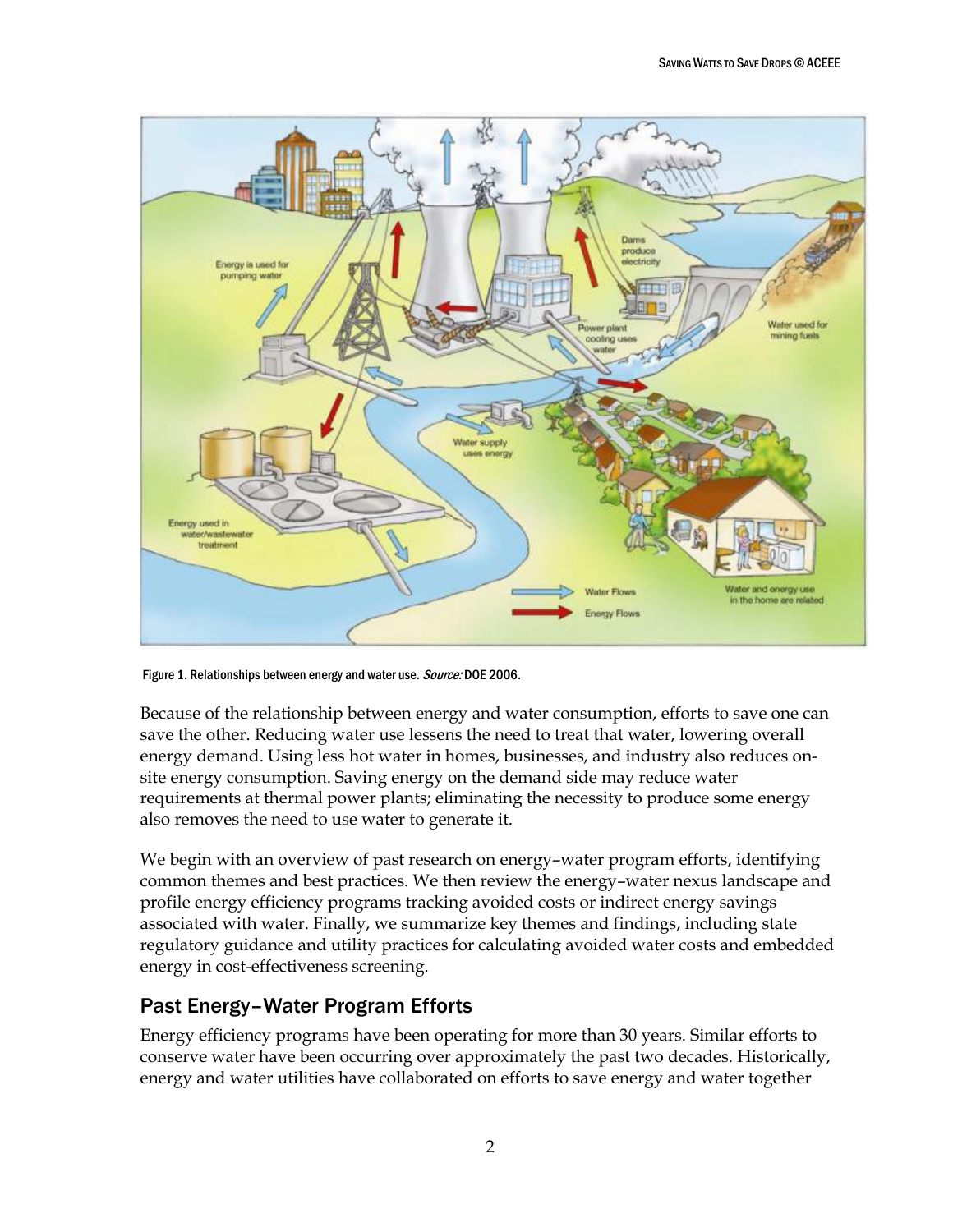Figure 1. Relationships between energy and water use. *Source:* DOE 2006.

Because of the relationship between energy and water consumption, efforts to save one can save the other. Reducing water use lessens the need to treat that water, lowering overall energy demand. Using less hot water in homes, businesses, and industry also reduces on-site energy consumption. Saving energy on the demand side may reduce water requirements at thermal power plants; eliminating the necessity to produce some energy also removes the need to use water to generate it.

We begin with an overview of past research on energy–water program efforts, identifying common themes and best practices. We then review the energy–water nexus landscape and profile energy efficiency programs tracking avoided costs or indirect energy savings associated with water. Finally, we summarize key themes and findings, including state regulatory guidance and utility practices for calculating avoided water costs and embedded energy in cost-effectiveness screening.

## Past Energy–Water Program Efforts

Energy efficiency programs have been operating for more than 30 years. Similar efforts to conserve water have been occurring over approximately the past two decades. Historically, energy and water utilities have collaborated on efforts to save energy and water together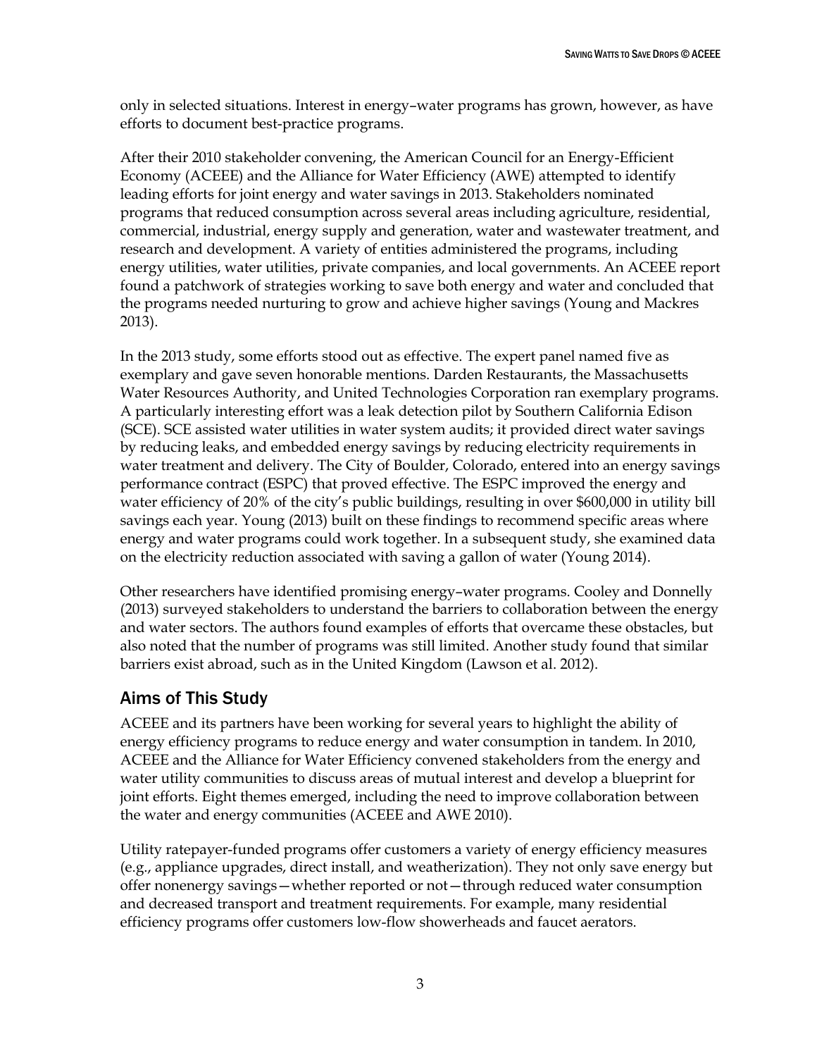only in selected situations. Interest in energy–water programs has grown, however, as have efforts to document best-practice programs.

After their 2010 stakeholder convening, the American Council for an Energy-Efficient Economy (ACEEE) and the Alliance for Water Efficiency (AWE) attempted to identify leading efforts for joint energy and water savings in 2013. Stakeholders nominated programs that reduced consumption across several areas including agriculture, residential, commercial, industrial, energy supply and generation, water and wastewater treatment, and research and development. A variety of entities administered the programs, including energy utilities, water utilities, private companies, and local governments. An ACEEE report found a patchwork of strategies working to save both energy and water and concluded that the programs needed nurturing to grow and achieve higher savings (Young and Mackres 2013).

In the 2013 study, some efforts stood out as effective. The expert panel named five as exemplary and gave seven honorable mentions. Darden Restaurants, the Massachusetts Water Resources Authority, and United Technologies Corporation ran exemplary programs. A particularly interesting effort was a leak detection pilot by Southern California Edison (SCE). SCE assisted water utilities in water system audits; it provided direct water savings by reducing leaks, and embedded energy savings by reducing electricity requirements in water treatment and delivery. The City of Boulder, Colorado, entered into an energy savings performance contract (ESPC) that proved effective. The ESPC improved the energy and water efficiency of 20% of the city's public buildings, resulting in over $600,000 in utility bill savings each year. Young (2013) built on these findings to recommend specific areas where energy and water programs could work together. In a subsequent study, she examined data on the electricity reduction associated with saving a gallon of water (Young 2014).

Other researchers have identified promising energy–water programs. Cooley and Donnelly (2013) surveyed stakeholders to understand the barriers to collaboration between the energy and water sectors. The authors found examples of efforts that overcame these obstacles, but also noted that the number of programs was still limited. Another study found that similar barriers exist abroad, such as in the United Kingdom (Lawson et al. 2012).

## Aims of This Study

ACEEE and its partners have been working for several years to highlight the ability of energy efficiency programs to reduce energy and water consumption in tandem. In 2010, ACEEE and the Alliance for Water Efficiency convened stakeholders from the energy and water utility communities to discuss areas of mutual interest and develop a blueprint for joint efforts. Eight themes emerged, including the need to improve collaboration between the water and energy communities (ACEEE and AWE 2010).

Utility ratepayer-funded programs offer customers a variety of energy efficiency measures (e.g., appliance upgrades, direct install, and weatherization). They not only save energy but offer nonenergy savings—whether reported or not—through reduced water consumption and decreased transport and treatment requirements. For example, many residential efficiency programs offer customers low-flow showerheads and faucet aerators.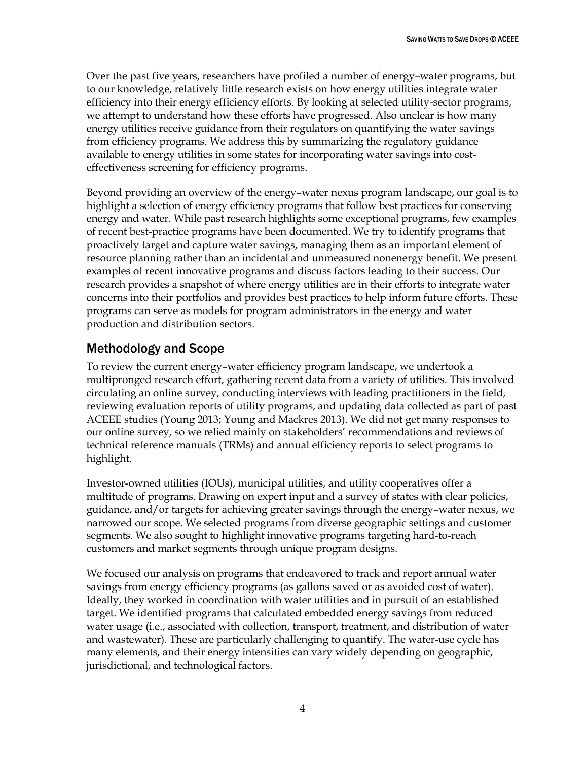Over the past five years, researchers have profiled a number of energy–water programs, but to our knowledge, relatively little research exists on how energy utilities integrate water efficiency into their energy efficiency efforts. By looking at selected utility-sector programs, we attempt to understand how these efforts have progressed. Also unclear is how many energy utilities receive guidance from their regulators on quantifying the water savings from efficiency programs. We address this by summarizing the regulatory guidance available to energy utilities in some states for incorporating water savings into cost-effectiveness screening for efficiency programs.

Beyond providing an overview of the energy–water nexus program landscape, our goal is to highlight a selection of energy efficiency programs that follow best practices for conserving energy and water. While past research highlights some exceptional programs, few examples of recent best-practice programs have been documented. We try to identify programs that proactively target and capture water savings, managing them as an important element of resource planning rather than an incidental and unmeasured nonenergy benefit. We present examples of recent innovative programs and discuss factors leading to their success. Our research provides a snapshot of where energy utilities are in their efforts to integrate water concerns into their portfolios and provides best practices to help inform future efforts. These programs can serve as models for program administrators in the energy and water production and distribution sectors.

## Methodology and Scope

To review the current energy–water efficiency program landscape, we undertook a multipronged research effort, gathering recent data from a variety of utilities. This involved circulating an online survey, conducting interviews with leading practitioners in the field, reviewing evaluation reports of utility programs, and updating data collected as part of past ACEEE studies (Young 2013; Young and Mackres 2013). We did not get many responses to our online survey, so we relied mainly on stakeholders' recommendations and reviews of technical reference manuals (TRMs) and annual efficiency reports to select programs to highlight.

Investor-owned utilities (IOUs), municipal utilities, and utility cooperatives offer a multitude of programs. Drawing on expert input and a survey of states with clear policies, guidance, and/or targets for achieving greater savings through the energy–water nexus, we narrowed our scope. We selected programs from diverse geographic settings and customer segments. We also sought to highlight innovative programs targeting hard-to-reach customers and market segments through unique program designs.

We focused our analysis on programs that endeavored to track and report annual water savings from energy efficiency programs (as gallons saved or as avoided cost of water). Ideally, they worked in coordination with water utilities and in pursuit of an established target. We identified programs that calculated embedded energy savings from reduced water usage (i.e., associated with collection, transport, treatment, and distribution of water and wastewater). These are particularly challenging to quantify. The water-use cycle has many elements, and their energy intensities can vary widely depending on geographic, jurisdictional, and technological factors.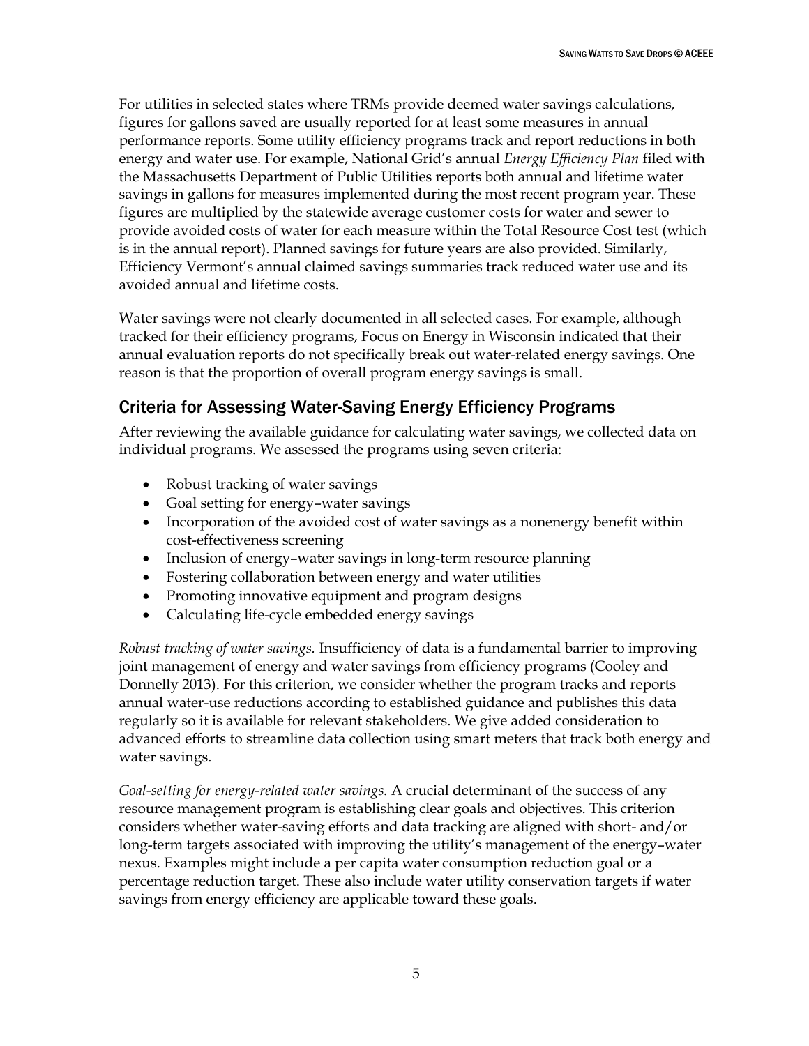For utilities in selected states where TRMs provide deemed water savings calculations, figures for gallons saved are usually reported for at least some measures in annual performance reports. Some utility efficiency programs track and report reductions in both energy and water use. For example, National Grid's annual *Energy Efficiency Plan* filed with the Massachusetts Department of Public Utilities reports both annual and lifetime water savings in gallons for measures implemented during the most recent program year. These figures are multiplied by the statewide average customer costs for water and sewer to provide avoided costs of water for each measure within the Total Resource Cost test (which is in the annual report). Planned savings for future years are also provided. Similarly, Efficiency Vermont's annual claimed savings summaries track reduced water use and its avoided annual and lifetime costs.

Water savings were not clearly documented in all selected cases. For example, although tracked for their efficiency programs, Focus on Energy in Wisconsin indicated that their annual evaluation reports do not specifically break out water-related energy savings. One reason is that the proportion of overall program energy savings is small.

## Criteria for Assessing Water-Saving Energy Efficiency Programs

After reviewing the available guidance for calculating water savings, we collected data on individual programs. We assessed the programs using seven criteria:

- Robust tracking of water savings
- Goal setting for energy–water savings
- Incorporation of the avoided cost of water savings as a nonenergy benefit within cost-effectiveness screening
- Inclusion of energy–water savings in long-term resource planning
- Fostering collaboration between energy and water utilities
- Promoting innovative equipment and program designs
- Calculating life-cycle embedded energy savings

*Robust tracking of water savings.* Insufficiency of data is a fundamental barrier to improving joint management of energy and water savings from efficiency programs (Cooley and Donnelly 2013). For this criterion, we consider whether the program tracks and reports annual water-use reductions according to established guidance and publishes this data regularly so it is available for relevant stakeholders. We give added consideration to advanced efforts to streamline data collection using smart meters that track both energy and water savings.

*Goal-setting for energy-related water savings.* A crucial determinant of the success of any resource management program is establishing clear goals and objectives. This criterion considers whether water-saving efforts and data tracking are aligned with short- and/or long-term targets associated with improving the utility's management of the energy–water nexus. Examples might include a per capita water consumption reduction goal or a percentage reduction target. These also include water utility conservation targets if water savings from energy efficiency are applicable toward these goals.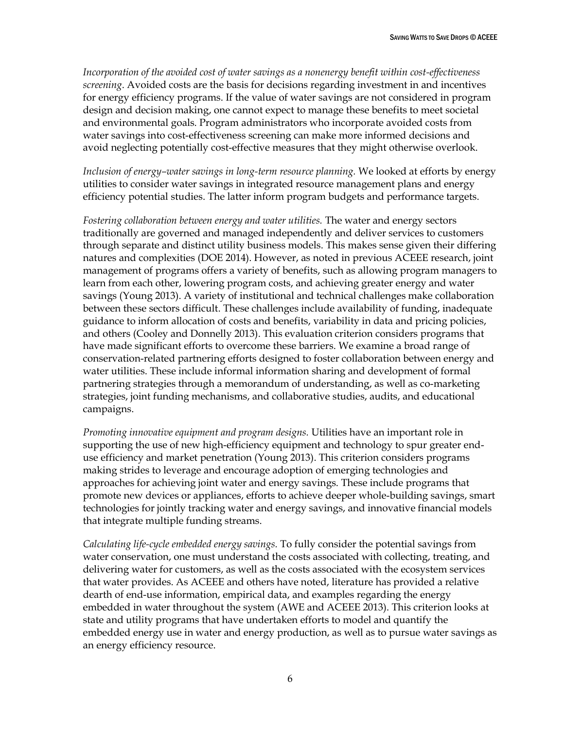*Incorporation of the avoided cost of water savings as a nonenergy benefit within cost-effectiveness screening.* Avoided costs are the basis for decisions regarding investment in and incentives for energy efficiency programs. If the value of water savings are not considered in program design and decision making, one cannot expect to manage these benefits to meet societal and environmental goals. Program administrators who incorporate avoided costs from water savings into cost-effectiveness screening can make more informed decisions and avoid neglecting potentially cost-effective measures that they might otherwise overlook.

*Inclusion of energy–water savings in long-term resource planning.* We looked at efforts by energy utilities to consider water savings in integrated resource management plans and energy efficiency potential studies. The latter inform program budgets and performance targets.

*Fostering collaboration between energy and water utilities.* The water and energy sectors traditionally are governed and managed independently and deliver services to customers through separate and distinct utility business models. This makes sense given their differing natures and complexities (DOE 2014). However, as noted in previous ACEEE research, joint management of programs offers a variety of benefits, such as allowing program managers to learn from each other, lowering program costs, and achieving greater energy and water savings (Young 2013). A variety of institutional and technical challenges make collaboration between these sectors difficult. These challenges include availability of funding, inadequate guidance to inform allocation of costs and benefits, variability in data and pricing policies, and others (Cooley and Donnelly 2013). This evaluation criterion considers programs that have made significant efforts to overcome these barriers. We examine a broad range of conservation-related partnering efforts designed to foster collaboration between energy and water utilities. These include informal information sharing and development of formal partnering strategies through a memorandum of understanding, as well as co-marketing strategies, joint funding mechanisms, and collaborative studies, audits, and educational campaigns.

*Promoting innovative equipment and program designs.* Utilities have an important role in supporting the use of new high-efficiency equipment and technology to spur greater end-use efficiency and market penetration (Young 2013). This criterion considers programs making strides to leverage and encourage adoption of emerging technologies and approaches for achieving joint water and energy savings. These include programs that promote new devices or appliances, efforts to achieve deeper whole-building savings, smart technologies for jointly tracking water and energy savings, and innovative financial models that integrate multiple funding streams.

*Calculating life-cycle embedded energy savings.* To fully consider the potential savings from water conservation, one must understand the costs associated with collecting, treating, and delivering water for customers, as well as the costs associated with the ecosystem services that water provides. As ACEEE and others have noted, literature has provided a relative dearth of end-use information, empirical data, and examples regarding the energy embedded in water throughout the system (AWE and ACEEE 2013). This criterion looks at state and utility programs that have undertaken efforts to model and quantify the embedded energy use in water and energy production, as well as to pursue water savings as an energy efficiency resource.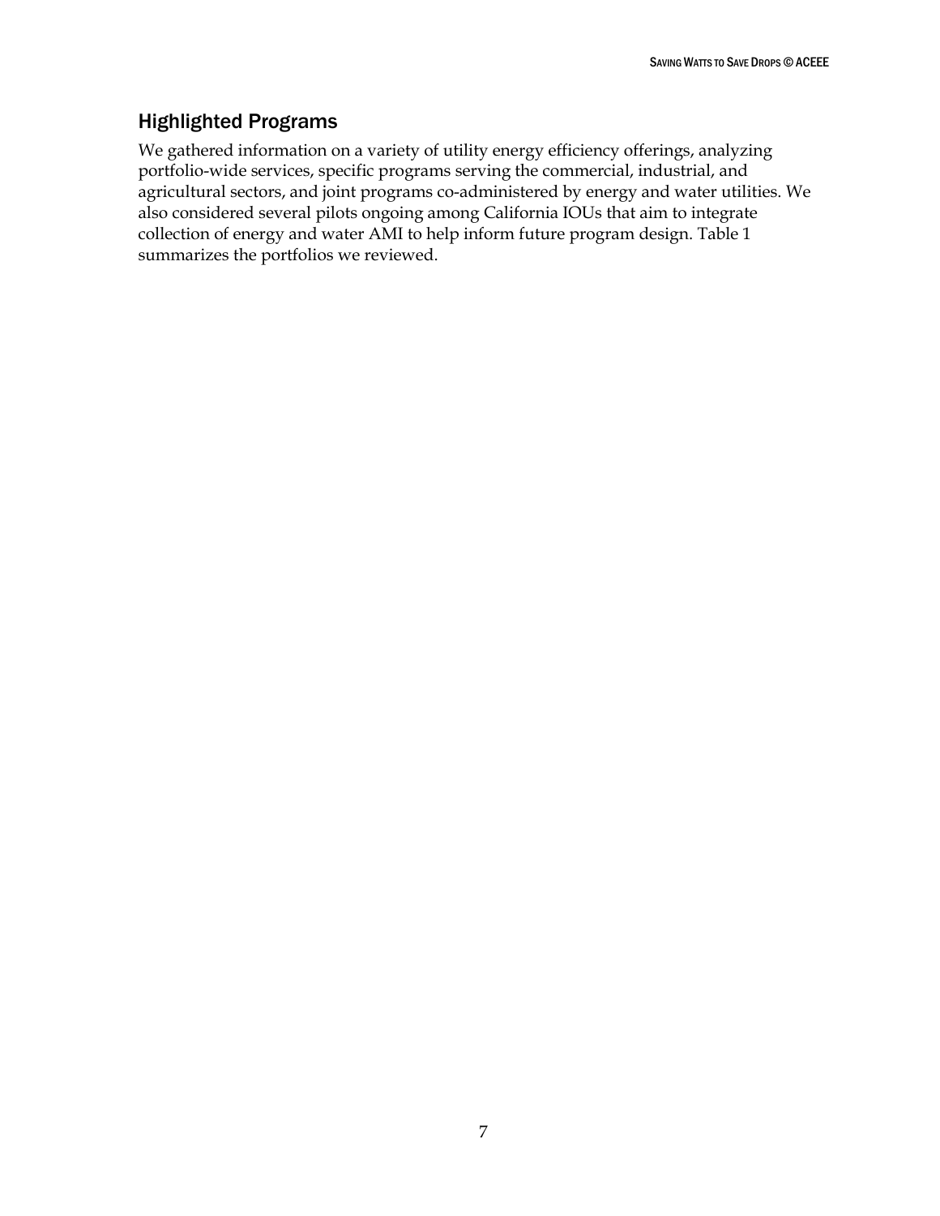## Highlighted Programs

We gathered information on a variety of utility energy efficiency offerings, analyzing portfolio-wide services, specific programs serving the commercial, industrial, and agricultural sectors, and joint programs co-administered by energy and water utilities. We also considered several pilots ongoing among California IOUs that aim to integrate collection of energy and water AMI to help inform future program design. Table 1 summarizes the portfolios we reviewed.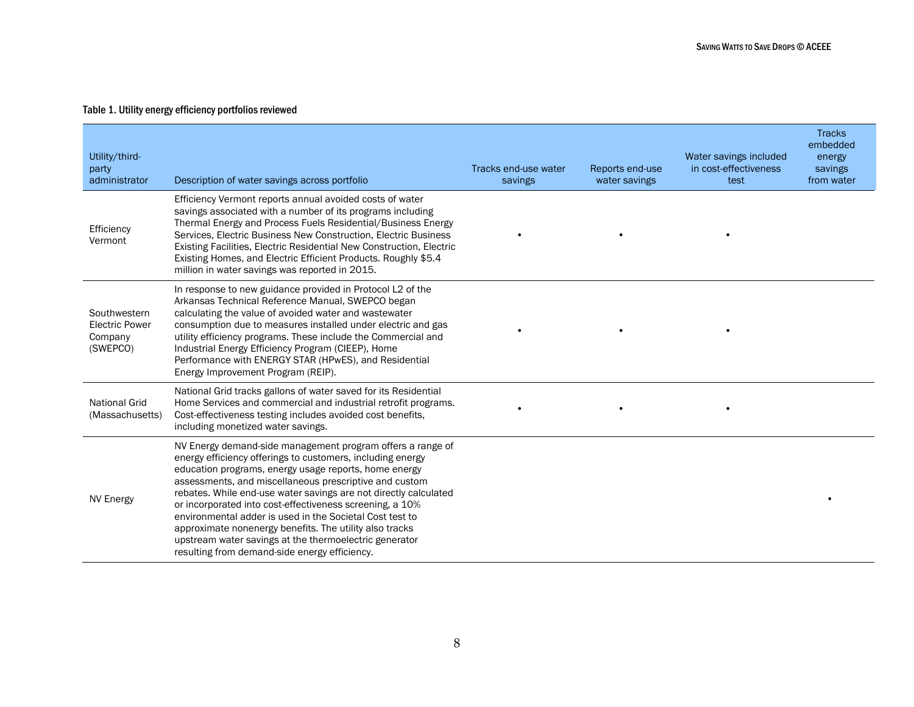Table 1. Utility energy efficiency portfolios reviewed

| Utility/third-party administrator | Description of water savings across portfolio | Tracks end-use water savings | Reports end-use water savings | Water savings included in cost-effectiveness test | Tracks embedded energy savings from water |
|---|---|---|---|---|---|
| Efficiency Vermont | Efficiency Vermont reports annual avoided costs of water savings associated with a number of its programs including Thermal Energy and Process Fuels Residential/Business Energy Services, Electric Business New Construction, Electric Business Existing Facilities, Electric Residential New Construction, Electric Existing Homes, and Electric Efficient Products. Roughly $5.4 million in water savings was reported in 2015. | • | • | • | |
| Southwestern Electric Power Company (SWEPCO) | In response to new guidance provided in Protocol L2 of the Arkansas Technical Reference Manual, SWEPCO began calculating the value of avoided water and wastewater consumption due to measures installed under electric and gas utility efficiency programs. These include the Commercial and Industrial Energy Efficiency Program (CIEEP), Home Performance with ENERGY STAR (HPwES), and Residential Energy Improvement Program (REIP). | • | • | • | |
| National Grid (Massachusetts) | National Grid tracks gallons of water saved for its Residential Home Services and commercial and industrial retrofit programs. Cost-effectiveness testing includes avoided cost benefits, including monetized water savings. | • | • | • | |
| NV Energy | NV Energy demand-side management program offers a range of energy efficiency offerings to customers, including energy education programs, energy usage reports, home energy assessments, and miscellaneous prescriptive and custom rebates. While end-use water savings are not directly calculated or incorporated into cost-effectiveness screening, a 10% environmental adder is used in the Societal Cost test to approximate nonenergy benefits. The utility also tracks upstream water savings at the thermoelectric generator resulting from demand-side energy efficiency. | | | | • |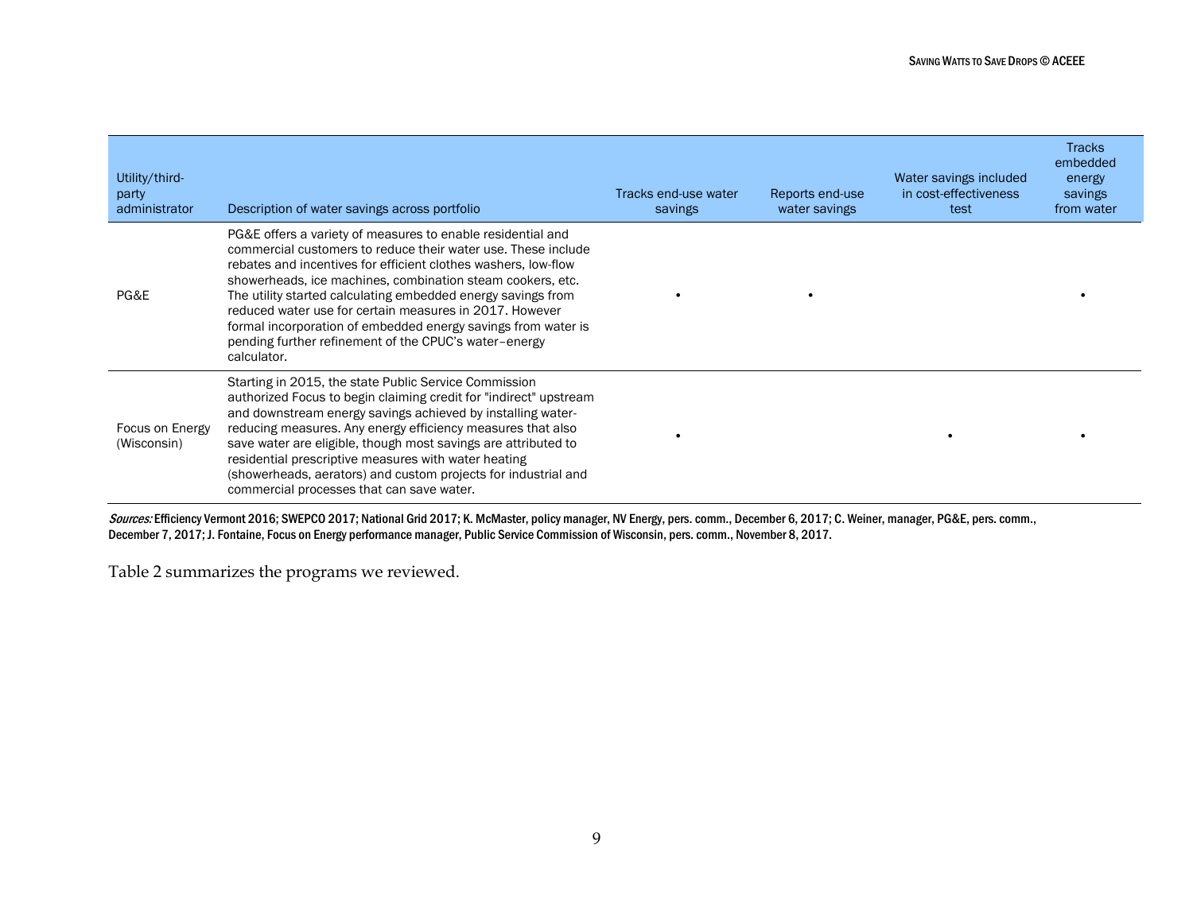| Utility/third-party administrator | Description of water savings across portfolio | Tracks end-use water savings | Reports end-use water savings | Water savings included in cost-effectiveness test | Tracks embedded energy savings from water |
|---|---|---|---|---|---|
| PG&E | PG&E offers a variety of measures to enable residential and commercial customers to reduce their water use. These include rebates and incentives for efficient clothes washers, low-flow showerheads, ice machines, combination steam cookers, etc. The utility started calculating embedded energy savings from reduced water use for certain measures in 2017. However formal incorporation of embedded energy savings from water is pending further refinement of the CPUC's water–energy calculator. | • | • | | • |
| Focus on Energy (Wisconsin) | Starting in 2015, the state Public Service Commission authorized Focus to begin claiming credit for "indirect" upstream and downstream energy savings achieved by installing water-reducing measures. Any energy efficiency measures that also save water are eligible, though most savings are attributed to residential prescriptive measures with water heating (showerheads, aerators) and custom projects for industrial and commercial processes that can save water. | • | | • | • |

*Sources:* Efficiency Vermont 2016; SWEPCO 2017; National Grid 2017; K. McMaster, policy manager, NV Energy, pers. comm., December 6, 2017; C. Weiner, manager, PG&E, pers. comm., December 7, 2017; J. Fontaine, Focus on Energy performance manager, Public Service Commission of Wisconsin, pers. comm., November 8, 2017.

Table 2 summarizes the programs we reviewed.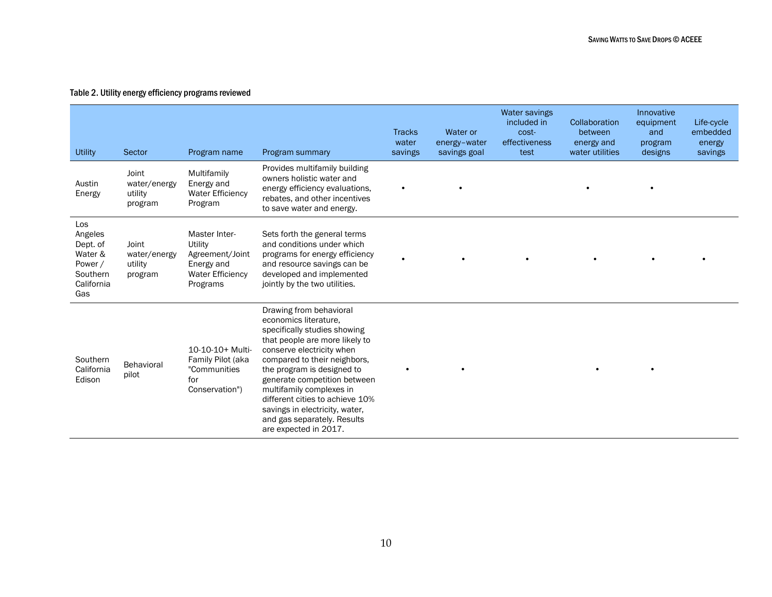Table 2. Utility energy efficiency programs reviewed

| Utility | Sector | Program name | Program summary | Tracks water savings | Water or energy–water savings goal | Water savings included in cost-effectiveness test | Collaboration between energy and water utilities | Innovative equipment and program designs | Life-cycle embedded energy savings |
|---|---|---|---|---|---|---|---|---|---|
| Austin Energy | Joint water/energy utility program | Multifamily Energy and Water Efficiency Program | Provides multifamily building owners holistic water and energy efficiency evaluations, rebates, and other incentives to save water and energy. | • | • | | • | • | |
| Los Angeles Dept. of Water & Power / Southern California Gas | Joint water/energy utility program | Master Inter-Utility Agreement/Joint Energy and Water Efficiency Programs | Sets forth the general terms and conditions under which programs for energy efficiency and resource savings can be developed and implemented jointly by the two utilities. | • | • | • | • | • | • |
| Southern California Edison | Behavioral pilot | 10-10-10+ Multi-Family Pilot (aka "Communities for Conservation") | Drawing from behavioral economics literature, specifically studies showing that people are more likely to conserve electricity when compared to their neighbors, the program is designed to generate competition between multifamily complexes in different cities to achieve 10% savings in electricity, water, and gas separately. Results are expected in 2017. | • | • | | • | • | |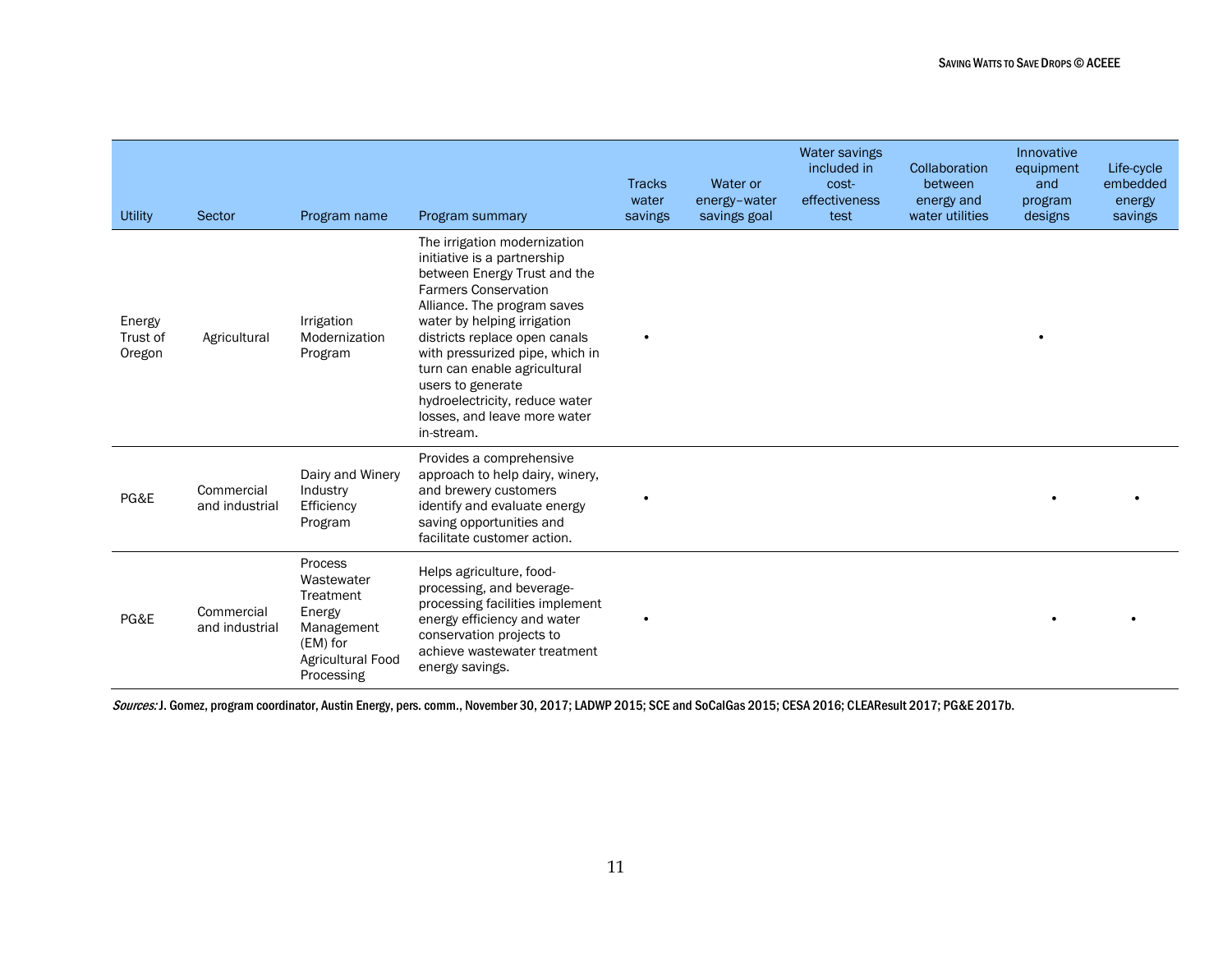| Utility | Sector | Program name | Program summary | Tracks water savings | Water or energy–water savings goal | Water savings included in cost-effectiveness test | Collaboration between energy and water utilities | Innovative equipment and program designs | Life-cycle embedded energy savings |
|---|---|---|---|---|---|---|---|---|---|
| Energy Trust of Oregon | Agricultural | Irrigation Modernization Program | The irrigation modernization initiative is a partnership between Energy Trust and the Farmers Conservation Alliance. The program saves water by helping irrigation districts replace open canals with pressurized pipe, which in turn can enable agricultural users to generate hydroelectricity, reduce water losses, and leave more water in-stream. | • | | | | • | |
| PG&E | Commercial and industrial | Dairy and Winery Industry Efficiency Program | Provides a comprehensive approach to help dairy, winery, and brewery customers identify and evaluate energy saving opportunities and facilitate customer action. | • | | | | • | • |
| PG&E | Commercial and industrial | Process Wastewater Treatment Energy Management (EM) for Agricultural Food Processing | Helps agriculture, food-processing, and beverage-processing facilities implement energy efficiency and water conservation projects to achieve wastewater treatment energy savings. | • | | | | • | • |

*Sources:* J. Gomez, program coordinator, Austin Energy, pers. comm., November 30, 2017; LADWP 2015; SCE and SoCalGas 2015; CESA 2016; CLEAResult 2017; PG&E 2017b.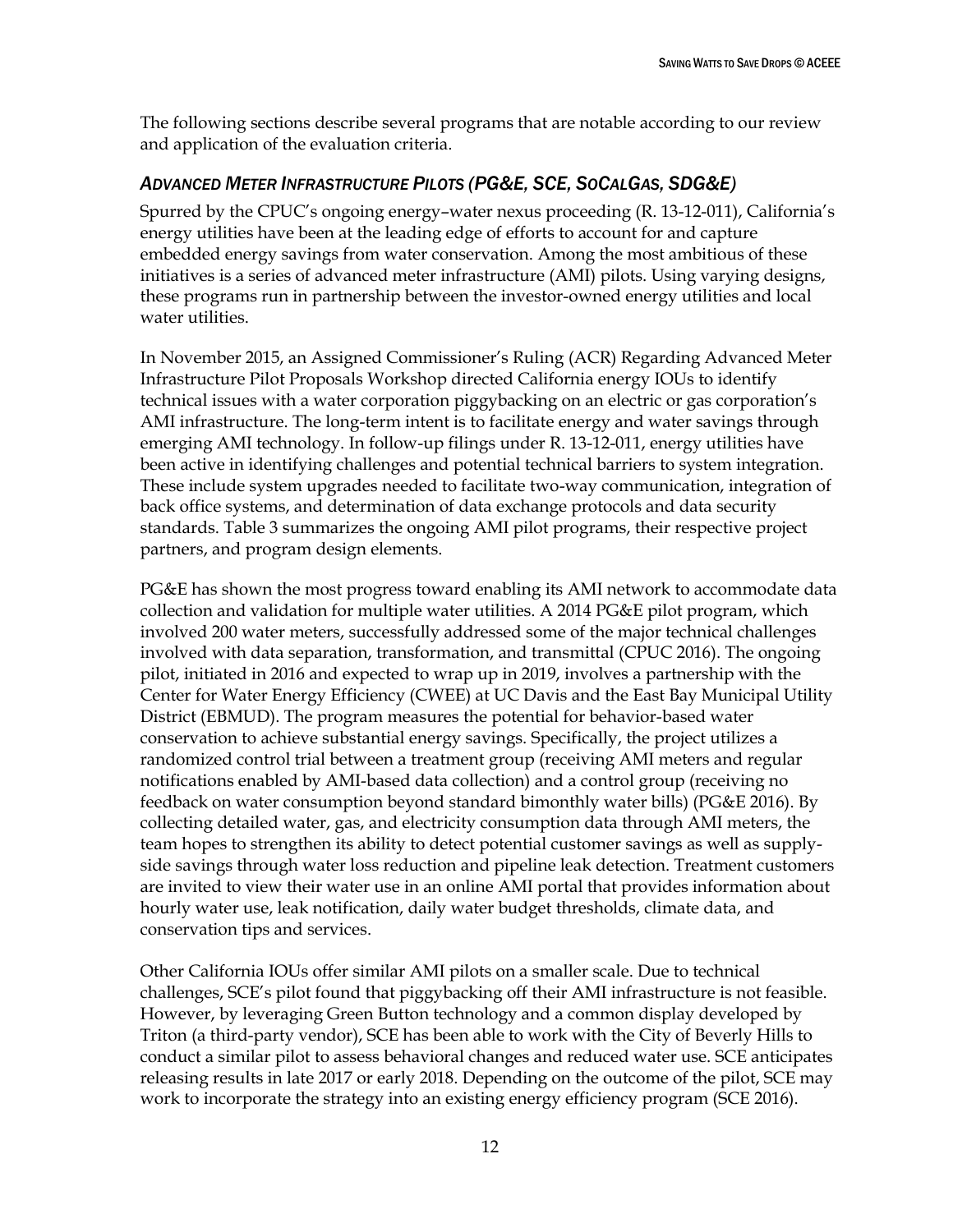The following sections describe several programs that are notable according to our review and application of the evaluation criteria.

### *Advanced Meter Infrastructure Pilots (PG&E, SCE, SoCalGas, SDG&E)*

Spurred by the CPUC's ongoing energy–water nexus proceeding (R. 13-12-011), California's energy utilities have been at the leading edge of efforts to account for and capture embedded energy savings from water conservation. Among the most ambitious of these initiatives is a series of advanced meter infrastructure (AMI) pilots. Using varying designs, these programs run in partnership between the investor-owned energy utilities and local water utilities.

In November 2015, an Assigned Commissioner's Ruling (ACR) Regarding Advanced Meter Infrastructure Pilot Proposals Workshop directed California energy IOUs to identify technical issues with a water corporation piggybacking on an electric or gas corporation's AMI infrastructure. The long-term intent is to facilitate energy and water savings through emerging AMI technology. In follow-up filings under R. 13-12-011, energy utilities have been active in identifying challenges and potential technical barriers to system integration. These include system upgrades needed to facilitate two-way communication, integration of back office systems, and determination of data exchange protocols and data security standards. Table 3 summarizes the ongoing AMI pilot programs, their respective project partners, and program design elements.

PG&E has shown the most progress toward enabling its AMI network to accommodate data collection and validation for multiple water utilities. A 2014 PG&E pilot program, which involved 200 water meters, successfully addressed some of the major technical challenges involved with data separation, transformation, and transmittal (CPUC 2016). The ongoing pilot, initiated in 2016 and expected to wrap up in 2019, involves a partnership with the Center for Water Energy Efficiency (CWEE) at UC Davis and the East Bay Municipal Utility District (EBMUD). The program measures the potential for behavior-based water conservation to achieve substantial energy savings. Specifically, the project utilizes a randomized control trial between a treatment group (receiving AMI meters and regular notifications enabled by AMI-based data collection) and a control group (receiving no feedback on water consumption beyond standard bimonthly water bills) (PG&E 2016). By collecting detailed water, gas, and electricity consumption data through AMI meters, the team hopes to strengthen its ability to detect potential customer savings as well as supply-side savings through water loss reduction and pipeline leak detection. Treatment customers are invited to view their water use in an online AMI portal that provides information about hourly water use, leak notification, daily water budget thresholds, climate data, and conservation tips and services.

Other California IOUs offer similar AMI pilots on a smaller scale. Due to technical challenges, SCE's pilot found that piggybacking off their AMI infrastructure is not feasible. However, by leveraging Green Button technology and a common display developed by Triton (a third-party vendor), SCE has been able to work with the City of Beverly Hills to conduct a similar pilot to assess behavioral changes and reduced water use. SCE anticipates releasing results in late 2017 or early 2018. Depending on the outcome of the pilot, SCE may work to incorporate the strategy into an existing energy efficiency program (SCE 2016).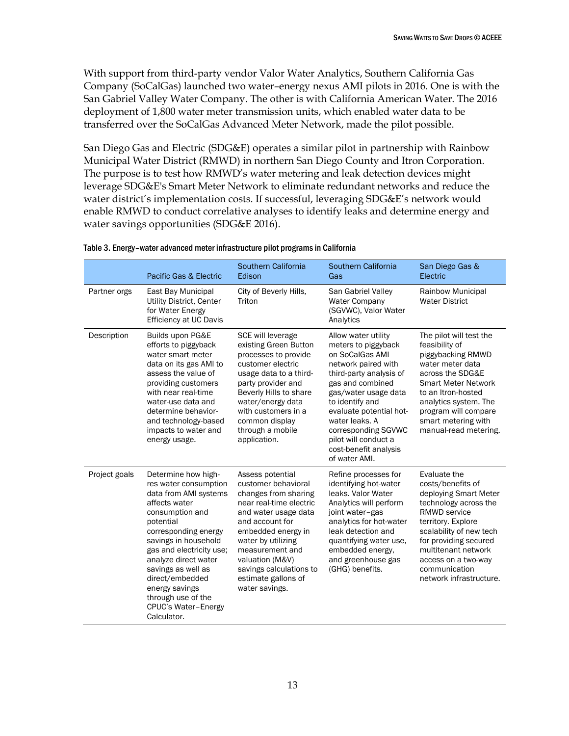With support from third-party vendor Valor Water Analytics, Southern California Gas Company (SoCalGas) launched two water–energy nexus AMI pilots in 2016. One is with the San Gabriel Valley Water Company. The other is with California American Water. The 2016 deployment of 1,800 water meter transmission units, which enabled water data to be transferred over the SoCalGas Advanced Meter Network, made the pilot possible.

San Diego Gas and Electric (SDG&E) operates a similar pilot in partnership with Rainbow Municipal Water District (RMWD) in northern San Diego County and Itron Corporation. The purpose is to test how RMWD's water metering and leak detection devices might leverage SDG&E's Smart Meter Network to eliminate redundant networks and reduce the water district's implementation costs. If successful, leveraging SDG&E's network would enable RMWD to conduct correlative analyses to identify leaks and determine energy and water savings opportunities (SDG&E 2016).

Table 3. Energy–water advanced meter infrastructure pilot programs in California

| | Pacific Gas & Electric | Southern California Edison | Southern California Gas | San Diego Gas & Electric |
|---|---|---|---|---|
| Partner orgs | East Bay Municipal Utility District, Center for Water Energy Efficiency at UC Davis | City of Beverly Hills, Triton | San Gabriel Valley Water Company (SGVWC), Valor Water Analytics | Rainbow Municipal Water District |
| Description | Builds upon PG&E efforts to piggyback water smart meter data on its gas AMI to assess the value of providing customers with near real-time water-use data and determine behavior- and technology-based impacts to water and energy usage. | SCE will leverage existing Green Button processes to provide customer electric usage data to a third-party provider and Beverly Hills to share water/energy data with customers in a common display through a mobile application. | Allow water utility meters to piggyback on SoCalGas AMI network paired with third-party analysis of gas and combined gas/water usage data to identify and evaluate potential hot-water leaks. A corresponding SGVWC pilot will conduct a cost-benefit analysis of water AMI. | The pilot will test the feasibility of piggybacking RMWD water meter data across the SDG&E Smart Meter Network to an Itron-hosted analytics system. The program will compare smart metering with manual-read metering. |
| Project goals | Determine how high-res water consumption data from AMI systems affects water consumption and potential corresponding energy savings in household gas and electricity use; analyze direct water savings as well as direct/embedded energy savings through use of the CPUC's Water–Energy Calculator. | Assess potential customer behavioral changes from sharing near real-time electric and water usage data and account for embedded energy in water by utilizing measurement and valuation (M&V) savings calculations to estimate gallons of water savings. | Refine processes for identifying hot-water leaks. Valor Water Analytics will perform joint water–gas analytics for hot-water leak detection and quantifying water use, embedded energy, and greenhouse gas (GHG) benefits. | Evaluate the costs/benefits of deploying Smart Meter technology across the RMWD service territory. Explore scalability of new tech for providing secured multitenant network access on a two-way communication network infrastructure. |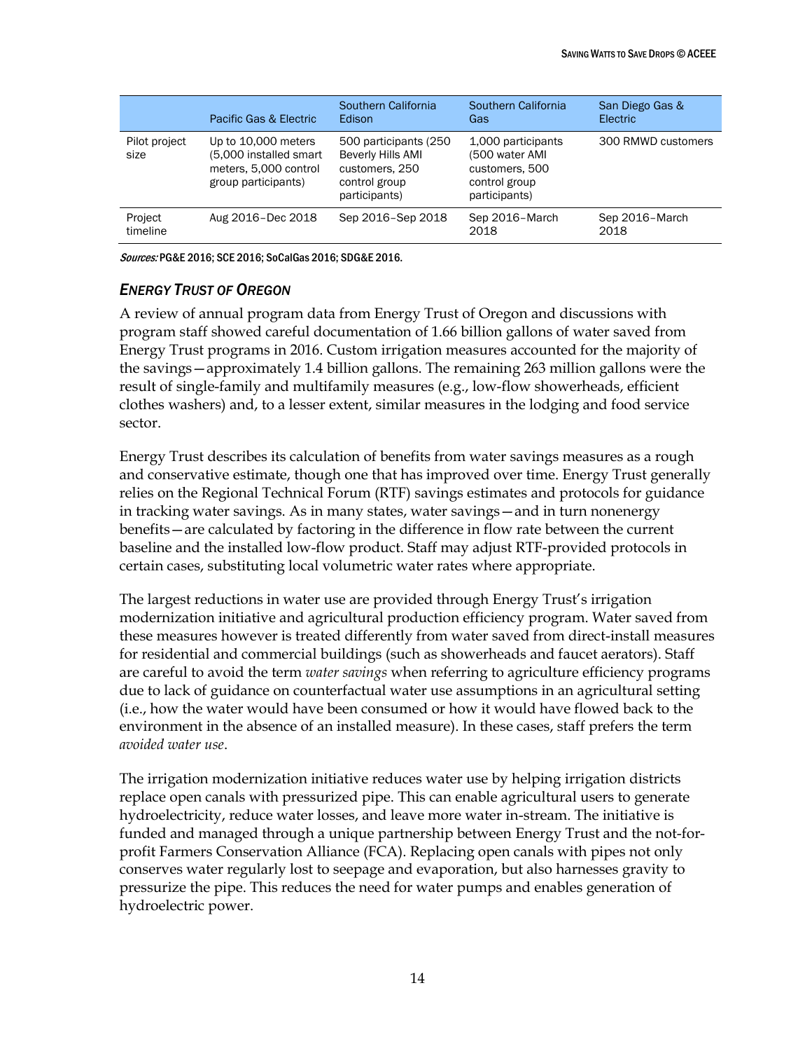| | Pacific Gas & Electric | Southern California Edison | Southern California Gas | San Diego Gas & Electric |
|---|---|---|---|---|
| Pilot project size | Up to 10,000 meters (5,000 installed smart meters, 5,000 control group participants) | 500 participants (250 Beverly Hills AMI customers, 250 control group participants) | 1,000 participants (500 water AMI customers, 500 control group participants) | 300 RMWD customers |
| Project timeline | Aug 2016–Dec 2018 | Sep 2016–Sep 2018 | Sep 2016–March 2018 | Sep 2016–March 2018 |

*Sources:* PG&E 2016; SCE 2016; SoCalGas 2016; SDG&E 2016.

### *ENERGY TRUST OF OREGON*

A review of annual program data from Energy Trust of Oregon and discussions with program staff showed careful documentation of 1.66 billion gallons of water saved from Energy Trust programs in 2016. Custom irrigation measures accounted for the majority of the savings—approximately 1.4 billion gallons. The remaining 263 million gallons were the result of single-family and multifamily measures (e.g., low-flow showerheads, efficient clothes washers) and, to a lesser extent, similar measures in the lodging and food service sector.

Energy Trust describes its calculation of benefits from water savings measures as a rough and conservative estimate, though one that has improved over time. Energy Trust generally relies on the Regional Technical Forum (RTF) savings estimates and protocols for guidance in tracking water savings. As in many states, water savings—and in turn nonenergy benefits—are calculated by factoring in the difference in flow rate between the current baseline and the installed low-flow product. Staff may adjust RTF-provided protocols in certain cases, substituting local volumetric water rates where appropriate.

The largest reductions in water use are provided through Energy Trust's irrigation modernization initiative and agricultural production efficiency program. Water saved from these measures however is treated differently from water saved from direct-install measures for residential and commercial buildings (such as showerheads and faucet aerators). Staff are careful to avoid the term *water savings* when referring to agriculture efficiency programs due to lack of guidance on counterfactual water use assumptions in an agricultural setting (i.e., how the water would have been consumed or how it would have flowed back to the environment in the absence of an installed measure). In these cases, staff prefers the term *avoided water use*.

The irrigation modernization initiative reduces water use by helping irrigation districts replace open canals with pressurized pipe. This can enable agricultural users to generate hydroelectricity, reduce water losses, and leave more water in-stream. The initiative is funded and managed through a unique partnership between Energy Trust and the not-for-profit Farmers Conservation Alliance (FCA). Replacing open canals with pipes not only conserves water regularly lost to seepage and evaporation, but also harnesses gravity to pressurize the pipe. This reduces the need for water pumps and enables generation of hydroelectric power.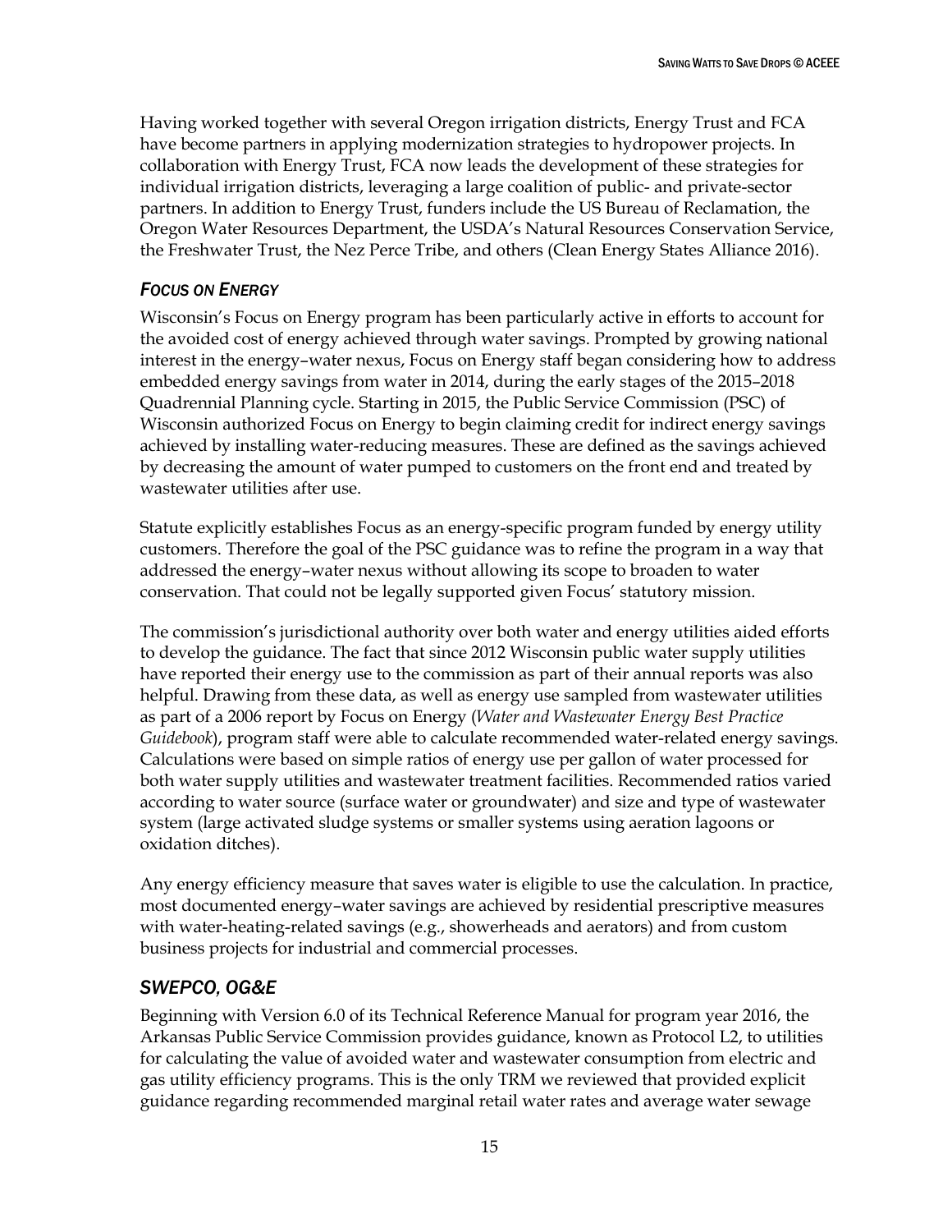Having worked together with several Oregon irrigation districts, Energy Trust and FCA have become partners in applying modernization strategies to hydropower projects. In collaboration with Energy Trust, FCA now leads the development of these strategies for individual irrigation districts, leveraging a large coalition of public- and private-sector partners. In addition to Energy Trust, funders include the US Bureau of Reclamation, the Oregon Water Resources Department, the USDA's Natural Resources Conservation Service, the Freshwater Trust, the Nez Perce Tribe, and others (Clean Energy States Alliance 2016).

### *FOCUS ON ENERGY*

Wisconsin's Focus on Energy program has been particularly active in efforts to account for the avoided cost of energy achieved through water savings. Prompted by growing national interest in the energy–water nexus, Focus on Energy staff began considering how to address embedded energy savings from water in 2014, during the early stages of the 2015–2018 Quadrennial Planning cycle. Starting in 2015, the Public Service Commission (PSC) of Wisconsin authorized Focus on Energy to begin claiming credit for indirect energy savings achieved by installing water-reducing measures. These are defined as the savings achieved by decreasing the amount of water pumped to customers on the front end and treated by wastewater utilities after use.

Statute explicitly establishes Focus as an energy-specific program funded by energy utility customers. Therefore the goal of the PSC guidance was to refine the program in a way that addressed the energy–water nexus without allowing its scope to broaden to water conservation. That could not be legally supported given Focus' statutory mission.

The commission's jurisdictional authority over both water and energy utilities aided efforts to develop the guidance. The fact that since 2012 Wisconsin public water supply utilities have reported their energy use to the commission as part of their annual reports was also helpful. Drawing from these data, as well as energy use sampled from wastewater utilities as part of a 2006 report by Focus on Energy (*Water and Wastewater Energy Best Practice Guidebook*), program staff were able to calculate recommended water-related energy savings. Calculations were based on simple ratios of energy use per gallon of water processed for both water supply utilities and wastewater treatment facilities. Recommended ratios varied according to water source (surface water or groundwater) and size and type of wastewater system (large activated sludge systems or smaller systems using aeration lagoons or oxidation ditches).

Any energy efficiency measure that saves water is eligible to use the calculation. In practice, most documented energy–water savings are achieved by residential prescriptive measures with water-heating-related savings (e.g., showerheads and aerators) and from custom business projects for industrial and commercial processes.

## *SWEPCO, OG&E*

Beginning with Version 6.0 of its Technical Reference Manual for program year 2016, the Arkansas Public Service Commission provides guidance, known as Protocol L2, to utilities for calculating the value of avoided water and wastewater consumption from electric and gas utility efficiency programs. This is the only TRM we reviewed that provided explicit guidance regarding recommended marginal retail water rates and average water sewage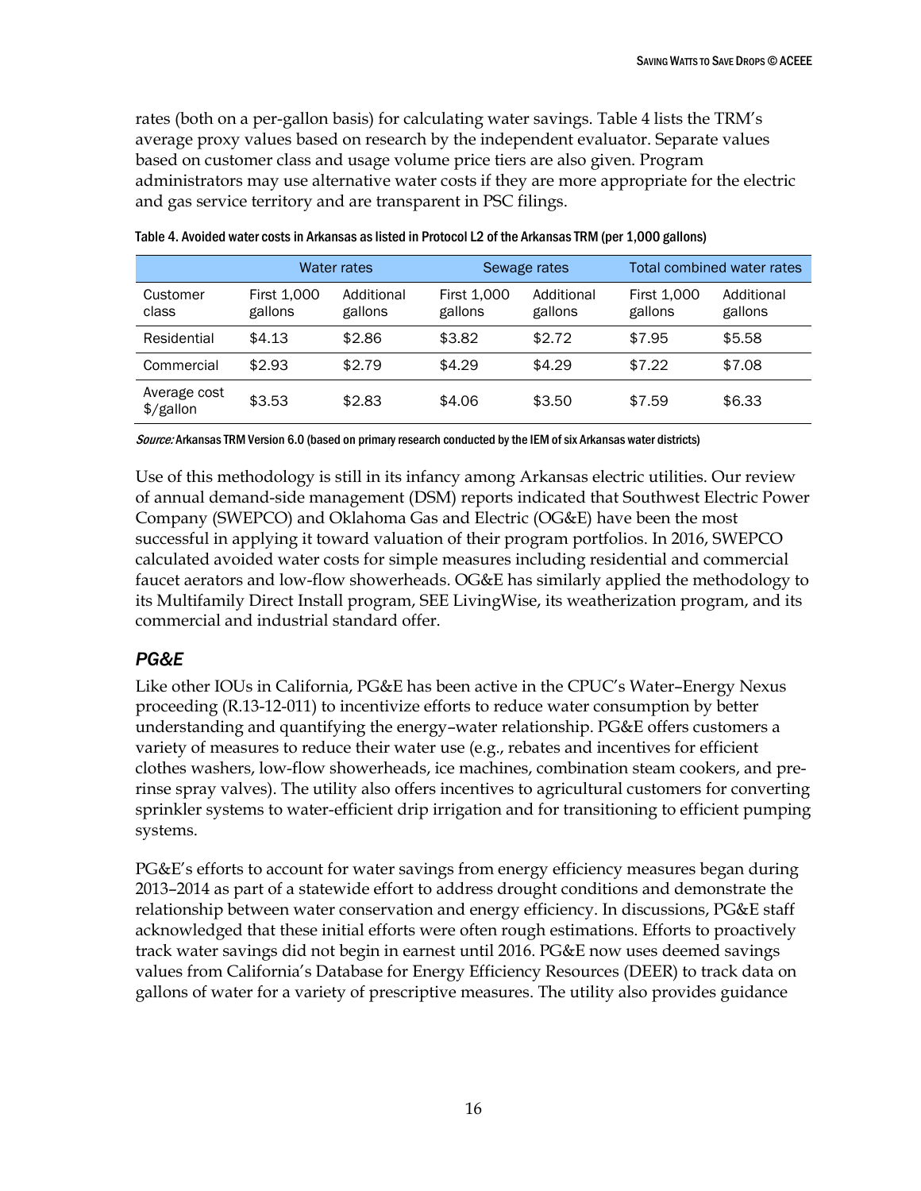rates (both on a per-gallon basis) for calculating water savings. Table 4 lists the TRM's average proxy values based on research by the independent evaluator. Separate values based on customer class and usage volume price tiers are also given. Program administrators may use alternative water costs if they are more appropriate for the electric and gas service territory and are transparent in PSC filings.

Table 4. Avoided water costs in Arkansas as listed in Protocol L2 of the Arkansas TRM (per 1,000 gallons)

| | Water rates | | Sewage rates | | Total combined water rates | |
|---|---|---|---|---|---|---|
| Customer class | First 1,000 gallons | Additional gallons | First 1,000 gallons | Additional gallons | First 1,000 gallons | Additional gallons |
| Residential | $4.13 | $2.86 | $3.82 | $2.72 | $7.95 | $5.58 |
| Commercial | $2.93 | $2.79 | $4.29 | $4.29 | $7.22 | $7.08 |
| Average cost $/gallon | $3.53 | $2.83 | $4.06 | $3.50 | $7.59 | $6.33 |

*Source:* Arkansas TRM Version 6.0 (based on primary research conducted by the IEM of six Arkansas water districts)

Use of this methodology is still in its infancy among Arkansas electric utilities. Our review of annual demand-side management (DSM) reports indicated that Southwest Electric Power Company (SWEPCO) and Oklahoma Gas and Electric (OG&E) have been the most successful in applying it toward valuation of their program portfolios. In 2016, SWEPCO calculated avoided water costs for simple measures including residential and commercial faucet aerators and low-flow showerheads. OG&E has similarly applied the methodology to its Multifamily Direct Install program, SEE LivingWise, its weatherization program, and its commercial and industrial standard offer.

### PG&E

Like other IOUs in California, PG&E has been active in the CPUC's Water–Energy Nexus proceeding (R.13-12-011) to incentivize efforts to reduce water consumption by better understanding and quantifying the energy–water relationship. PG&E offers customers a variety of measures to reduce their water use (e.g., rebates and incentives for efficient clothes washers, low-flow showerheads, ice machines, combination steam cookers, and pre-rinse spray valves). The utility also offers incentives to agricultural customers for converting sprinkler systems to water-efficient drip irrigation and for transitioning to efficient pumping systems.

PG&E's efforts to account for water savings from energy efficiency measures began during 2013–2014 as part of a statewide effort to address drought conditions and demonstrate the relationship between water conservation and energy efficiency. In discussions, PG&E staff acknowledged that these initial efforts were often rough estimations. Efforts to proactively track water savings did not begin in earnest until 2016. PG&E now uses deemed savings values from California's Database for Energy Efficiency Resources (DEER) to track data on gallons of water for a variety of prescriptive measures. The utility also provides guidance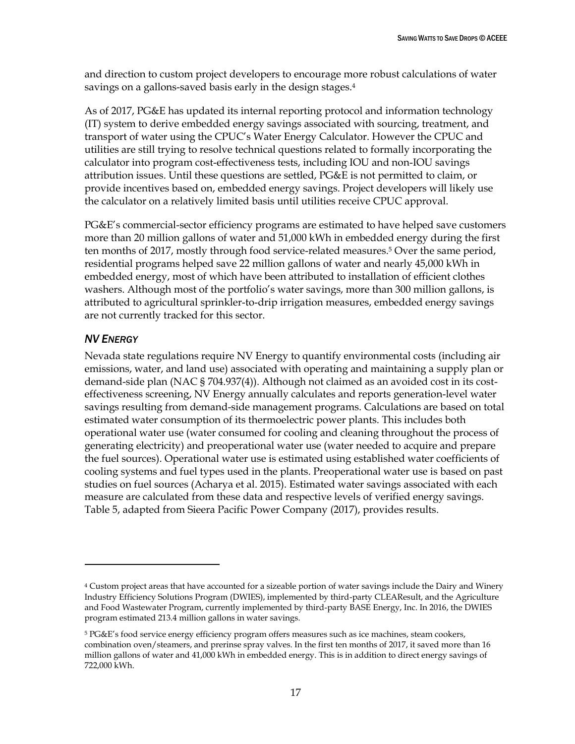and direction to custom project developers to encourage more robust calculations of water savings on a gallons-saved basis early in the design stages.[4]

As of 2017, PG&E has updated its internal reporting protocol and information technology (IT) system to derive embedded energy savings associated with sourcing, treatment, and transport of water using the CPUC's Water Energy Calculator. However the CPUC and utilities are still trying to resolve technical questions related to formally incorporating the calculator into program cost-effectiveness tests, including IOU and non-IOU savings attribution issues. Until these questions are settled, PG&E is not permitted to claim, or provide incentives based on, embedded energy savings. Project developers will likely use the calculator on a relatively limited basis until utilities receive CPUC approval.

PG&E's commercial-sector efficiency programs are estimated to have helped save customers more than 20 million gallons of water and 51,000 kWh in embedded energy during the first ten months of 2017, mostly through food service-related measures.[5] Over the same period, residential programs helped save 22 million gallons of water and nearly 45,000 kWh in embedded energy, most of which have been attributed to installation of efficient clothes washers. Although most of the portfolio's water savings, more than 300 million gallons, is attributed to agricultural sprinkler-to-drip irrigation measures, embedded energy savings are not currently tracked for this sector.

### *NV ENERGY*

Nevada state regulations require NV Energy to quantify environmental costs (including air emissions, water, and land use) associated with operating and maintaining a supply plan or demand-side plan (NAC § 704.937(4)). Although not claimed as an avoided cost in its cost-effectiveness screening, NV Energy annually calculates and reports generation-level water savings resulting from demand-side management programs. Calculations are based on total estimated water consumption of its thermoelectric power plants. This includes both operational water use (water consumed for cooling and cleaning throughout the process of generating electricity) and preoperational water use (water needed to acquire and prepare the fuel sources). Operational water use is estimated using established water coefficients of cooling systems and fuel types used in the plants. Preoperational water use is based on past studies on fuel sources (Acharya et al. 2015). Estimated water savings associated with each measure are calculated from these data and respective levels of verified energy savings. Table 5, adapted from Sieera Pacific Power Company (2017), provides results.

---

[4] Custom project areas that have accounted for a sizeable portion of water savings include the Dairy and Winery Industry Efficiency Solutions Program (DWIES), implemented by third-party CLEAResult, and the Agriculture and Food Wastewater Program, currently implemented by third-party BASE Energy, Inc. In 2016, the DWIES program estimated 213.4 million gallons in water savings.

[5] PG&E's food service energy efficiency program offers measures such as ice machines, steam cookers, combination oven/steamers, and prerinse spray valves. In the first ten months of 2017, it saved more than 16 million gallons of water and 41,000 kWh in embedded energy. This is in addition to direct energy savings of 722,000 kWh.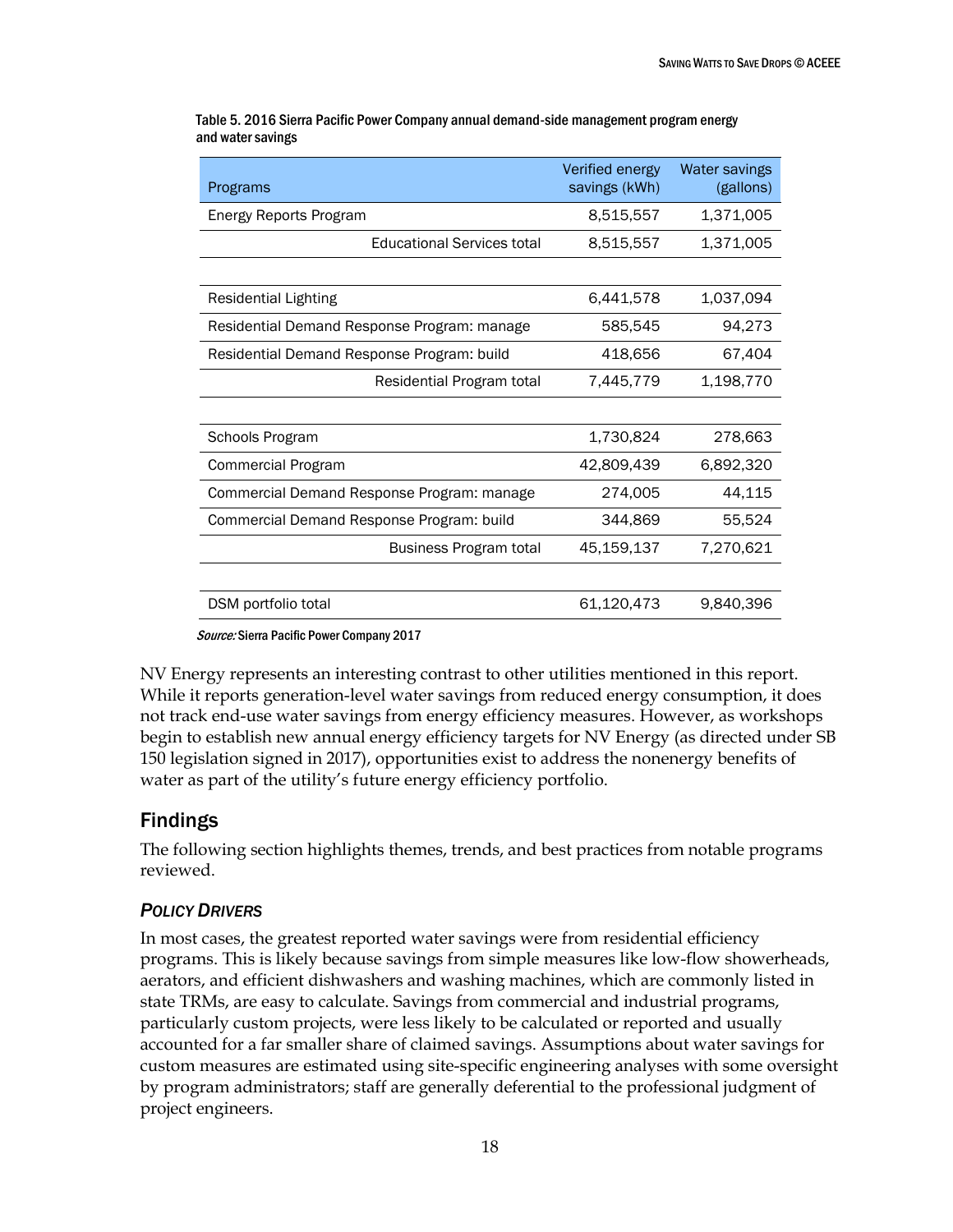Table 5. 2016 Sierra Pacific Power Company annual demand-side management program energy and water savings

| Programs | Verified energy savings (kWh) | Water savings (gallons) |
|---|---|---|
| Energy Reports Program | 8,515,557 | 1,371,005 |
| Educational Services total | 8,515,557 | 1,371,005 |
| | | |
| Residential Lighting | 6,441,578 | 1,037,094 |
| Residential Demand Response Program: manage | 585,545 | 94,273 |
| Residential Demand Response Program: build | 418,656 | 67,404 |
| Residential Program total | 7,445,779 | 1,198,770 |
| | | |
| Schools Program | 1,730,824 | 278,663 |
| Commercial Program | 42,809,439 | 6,892,320 |
| Commercial Demand Response Program: manage | 274,005 | 44,115 |
| Commercial Demand Response Program: build | 344,869 | 55,524 |
| Business Program total | 45,159,137 | 7,270,621 |
| | | |
| DSM portfolio total | 61,120,473 | 9,840,396 |

*Source:* Sierra Pacific Power Company 2017

NV Energy represents an interesting contrast to other utilities mentioned in this report. While it reports generation-level water savings from reduced energy consumption, it does not track end-use water savings from energy efficiency measures. However, as workshops begin to establish new annual energy efficiency targets for NV Energy (as directed under SB 150 legislation signed in 2017), opportunities exist to address the nonenergy benefits of water as part of the utility's future energy efficiency portfolio.

## Findings

The following section highlights themes, trends, and best practices from notable programs reviewed.

### *Policy Drivers*

In most cases, the greatest reported water savings were from residential efficiency programs. This is likely because savings from simple measures like low-flow showerheads, aerators, and efficient dishwashers and washing machines, which are commonly listed in state TRMs, are easy to calculate. Savings from commercial and industrial programs, particularly custom projects, were less likely to be calculated or reported and usually accounted for a far smaller share of claimed savings. Assumptions about water savings for custom measures are estimated using site-specific engineering analyses with some oversight by program administrators; staff are generally deferential to the professional judgment of project engineers.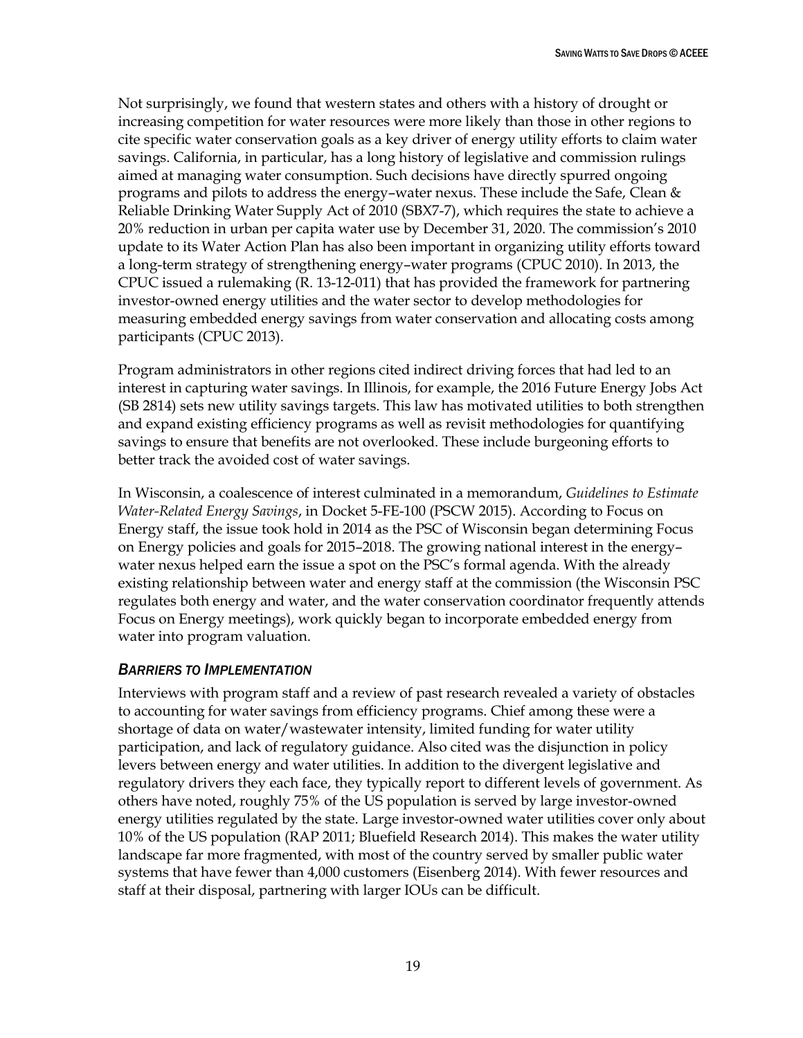Not surprisingly, we found that western states and others with a history of drought or increasing competition for water resources were more likely than those in other regions to cite specific water conservation goals as a key driver of energy utility efforts to claim water savings. California, in particular, has a long history of legislative and commission rulings aimed at managing water consumption. Such decisions have directly spurred ongoing programs and pilots to address the energy–water nexus. These include the Safe, Clean & Reliable Drinking Water Supply Act of 2010 (SBX7-7), which requires the state to achieve a 20% reduction in urban per capita water use by December 31, 2020. The commission's 2010 update to its Water Action Plan has also been important in organizing utility efforts toward a long-term strategy of strengthening energy–water programs (CPUC 2010). In 2013, the CPUC issued a rulemaking (R. 13-12-011) that has provided the framework for partnering investor-owned energy utilities and the water sector to develop methodologies for measuring embedded energy savings from water conservation and allocating costs among participants (CPUC 2013).

Program administrators in other regions cited indirect driving forces that had led to an interest in capturing water savings. In Illinois, for example, the 2016 Future Energy Jobs Act (SB 2814) sets new utility savings targets. This law has motivated utilities to both strengthen and expand existing efficiency programs as well as revisit methodologies for quantifying savings to ensure that benefits are not overlooked. These include burgeoning efforts to better track the avoided cost of water savings.

In Wisconsin, a coalescence of interest culminated in a memorandum, *Guidelines to Estimate Water-Related Energy Savings*, in Docket 5-FE-100 (PSCW 2015). According to Focus on Energy staff, the issue took hold in 2014 as the PSC of Wisconsin began determining Focus on Energy policies and goals for 2015–2018. The growing national interest in the energy–water nexus helped earn the issue a spot on the PSC's formal agenda. With the already existing relationship between water and energy staff at the commission (the Wisconsin PSC regulates both energy and water, and the water conservation coordinator frequently attends Focus on Energy meetings), work quickly began to incorporate embedded energy from water into program valuation.

### *Barriers to Implementation*

Interviews with program staff and a review of past research revealed a variety of obstacles to accounting for water savings from efficiency programs. Chief among these were a shortage of data on water/wastewater intensity, limited funding for water utility participation, and lack of regulatory guidance. Also cited was the disjunction in policy levers between energy and water utilities. In addition to the divergent legislative and regulatory drivers they each face, they typically report to different levels of government. As others have noted, roughly 75% of the US population is served by large investor-owned energy utilities regulated by the state. Large investor-owned water utilities cover only about 10% of the US population (RAP 2011; Bluefield Research 2014). This makes the water utility landscape far more fragmented, with most of the country served by smaller public water systems that have fewer than 4,000 customers (Eisenberg 2014). With fewer resources and staff at their disposal, partnering with larger IOUs can be difficult.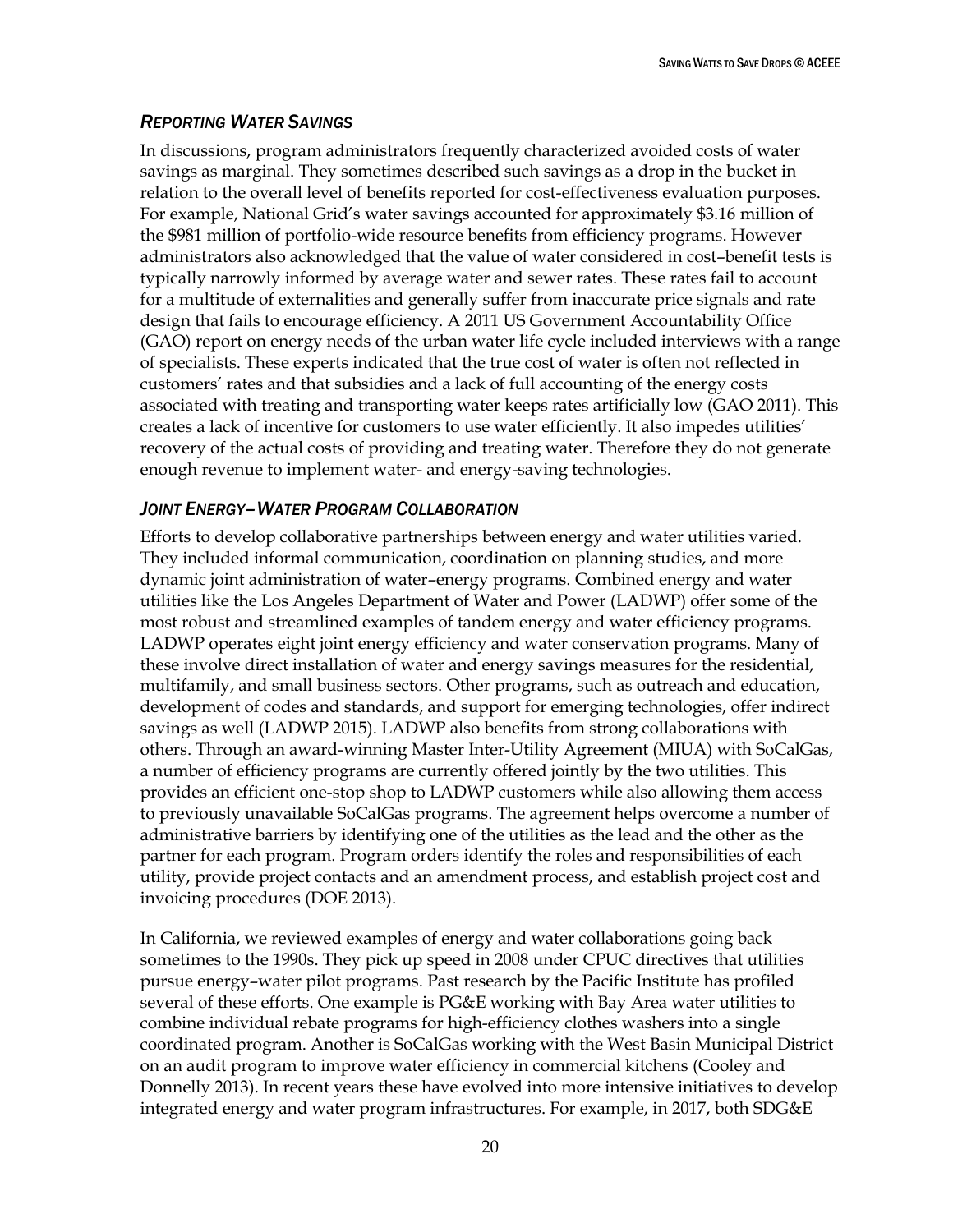### *Reporting Water Savings*

In discussions, program administrators frequently characterized avoided costs of water savings as marginal. They sometimes described such savings as a drop in the bucket in relation to the overall level of benefits reported for cost-effectiveness evaluation purposes. For example, National Grid's water savings accounted for approximately $3.16 million of the $981 million of portfolio-wide resource benefits from efficiency programs. However administrators also acknowledged that the value of water considered in cost–benefit tests is typically narrowly informed by average water and sewer rates. These rates fail to account for a multitude of externalities and generally suffer from inaccurate price signals and rate design that fails to encourage efficiency. A 2011 US Government Accountability Office (GAO) report on energy needs of the urban water life cycle included interviews with a range of specialists. These experts indicated that the true cost of water is often not reflected in customers' rates and that subsidies and a lack of full accounting of the energy costs associated with treating and transporting water keeps rates artificially low (GAO 2011). This creates a lack of incentive for customers to use water efficiently. It also impedes utilities' recovery of the actual costs of providing and treating water. Therefore they do not generate enough revenue to implement water- and energy-saving technologies.

### *Joint Energy–Water Program Collaboration*

Efforts to develop collaborative partnerships between energy and water utilities varied. They included informal communication, coordination on planning studies, and more dynamic joint administration of water–energy programs. Combined energy and water utilities like the Los Angeles Department of Water and Power (LADWP) offer some of the most robust and streamlined examples of tandem energy and water efficiency programs. LADWP operates eight joint energy efficiency and water conservation programs. Many of these involve direct installation of water and energy savings measures for the residential, multifamily, and small business sectors. Other programs, such as outreach and education, development of codes and standards, and support for emerging technologies, offer indirect savings as well (LADWP 2015). LADWP also benefits from strong collaborations with others. Through an award-winning Master Inter-Utility Agreement (MIUA) with SoCalGas, a number of efficiency programs are currently offered jointly by the two utilities. This provides an efficient one-stop shop to LADWP customers while also allowing them access to previously unavailable SoCalGas programs. The agreement helps overcome a number of administrative barriers by identifying one of the utilities as the lead and the other as the partner for each program. Program orders identify the roles and responsibilities of each utility, provide project contacts and an amendment process, and establish project cost and invoicing procedures (DOE 2013).

In California, we reviewed examples of energy and water collaborations going back sometimes to the 1990s. They pick up speed in 2008 under CPUC directives that utilities pursue energy–water pilot programs. Past research by the Pacific Institute has profiled several of these efforts. One example is PG&E working with Bay Area water utilities to combine individual rebate programs for high-efficiency clothes washers into a single coordinated program. Another is SoCalGas working with the West Basin Municipal District on an audit program to improve water efficiency in commercial kitchens (Cooley and Donnelly 2013). In recent years these have evolved into more intensive initiatives to develop integrated energy and water program infrastructures. For example, in 2017, both SDG&E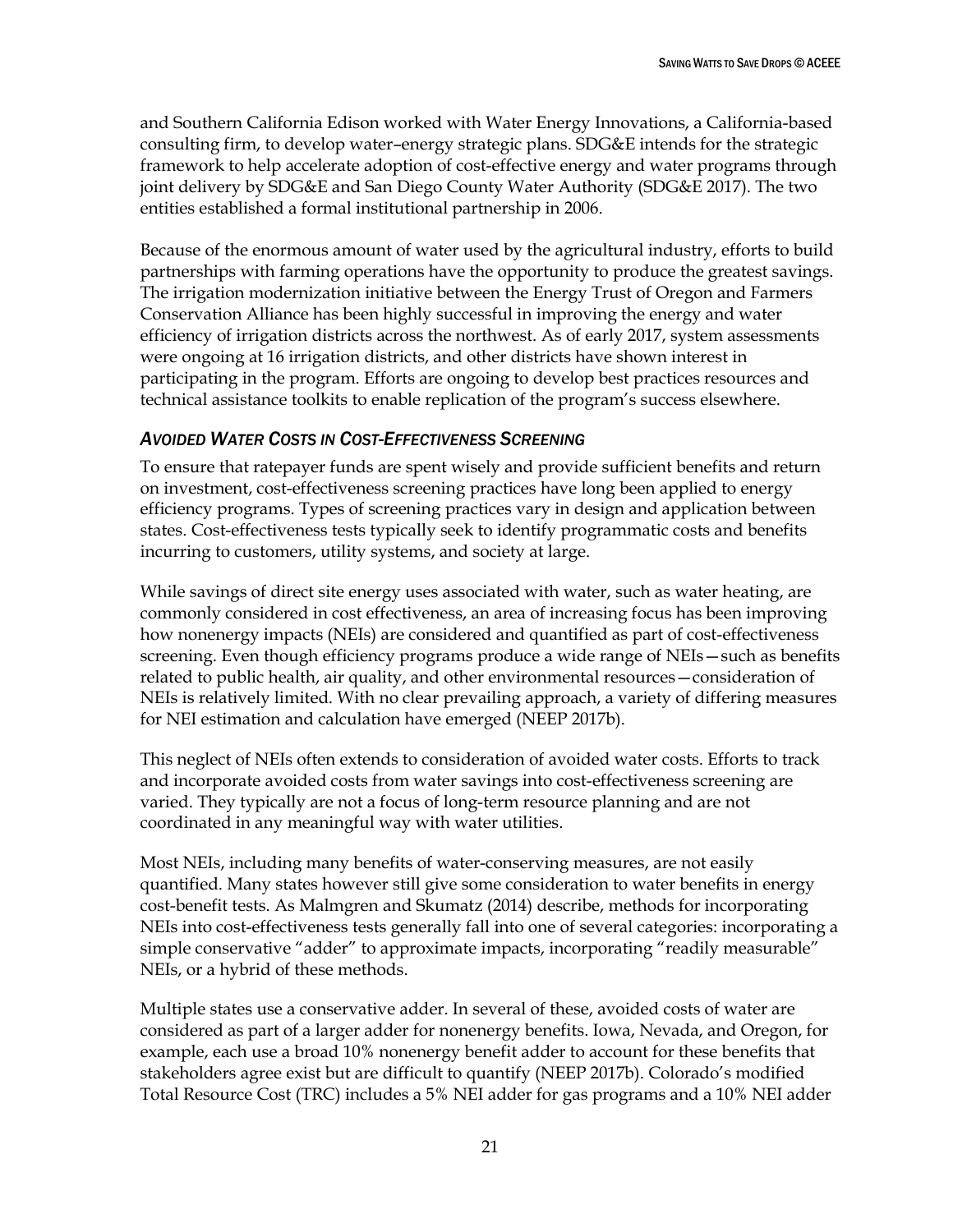and Southern California Edison worked with Water Energy Innovations, a California-based consulting firm, to develop water–energy strategic plans. SDG&E intends for the strategic framework to help accelerate adoption of cost-effective energy and water programs through joint delivery by SDG&E and San Diego County Water Authority (SDG&E 2017). The two entities established a formal institutional partnership in 2006.

Because of the enormous amount of water used by the agricultural industry, efforts to build partnerships with farming operations have the opportunity to produce the greatest savings. The irrigation modernization initiative between the Energy Trust of Oregon and Farmers Conservation Alliance has been highly successful in improving the energy and water efficiency of irrigation districts across the northwest. As of early 2017, system assessments were ongoing at 16 irrigation districts, and other districts have shown interest in participating in the program. Efforts are ongoing to develop best practices resources and technical assistance toolkits to enable replication of the program's success elsewhere.

### *Avoided Water Costs in Cost-Effectiveness Screening*

To ensure that ratepayer funds are spent wisely and provide sufficient benefits and return on investment, cost-effectiveness screening practices have long been applied to energy efficiency programs. Types of screening practices vary in design and application between states. Cost-effectiveness tests typically seek to identify programmatic costs and benefits incurring to customers, utility systems, and society at large.

While savings of direct site energy uses associated with water, such as water heating, are commonly considered in cost effectiveness, an area of increasing focus has been improving how nonenergy impacts (NEIs) are considered and quantified as part of cost-effectiveness screening. Even though efficiency programs produce a wide range of NEIs—such as benefits related to public health, air quality, and other environmental resources—consideration of NEIs is relatively limited. With no clear prevailing approach, a variety of differing measures for NEI estimation and calculation have emerged (NEEP 2017b).

This neglect of NEIs often extends to consideration of avoided water costs. Efforts to track and incorporate avoided costs from water savings into cost-effectiveness screening are varied. They typically are not a focus of long-term resource planning and are not coordinated in any meaningful way with water utilities.

Most NEIs, including many benefits of water-conserving measures, are not easily quantified. Many states however still give some consideration to water benefits in energy cost-benefit tests. As Malmgren and Skumatz (2014) describe, methods for incorporating NEIs into cost-effectiveness tests generally fall into one of several categories: incorporating a simple conservative "adder" to approximate impacts, incorporating "readily measurable" NEIs, or a hybrid of these methods.

Multiple states use a conservative adder. In several of these, avoided costs of water are considered as part of a larger adder for nonenergy benefits. Iowa, Nevada, and Oregon, for example, each use a broad 10% nonenergy benefit adder to account for these benefits that stakeholders agree exist but are difficult to quantify (NEEP 2017b). Colorado's modified Total Resource Cost (TRC) includes a 5% NEI adder for gas programs and a 10% NEI adder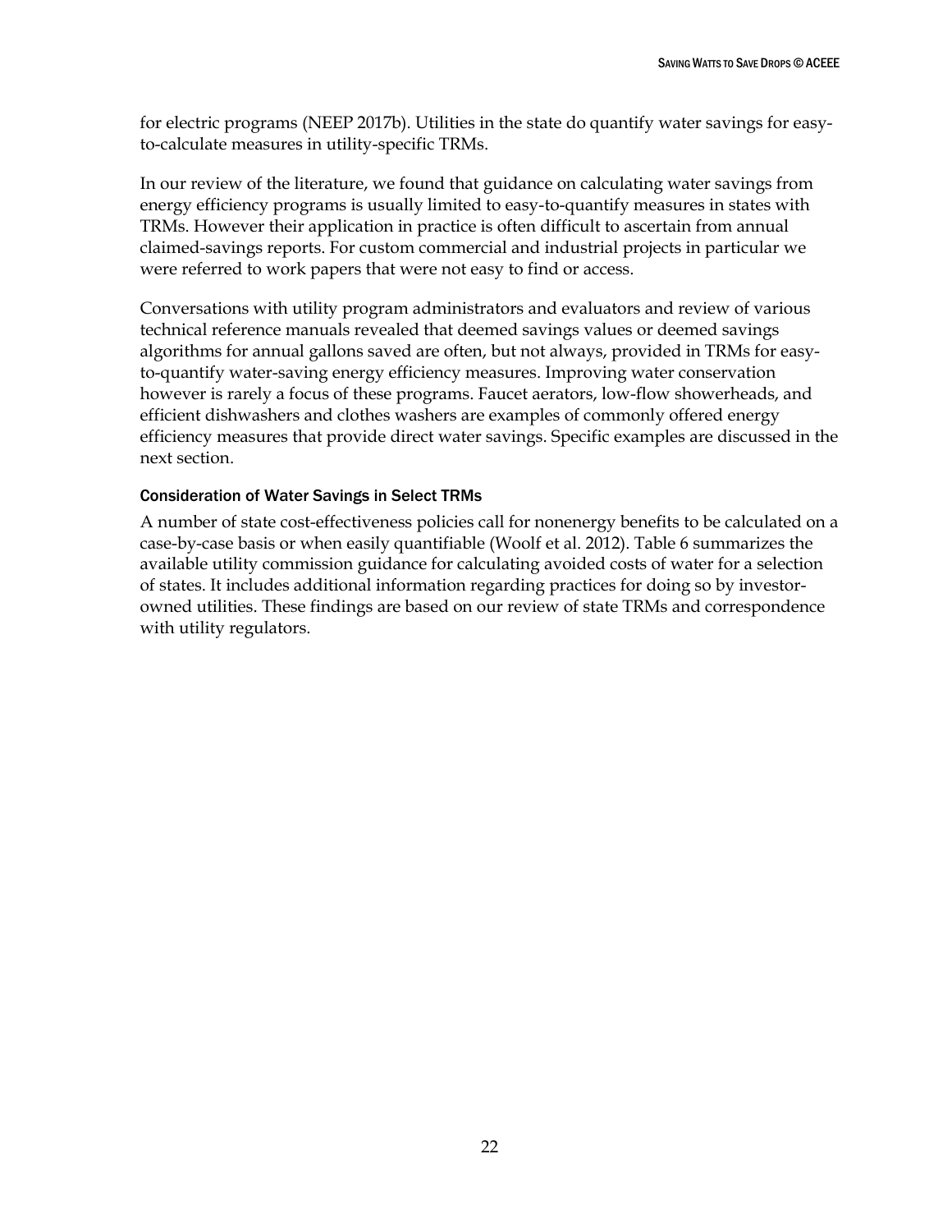for electric programs (NEEP 2017b). Utilities in the state do quantify water savings for easy-to-calculate measures in utility-specific TRMs.

In our review of the literature, we found that guidance on calculating water savings from energy efficiency programs is usually limited to easy-to-quantify measures in states with TRMs. However their application in practice is often difficult to ascertain from annual claimed-savings reports. For custom commercial and industrial projects in particular we were referred to work papers that were not easy to find or access.

Conversations with utility program administrators and evaluators and review of various technical reference manuals revealed that deemed savings values or deemed savings algorithms for annual gallons saved are often, but not always, provided in TRMs for easy-to-quantify water-saving energy efficiency measures. Improving water conservation however is rarely a focus of these programs. Faucet aerators, low-flow showerheads, and efficient dishwashers and clothes washers are examples of commonly offered energy efficiency measures that provide direct water savings. Specific examples are discussed in the next section.

### Consideration of Water Savings in Select TRMs

A number of state cost-effectiveness policies call for nonenergy benefits to be calculated on a case-by-case basis or when easily quantifiable (Woolf et al. 2012). Table 6 summarizes the available utility commission guidance for calculating avoided costs of water for a selection of states. It includes additional information regarding practices for doing so by investor-owned utilities. These findings are based on our review of state TRMs and correspondence with utility regulators.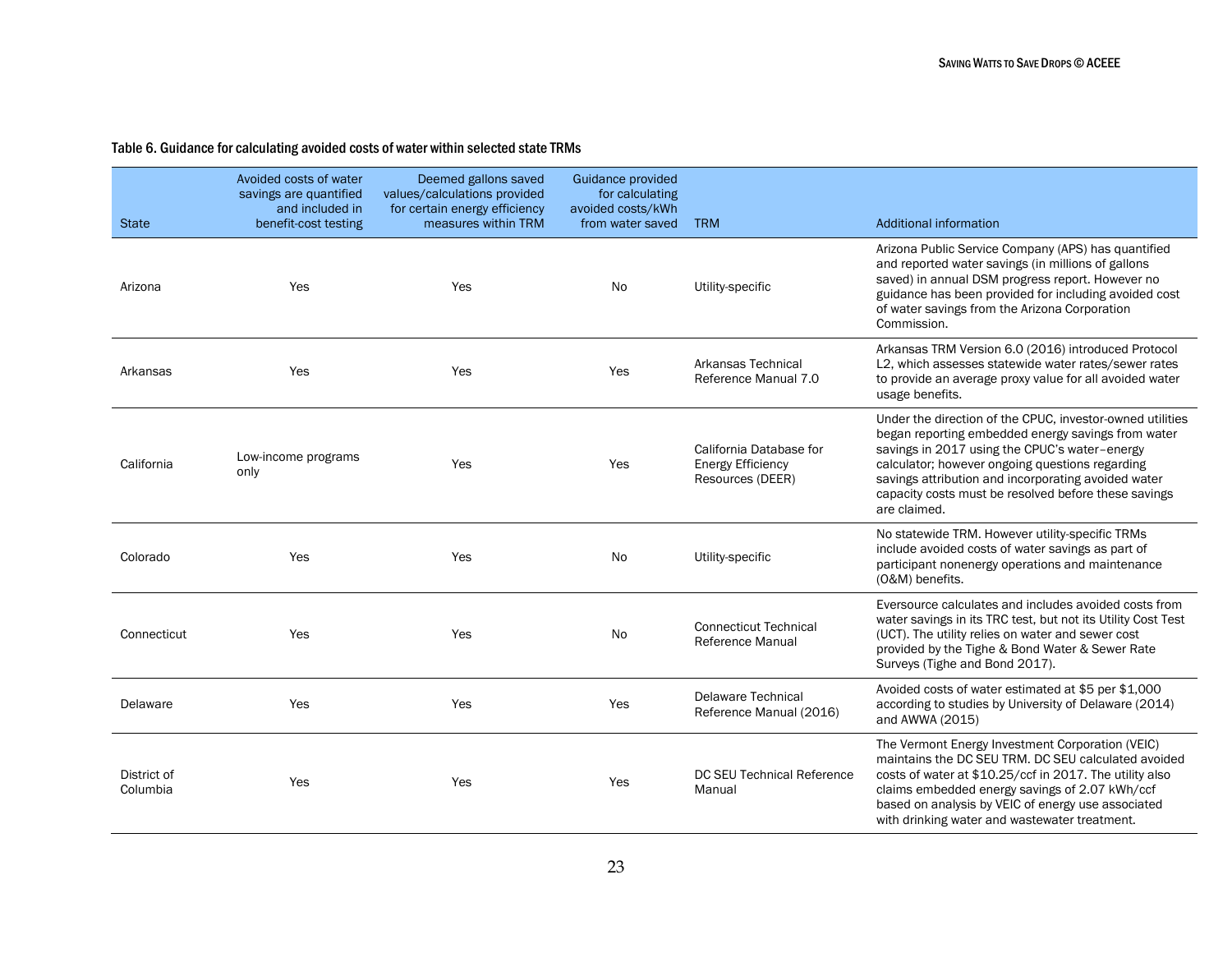Table 6. Guidance for calculating avoided costs of water within selected state TRMs

| State | Avoided costs of water savings are quantified and included in benefit-cost testing | Deemed gallons saved values/calculations provided for certain energy efficiency measures within TRM | Guidance provided for calculating avoided costs/kWh from water saved | TRM | Additional information |
|---|---|---|---|---|---|
| Arizona | Yes | Yes | No | Utility-specific | Arizona Public Service Company (APS) has quantified and reported water savings (in millions of gallons saved) in annual DSM progress report. However no guidance has been provided for including avoided cost of water savings from the Arizona Corporation Commission. |
| Arkansas | Yes | Yes | Yes | Arkansas Technical Reference Manual 7.0 | Arkansas TRM Version 6.0 (2016) introduced Protocol L2, which assesses statewide water rates/sewer rates to provide an average proxy value for all avoided water usage benefits. |
| California | Low-income programs only | Yes | Yes | California Database for Energy Efficiency Resources (DEER) | Under the direction of the CPUC, investor-owned utilities began reporting embedded energy savings from water savings in 2017 using the CPUC's water–energy calculator; however ongoing questions regarding savings attribution and incorporating avoided water capacity costs must be resolved before these savings are claimed. |
| Colorado | Yes | Yes | No | Utility-specific | No statewide TRM. However utility-specific TRMs include avoided costs of water savings as part of participant nonenergy operations and maintenance (O&M) benefits. |
| Connecticut | Yes | Yes | No | Connecticut Technical Reference Manual | Eversource calculates and includes avoided costs from water savings in its TRC test, but not its Utility Cost Test (UCT). The utility relies on water and sewer cost provided by the Tighe & Bond Water & Sewer Rate Surveys (Tighe and Bond 2017). |
| Delaware | Yes | Yes | Yes | Delaware Technical Reference Manual (2016) | Avoided costs of water estimated at $5 per $1,000 according to studies by University of Delaware (2014) and AWWA (2015) |
| District of Columbia | Yes | Yes | Yes | DC SEU Technical Reference Manual | The Vermont Energy Investment Corporation (VEIC) maintains the DC SEU TRM. DC SEU calculated avoided costs of water at $10.25/ccf in 2017. The utility also claims embedded energy savings of 2.07 kWh/ccf based on analysis by VEIC of energy use associated with drinking water and wastewater treatment. |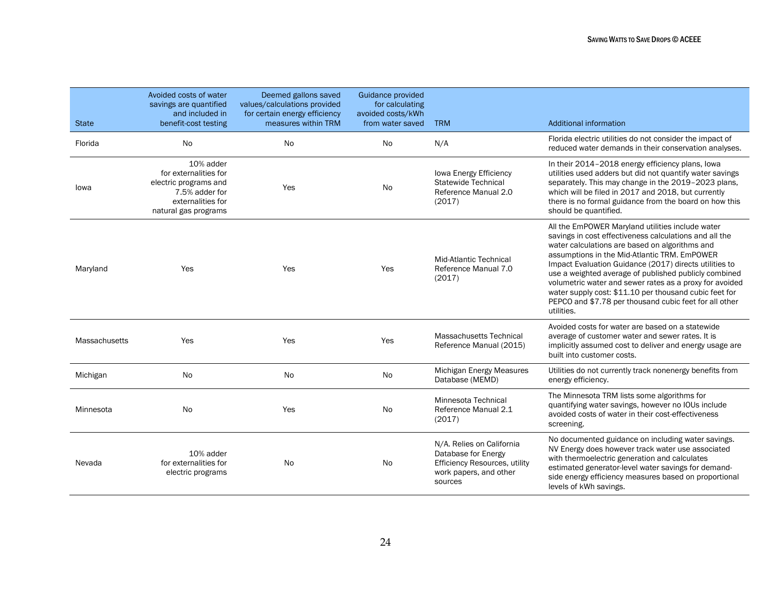| State | Avoided costs of water savings are quantified and included in benefit-cost testing | Deemed gallons saved values/calculations provided for certain energy efficiency measures within TRM | Guidance provided for calculating avoided costs/kWh from water saved | TRM | Additional information |
|---|---|---|---|---|---|
| Florida | No | No | No | N/A | Florida electric utilities do not consider the impact of reduced water demands in their conservation analyses. |
| Iowa | 10% adder for externalities for electric programs and 7.5% adder for externalities for natural gas programs | Yes | No | Iowa Energy Efficiency Statewide Technical Reference Manual 2.0 (2017) | In their 2014–2018 energy efficiency plans, Iowa utilities used adders but did not quantify water savings separately. This may change in the 2019–2023 plans, which will be filed in 2017 and 2018, but currently there is no formal guidance from the board on how this should be quantified. |
| Maryland | Yes | Yes | Yes | Mid-Atlantic Technical Reference Manual 7.0 (2017) | All the EmPOWER Maryland utilities include water savings in cost effectiveness calculations and all the water calculations are based on algorithms and assumptions in the Mid-Atlantic TRM. EmPOWER Impact Evaluation Guidance (2017) directs utilities to use a weighted average of published publicly combined volumetric water and sewer rates as a proxy for avoided water supply cost: $11.10 per thousand cubic feet for PEPCO and $7.78 per thousand cubic feet for all other utilities. |
| Massachusetts | Yes | Yes | Yes | Massachusetts Technical Reference Manual (2015) | Avoided costs for water are based on a statewide average of customer water and sewer rates. It is implicitly assumed cost to deliver and energy usage are built into customer costs. |
| Michigan | No | No | No | Michigan Energy Measures Database (MEMD) | Utilities do not currently track nonenergy benefits from energy efficiency. |
| Minnesota | No | Yes | No | Minnesota Technical Reference Manual 2.1 (2017) | The Minnesota TRM lists some algorithms for quantifying water savings, however no IOUs include avoided costs of water in their cost-effectiveness screening. |
| Nevada | 10% adder for externalities for electric programs | No | No | N/A. Relies on California Database for Energy Efficiency Resources, utility work papers, and other sources | No documented guidance on including water savings. NV Energy does however track water use associated with thermoelectric generation and calculates estimated generator-level water savings for demand-side energy efficiency measures based on proportional levels of kWh savings. |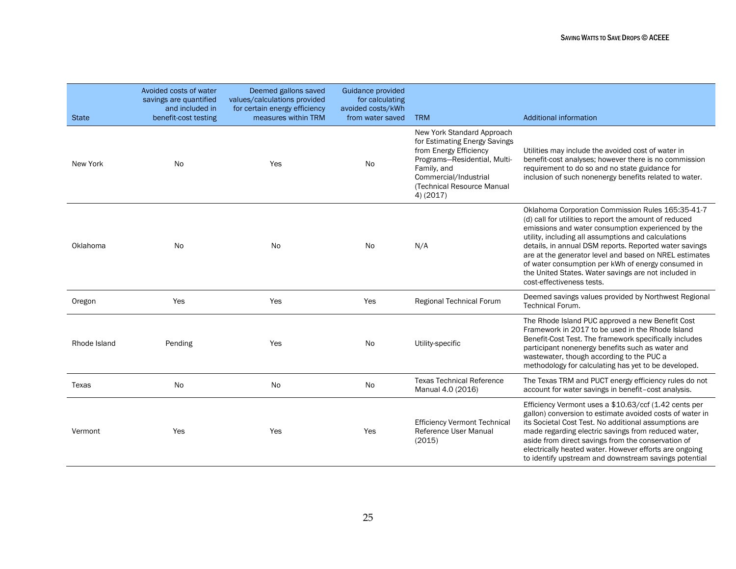| State | Avoided costs of water savings are quantified and included in benefit-cost testing | Deemed gallons saved values/calculations provided for certain energy efficiency measures within TRM | Guidance provided for calculating avoided costs/kWh from water saved | TRM | Additional information |
|---|---|---|---|---|---|
| New York | No | Yes | No | New York Standard Approach for Estimating Energy Savings from Energy Efficiency Programs—Residential, Multi-Family, and Commercial/Industrial (Technical Resource Manual 4) (2017) | Utilities may include the avoided cost of water in benefit-cost analyses; however there is no commission requirement to do so and no state guidance for inclusion of such nonenergy benefits related to water. |
| Oklahoma | No | No | No | N/A | Oklahoma Corporation Commission Rules 165:35-41-7 (d) call for utilities to report the amount of reduced emissions and water consumption experienced by the utility, including all assumptions and calculations details, in annual DSM reports. Reported water savings are at the generator level and based on NREL estimates of water consumption per kWh of energy consumed in the United States. Water savings are not included in cost-effectiveness tests. |
| Oregon | Yes | Yes | Yes | Regional Technical Forum | Deemed savings values provided by Northwest Regional Technical Forum. |
| Rhode Island | Pending | Yes | No | Utility-specific | The Rhode Island PUC approved a new Benefit Cost Framework in 2017 to be used in the Rhode Island Benefit-Cost Test. The framework specifically includes participant nonenergy benefits such as water and wastewater, though according to the PUC a methodology for calculating has yet to be developed. |
| Texas | No | No | No | Texas Technical Reference Manual 4.0 (2016) | The Texas TRM and PUCT energy efficiency rules do not account for water savings in benefit–cost analysis. |
| Vermont | Yes | Yes | Yes | Efficiency Vermont Technical Reference User Manual (2015) | Efficiency Vermont uses a $10.63/ccf (1.42 cents per gallon) conversion to estimate avoided costs of water in its Societal Cost Test. No additional assumptions are made regarding electric savings from reduced water, aside from direct savings from the conservation of electrically heated water. However efforts are ongoing to identify upstream and downstream savings potential |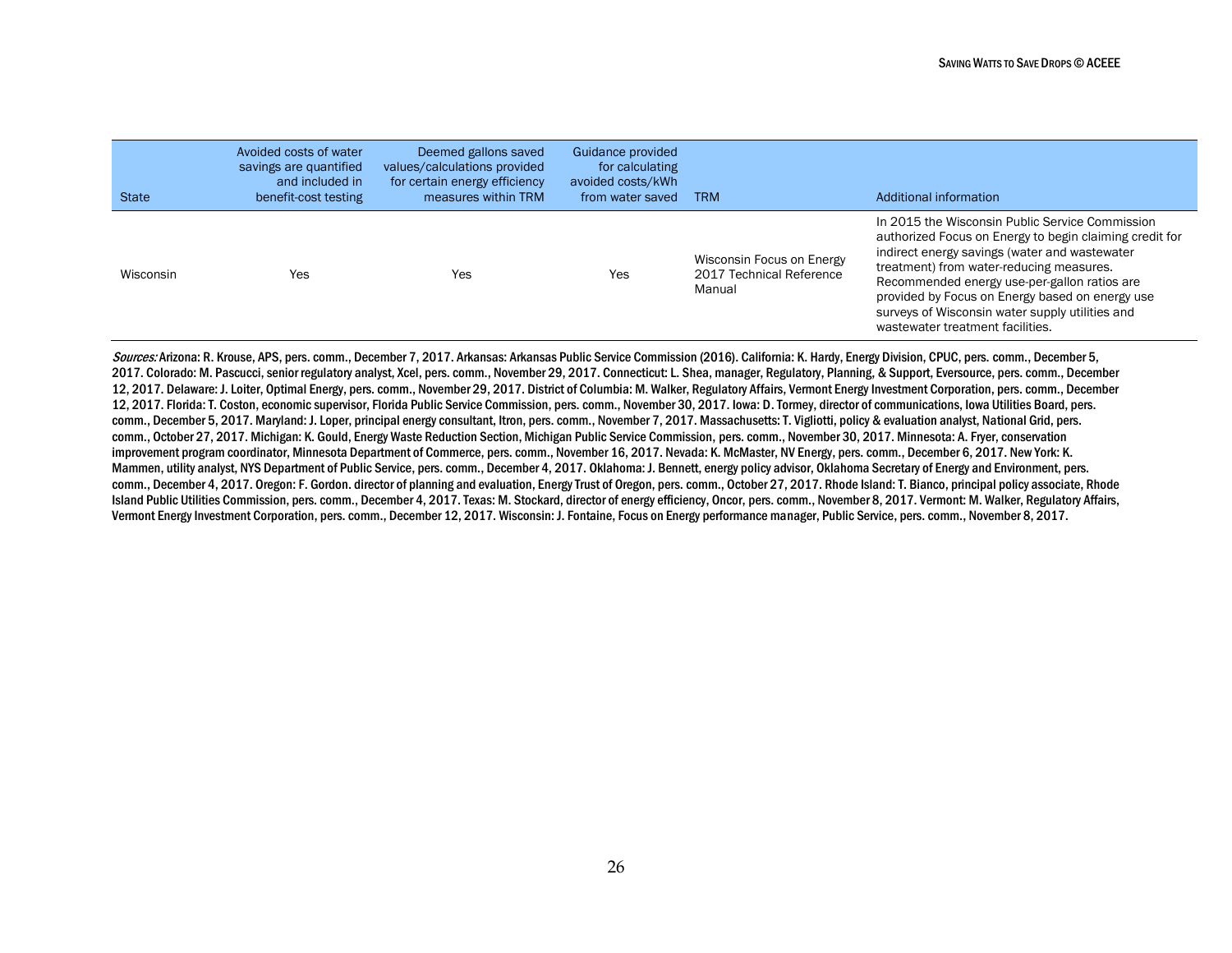| State | Avoided costs of water savings are quantified and included in benefit-cost testing | Deemed gallons saved values/calculations provided for certain energy efficiency measures within TRM | Guidance provided for calculating avoided costs/kWh from water saved | TRM | Additional information |
|---|---|---|---|---|---|
| Wisconsin | Yes | Yes | Yes | Wisconsin Focus on Energy 2017 Technical Reference Manual | In 2015 the Wisconsin Public Service Commission authorized Focus on Energy to begin claiming credit for indirect energy savings (water and wastewater treatment) from water-reducing measures. Recommended energy use-per-gallon ratios are provided by Focus on Energy based on energy use surveys of Wisconsin water supply utilities and wastewater treatment facilities. |

*Sources:* Arizona: R. Krouse, APS, pers. comm., December 7, 2017. Arkansas: Arkansas Public Service Commission (2016). California: K. Hardy, Energy Division, CPUC, pers. comm., December 5, 2017. Colorado: M. Pascucci, senior regulatory analyst, Xcel, pers. comm., November 29, 2017. Connecticut: L. Shea, manager, Regulatory, Planning, & Support, Eversource, pers. comm., December 12, 2017. Delaware: J. Loiter, Optimal Energy, pers. comm., November 29, 2017. District of Columbia: M. Walker, Regulatory Affairs, Vermont Energy Investment Corporation, pers. comm., December 12, 2017. Florida: T. Coston, economic supervisor, Florida Public Service Commission, pers. comm., November 30, 2017. Iowa: D. Tormey, director of communications, Iowa Utilities Board, pers. comm., December 5, 2017. Maryland: J. Loper, principal energy consultant, Itron, pers. comm., November 7, 2017. Massachusetts: T. Vigliotti, policy & evaluation analyst, National Grid, pers. comm., October 27, 2017. Michigan: K. Gould, Energy Waste Reduction Section, Michigan Public Service Commission, pers. comm., November 30, 2017. Minnesota: A. Fryer, conservation improvement program coordinator, Minnesota Department of Commerce, pers. comm., November 16, 2017. Nevada: K. McMaster, NV Energy, pers. comm., December 6, 2017. New York: K. Mammen, utility analyst, NYS Department of Public Service, pers. comm., December 4, 2017. Oklahoma: J. Bennett, energy policy advisor, Oklahoma Secretary of Energy and Environment, pers. comm., December 4, 2017. Oregon: F. Gordon. director of planning and evaluation, Energy Trust of Oregon, pers. comm., October 27, 2017. Rhode Island: T. Bianco, principal policy associate, Rhode Island Public Utilities Commission, pers. comm., December 4, 2017. Texas: M. Stockard, director of energy efficiency, Oncor, pers. comm., November 8, 2017. Vermont: M. Walker, Regulatory Affairs, Vermont Energy Investment Corporation, pers. comm., December 12, 2017. Wisconsin: J. Fontaine, Focus on Energy performance manager, Public Service, pers. comm., November 8, 2017.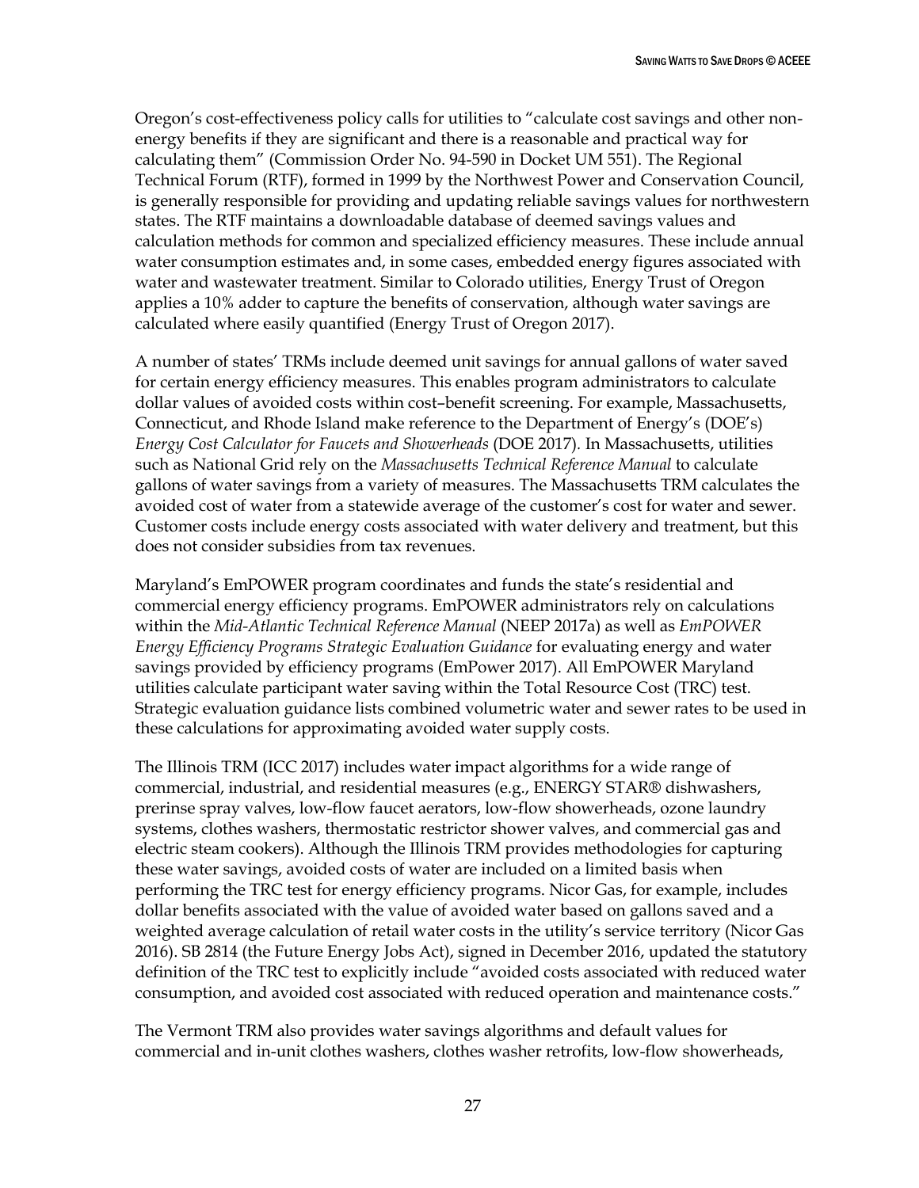Oregon's cost-effectiveness policy calls for utilities to "calculate cost savings and other non-energy benefits if they are significant and there is a reasonable and practical way for calculating them" (Commission Order No. 94-590 in Docket UM 551). The Regional Technical Forum (RTF), formed in 1999 by the Northwest Power and Conservation Council, is generally responsible for providing and updating reliable savings values for northwestern states. The RTF maintains a downloadable database of deemed savings values and calculation methods for common and specialized efficiency measures. These include annual water consumption estimates and, in some cases, embedded energy figures associated with water and wastewater treatment. Similar to Colorado utilities, Energy Trust of Oregon applies a 10% adder to capture the benefits of conservation, although water savings are calculated where easily quantified (Energy Trust of Oregon 2017).

A number of states' TRMs include deemed unit savings for annual gallons of water saved for certain energy efficiency measures. This enables program administrators to calculate dollar values of avoided costs within cost–benefit screening. For example, Massachusetts, Connecticut, and Rhode Island make reference to the Department of Energy's (DOE's) *Energy Cost Calculator for Faucets and Showerheads* (DOE 2017). In Massachusetts, utilities such as National Grid rely on the *Massachusetts Technical Reference Manual* to calculate gallons of water savings from a variety of measures. The Massachusetts TRM calculates the avoided cost of water from a statewide average of the customer's cost for water and sewer. Customer costs include energy costs associated with water delivery and treatment, but this does not consider subsidies from tax revenues.

Maryland's EmPOWER program coordinates and funds the state's residential and commercial energy efficiency programs. EmPOWER administrators rely on calculations within the *Mid-Atlantic Technical Reference Manual* (NEEP 2017a) as well as *EmPOWER Energy Efficiency Programs Strategic Evaluation Guidance* for evaluating energy and water savings provided by efficiency programs (EmPower 2017). All EmPOWER Maryland utilities calculate participant water saving within the Total Resource Cost (TRC) test. Strategic evaluation guidance lists combined volumetric water and sewer rates to be used in these calculations for approximating avoided water supply costs.

The Illinois TRM (ICC 2017) includes water impact algorithms for a wide range of commercial, industrial, and residential measures (e.g., ENERGY STAR® dishwashers, prerinse spray valves, low-flow faucet aerators, low-flow showerheads, ozone laundry systems, clothes washers, thermostatic restrictor shower valves, and commercial gas and electric steam cookers). Although the Illinois TRM provides methodologies for capturing these water savings, avoided costs of water are included on a limited basis when performing the TRC test for energy efficiency programs. Nicor Gas, for example, includes dollar benefits associated with the value of avoided water based on gallons saved and a weighted average calculation of retail water costs in the utility's service territory (Nicor Gas 2016). SB 2814 (the Future Energy Jobs Act), signed in December 2016, updated the statutory definition of the TRC test to explicitly include "avoided costs associated with reduced water consumption, and avoided cost associated with reduced operation and maintenance costs."

The Vermont TRM also provides water savings algorithms and default values for commercial and in-unit clothes washers, clothes washer retrofits, low-flow showerheads,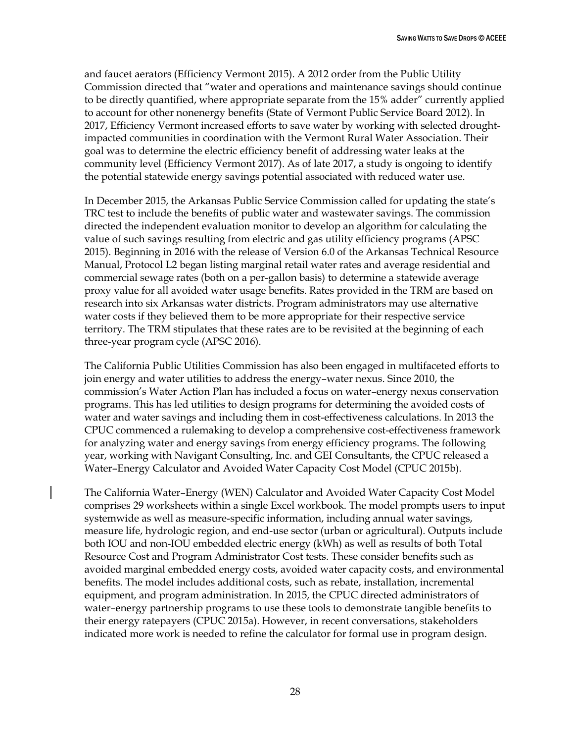and faucet aerators (Efficiency Vermont 2015). A 2012 order from the Public Utility Commission directed that "water and operations and maintenance savings should continue to be directly quantified, where appropriate separate from the 15% adder" currently applied to account for other nonenergy benefits (State of Vermont Public Service Board 2012). In 2017, Efficiency Vermont increased efforts to save water by working with selected drought-impacted communities in coordination with the Vermont Rural Water Association. Their goal was to determine the electric efficiency benefit of addressing water leaks at the community level (Efficiency Vermont 2017). As of late 2017, a study is ongoing to identify the potential statewide energy savings potential associated with reduced water use.

In December 2015, the Arkansas Public Service Commission called for updating the state's TRC test to include the benefits of public water and wastewater savings. The commission directed the independent evaluation monitor to develop an algorithm for calculating the value of such savings resulting from electric and gas utility efficiency programs (APSC 2015). Beginning in 2016 with the release of Version 6.0 of the Arkansas Technical Resource Manual, Protocol L2 began listing marginal retail water rates and average residential and commercial sewage rates (both on a per-gallon basis) to determine a statewide average proxy value for all avoided water usage benefits. Rates provided in the TRM are based on research into six Arkansas water districts. Program administrators may use alternative water costs if they believed them to be more appropriate for their respective service territory. The TRM stipulates that these rates are to be revisited at the beginning of each three-year program cycle (APSC 2016).

The California Public Utilities Commission has also been engaged in multifaceted efforts to join energy and water utilities to address the energy–water nexus. Since 2010, the commission's Water Action Plan has included a focus on water–energy nexus conservation programs. This has led utilities to design programs for determining the avoided costs of water and water savings and including them in cost-effectiveness calculations. In 2013 the CPUC commenced a rulemaking to develop a comprehensive cost-effectiveness framework for analyzing water and energy savings from energy efficiency programs. The following year, working with Navigant Consulting, Inc. and GEI Consultants, the CPUC released a Water–Energy Calculator and Avoided Water Capacity Cost Model (CPUC 2015b).

The California Water–Energy (WEN) Calculator and Avoided Water Capacity Cost Model comprises 29 worksheets within a single Excel workbook. The model prompts users to input systemwide as well as measure-specific information, including annual water savings, measure life, hydrologic region, and end-use sector (urban or agricultural). Outputs include both IOU and non-IOU embedded electric energy (kWh) as well as results of both Total Resource Cost and Program Administrator Cost tests. These consider benefits such as avoided marginal embedded energy costs, avoided water capacity costs, and environmental benefits. The model includes additional costs, such as rebate, installation, incremental equipment, and program administration. In 2015, the CPUC directed administrators of water–energy partnership programs to use these tools to demonstrate tangible benefits to their energy ratepayers (CPUC 2015a). However, in recent conversations, stakeholders indicated more work is needed to refine the calculator for formal use in program design.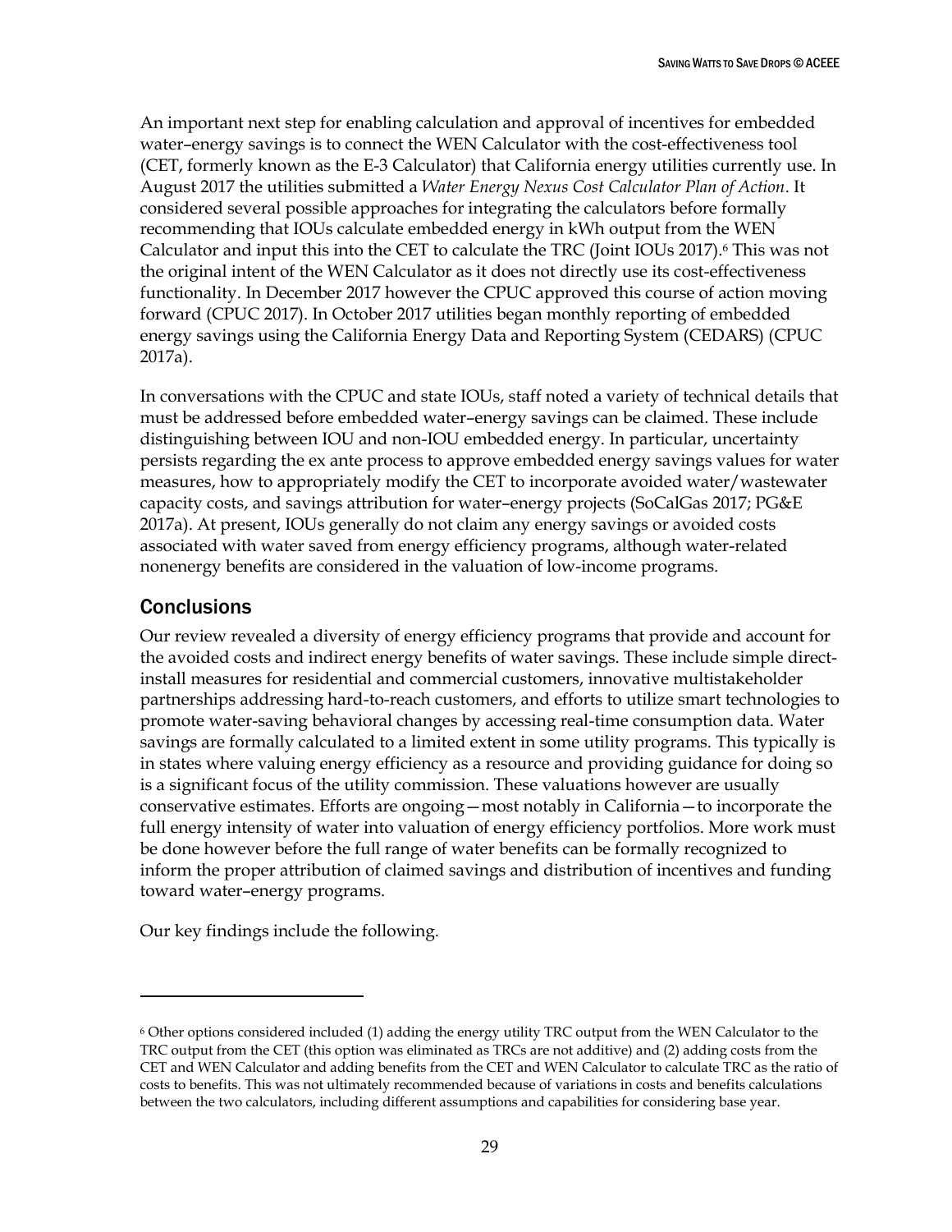An important next step for enabling calculation and approval of incentives for embedded water–energy savings is to connect the WEN Calculator with the cost-effectiveness tool (CET, formerly known as the E-3 Calculator) that California energy utilities currently use. In August 2017 the utilities submitted a *Water Energy Nexus Cost Calculator Plan of Action*. It considered several possible approaches for integrating the calculators before formally recommending that IOUs calculate embedded energy in kWh output from the WEN Calculator and input this into the CET to calculate the TRC (Joint IOUs 2017).[6] This was not the original intent of the WEN Calculator as it does not directly use its cost-effectiveness functionality. In December 2017 however the CPUC approved this course of action moving forward (CPUC 2017). In October 2017 utilities began monthly reporting of embedded energy savings using the California Energy Data and Reporting System (CEDARS) (CPUC 2017a).

In conversations with the CPUC and state IOUs, staff noted a variety of technical details that must be addressed before embedded water–energy savings can be claimed. These include distinguishing between IOU and non-IOU embedded energy. In particular, uncertainty persists regarding the ex ante process to approve embedded energy savings values for water measures, how to appropriately modify the CET to incorporate avoided water/wastewater capacity costs, and savings attribution for water–energy projects (SoCalGas 2017; PG&E 2017a). At present, IOUs generally do not claim any energy savings or avoided costs associated with water saved from energy efficiency programs, although water-related nonenergy benefits are considered in the valuation of low-income programs.

## Conclusions

Our review revealed a diversity of energy efficiency programs that provide and account for the avoided costs and indirect energy benefits of water savings. These include simple direct-install measures for residential and commercial customers, innovative multistakeholder partnerships addressing hard-to-reach customers, and efforts to utilize smart technologies to promote water-saving behavioral changes by accessing real-time consumption data. Water savings are formally calculated to a limited extent in some utility programs. This typically is in states where valuing energy efficiency as a resource and providing guidance for doing so is a significant focus of the utility commission. These valuations however are usually conservative estimates. Efforts are ongoing—most notably in California—to incorporate the full energy intensity of water into valuation of energy efficiency portfolios. More work must be done however before the full range of water benefits can be formally recognized to inform the proper attribution of claimed savings and distribution of incentives and funding toward water–energy programs.

Our key findings include the following.

---

[6] Other options considered included (1) adding the energy utility TRC output from the WEN Calculator to the TRC output from the CET (this option was eliminated as TRCs are not additive) and (2) adding costs from the CET and WEN Calculator and adding benefits from the CET and WEN Calculator to calculate TRC as the ratio of costs to benefits. This was not ultimately recommended because of variations in costs and benefits calculations between the two calculators, including different assumptions and capabilities for considering base year.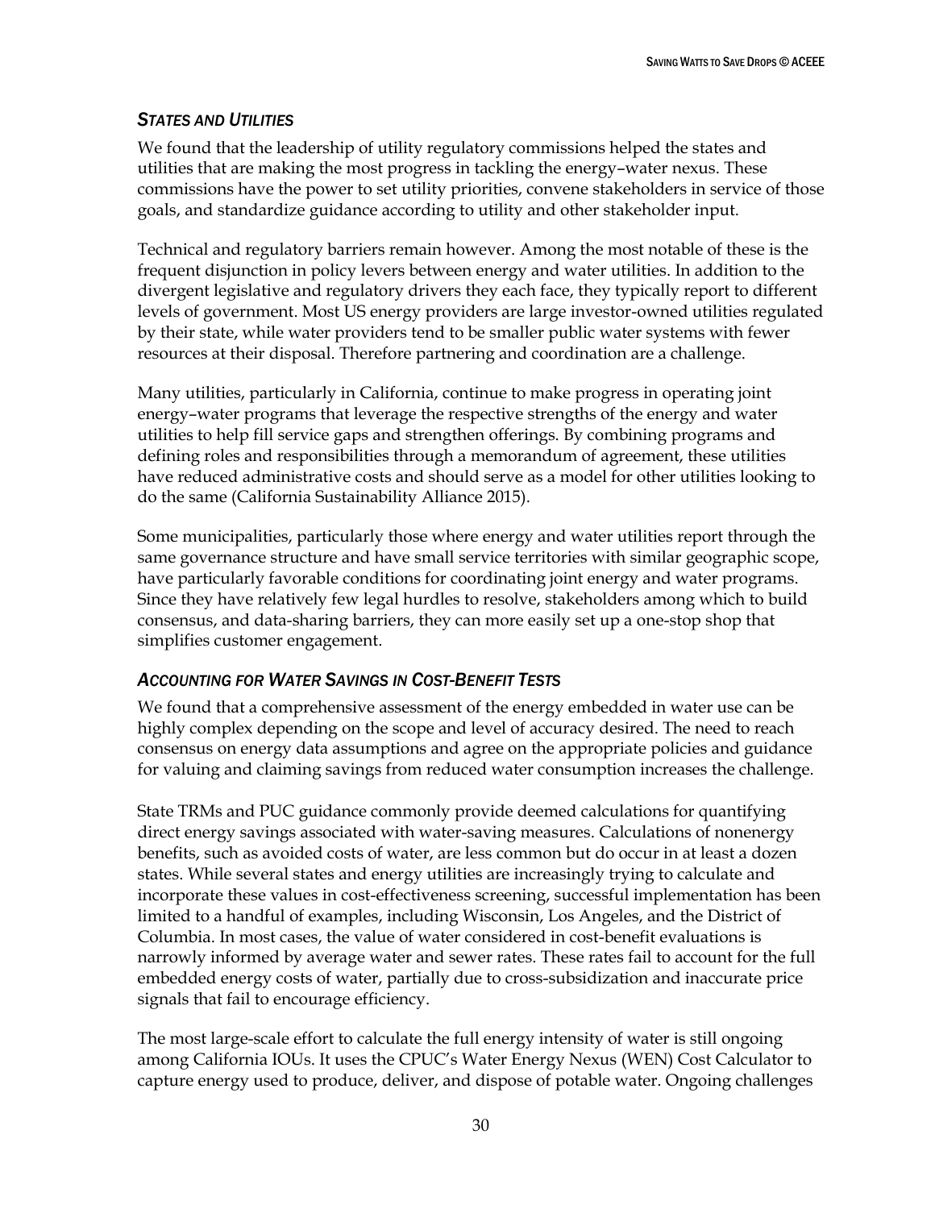### *States and Utilities*

We found that the leadership of utility regulatory commissions helped the states and utilities that are making the most progress in tackling the energy–water nexus. These commissions have the power to set utility priorities, convene stakeholders in service of those goals, and standardize guidance according to utility and other stakeholder input.

Technical and regulatory barriers remain however. Among the most notable of these is the frequent disjunction in policy levers between energy and water utilities. In addition to the divergent legislative and regulatory drivers they each face, they typically report to different levels of government. Most US energy providers are large investor-owned utilities regulated by their state, while water providers tend to be smaller public water systems with fewer resources at their disposal. Therefore partnering and coordination are a challenge.

Many utilities, particularly in California, continue to make progress in operating joint energy–water programs that leverage the respective strengths of the energy and water utilities to help fill service gaps and strengthen offerings. By combining programs and defining roles and responsibilities through a memorandum of agreement, these utilities have reduced administrative costs and should serve as a model for other utilities looking to do the same (California Sustainability Alliance 2015).

Some municipalities, particularly those where energy and water utilities report through the same governance structure and have small service territories with similar geographic scope, have particularly favorable conditions for coordinating joint energy and water programs. Since they have relatively few legal hurdles to resolve, stakeholders among which to build consensus, and data-sharing barriers, they can more easily set up a one-stop shop that simplifies customer engagement.

### *Accounting for Water Savings in Cost-Benefit Tests*

We found that a comprehensive assessment of the energy embedded in water use can be highly complex depending on the scope and level of accuracy desired. The need to reach consensus on energy data assumptions and agree on the appropriate policies and guidance for valuing and claiming savings from reduced water consumption increases the challenge.

State TRMs and PUC guidance commonly provide deemed calculations for quantifying direct energy savings associated with water-saving measures. Calculations of nonenergy benefits, such as avoided costs of water, are less common but do occur in at least a dozen states. While several states and energy utilities are increasingly trying to calculate and incorporate these values in cost-effectiveness screening, successful implementation has been limited to a handful of examples, including Wisconsin, Los Angeles, and the District of Columbia. In most cases, the value of water considered in cost-benefit evaluations is narrowly informed by average water and sewer rates. These rates fail to account for the full embedded energy costs of water, partially due to cross-subsidization and inaccurate price signals that fail to encourage efficiency.

The most large-scale effort to calculate the full energy intensity of water is still ongoing among California IOUs. It uses the CPUC's Water Energy Nexus (WEN) Cost Calculator to capture energy used to produce, deliver, and dispose of potable water. Ongoing challenges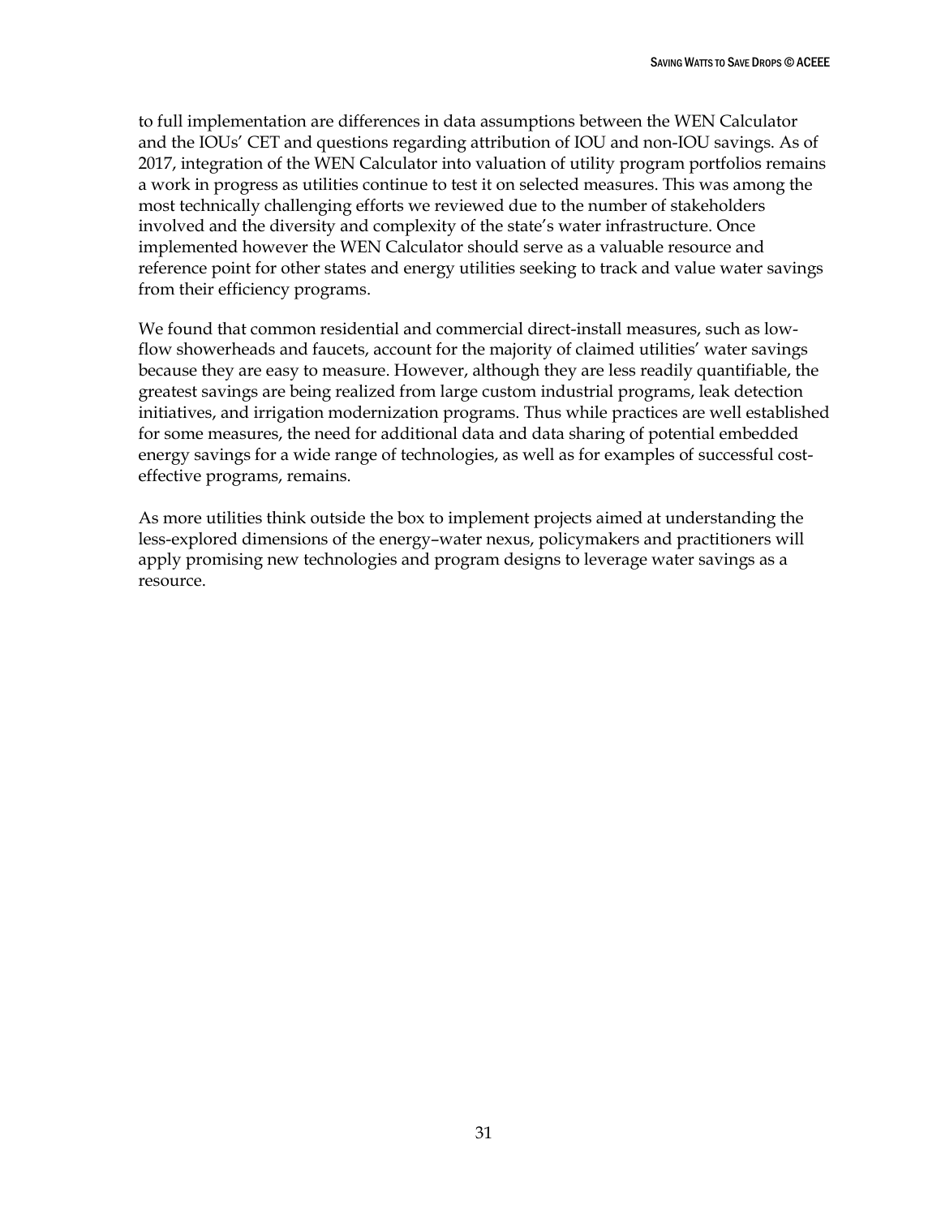to full implementation are differences in data assumptions between the WEN Calculator and the IOUs' CET and questions regarding attribution of IOU and non-IOU savings. As of 2017, integration of the WEN Calculator into valuation of utility program portfolios remains a work in progress as utilities continue to test it on selected measures. This was among the most technically challenging efforts we reviewed due to the number of stakeholders involved and the diversity and complexity of the state's water infrastructure. Once implemented however the WEN Calculator should serve as a valuable resource and reference point for other states and energy utilities seeking to track and value water savings from their efficiency programs.

We found that common residential and commercial direct-install measures, such as low-flow showerheads and faucets, account for the majority of claimed utilities' water savings because they are easy to measure. However, although they are less readily quantifiable, the greatest savings are being realized from large custom industrial programs, leak detection initiatives, and irrigation modernization programs. Thus while practices are well established for some measures, the need for additional data and data sharing of potential embedded energy savings for a wide range of technologies, as well as for examples of successful cost-effective programs, remains.

As more utilities think outside the box to implement projects aimed at understanding the less-explored dimensions of the energy–water nexus, policymakers and practitioners will apply promising new technologies and program designs to leverage water savings as a resource.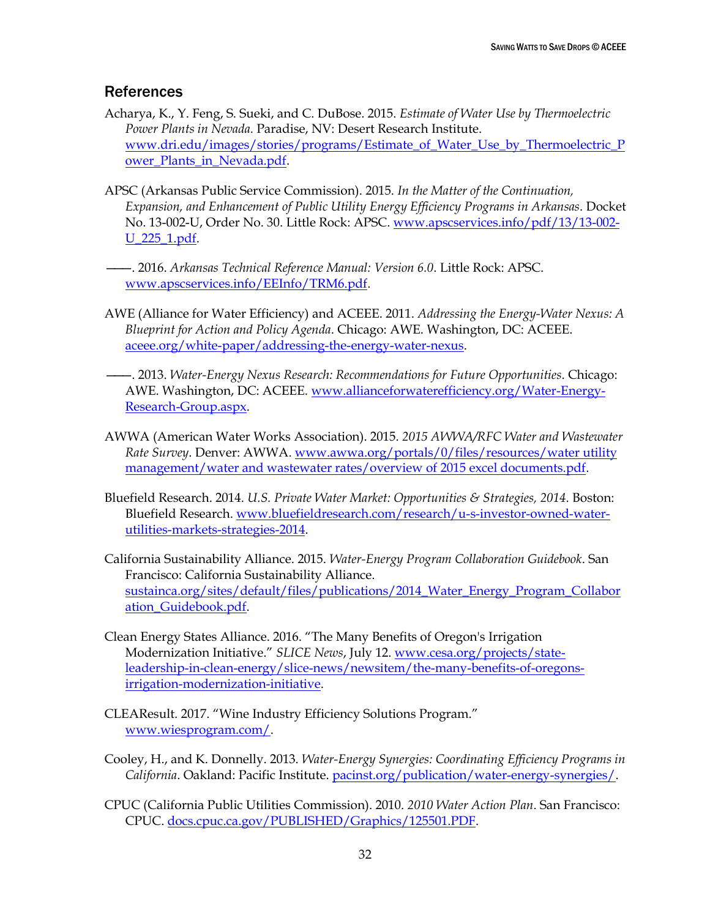## References

Acharya, K., Y. Feng, S. Sueki, and C. DuBose. 2015. *Estimate of Water Use by Thermoelectric Power Plants in Nevada.* Paradise, NV: Desert Research Institute. www.dri.edu/images/stories/programs/Estimate_of_Water_Use_by_Thermoelectric_Power_Plants_in_Nevada.pdf.

APSC (Arkansas Public Service Commission). 2015. *In the Matter of the Continuation, Expansion, and Enhancement of Public Utility Energy Efficiency Programs in Arkansas*. Docket No. 13-002-U, Order No. 30. Little Rock: APSC. www.apscservices.info/pdf/13/13-002-U_225_1.pdf.

———. 2016. *Arkansas Technical Reference Manual: Version 6.0*. Little Rock: APSC. www.apscservices.info/EEInfo/TRM6.pdf.

AWE (Alliance for Water Efficiency) and ACEEE. 2011. *Addressing the Energy-Water Nexus: A Blueprint for Action and Policy Agenda*. Chicago: AWE. Washington, DC: ACEEE. aceee.org/white-paper/addressing-the-energy-water-nexus.

———. 2013. *Water-Energy Nexus Research: Recommendations for Future Opportunities*. Chicago: AWE. Washington, DC: ACEEE. www.allianceforwaterefficiency.org/Water-Energy-Research-Group.aspx.

AWWA (American Water Works Association). 2015. *2015 AWWA/RFC Water and Wastewater Rate Survey*. Denver: AWWA. www.awwa.org/portals/0/files/resources/water utility management/water and wastewater rates/overview of 2015 excel documents.pdf.

Bluefield Research. 2014. *U.S. Private Water Market: Opportunities & Strategies, 2014*. Boston: Bluefield Research. www.bluefieldresearch.com/research/u-s-investor-owned-water-utilities-markets-strategies-2014.

California Sustainability Alliance. 2015. *Water-Energy Program Collaboration Guidebook*. San Francisco: California Sustainability Alliance. sustainca.org/sites/default/files/publications/2014_Water_Energy_Program_Collaboration_Guidebook.pdf.

Clean Energy States Alliance. 2016. "The Many Benefits of Oregon's Irrigation Modernization Initiative." *SLICE News*, July 12. www.cesa.org/projects/state-leadership-in-clean-energy/slice-news/newsitem/the-many-benefits-of-oregons-irrigation-modernization-initiative.

CLEAResult. 2017. "Wine Industry Efficiency Solutions Program." www.wiesprogram.com/.

Cooley, H., and K. Donnelly. 2013. *Water-Energy Synergies: Coordinating Efficiency Programs in California*. Oakland: Pacific Institute. pacinst.org/publication/water-energy-synergies/.

CPUC (California Public Utilities Commission). 2010. *2010 Water Action Plan*. San Francisco: CPUC. docs.cpuc.ca.gov/PUBLISHED/Graphics/125501.PDF.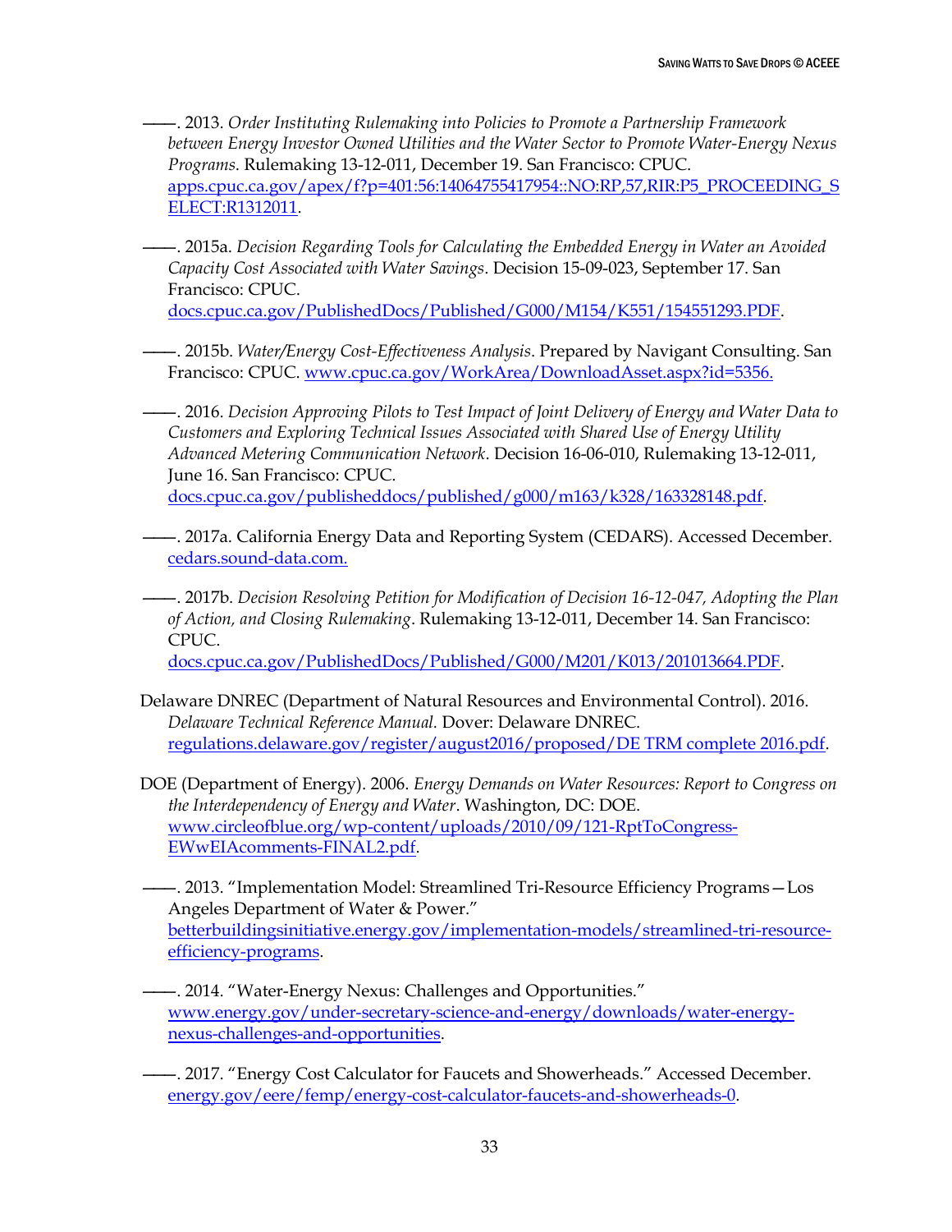———. 2013. *Order Instituting Rulemaking into Policies to Promote a Partnership Framework between Energy Investor Owned Utilities and the Water Sector to Promote Water-Energy Nexus Programs*. Rulemaking 13-12-011, December 19. San Francisco: CPUC. apps.cpuc.ca.gov/apex/f?p=401:56:14064755417954::NO:RP,57,RIR:P5_PROCEEDING_SELECT:R1312011.

———. 2015a. *Decision Regarding Tools for Calculating the Embedded Energy in Water an Avoided Capacity Cost Associated with Water Savings*. Decision 15-09-023, September 17. San Francisco: CPUC. docs.cpuc.ca.gov/PublishedDocs/Published/G000/M154/K551/154551293.PDF.

———. 2015b. *Water/Energy Cost-Effectiveness Analysis*. Prepared by Navigant Consulting. San Francisco: CPUC. www.cpuc.ca.gov/WorkArea/DownloadAsset.aspx?id=5356.

———. 2016. *Decision Approving Pilots to Test Impact of Joint Delivery of Energy and Water Data to Customers and Exploring Technical Issues Associated with Shared Use of Energy Utility Advanced Metering Communication Network*. Decision 16-06-010, Rulemaking 13-12-011, June 16. San Francisco: CPUC. docs.cpuc.ca.gov/publisheddocs/published/g000/m163/k328/163328148.pdf.

———. 2017a. California Energy Data and Reporting System (CEDARS). Accessed December. cedars.sound-data.com.

———. 2017b. *Decision Resolving Petition for Modification of Decision 16-12-047, Adopting the Plan of Action, and Closing Rulemaking*. Rulemaking 13-12-011, December 14. San Francisco: CPUC. docs.cpuc.ca.gov/PublishedDocs/Published/G000/M201/K013/201013664.PDF.

Delaware DNREC (Department of Natural Resources and Environmental Control). 2016. *Delaware Technical Reference Manual*. Dover: Delaware DNREC. regulations.delaware.gov/register/august2016/proposed/DE TRM complete 2016.pdf.

DOE (Department of Energy). 2006. *Energy Demands on Water Resources: Report to Congress on the Interdependency of Energy and Water*. Washington, DC: DOE. www.circleofblue.org/wp-content/uploads/2010/09/121-RptToCongress-EWwEIAcomments-FINAL2.pdf.

———. 2013. "Implementation Model: Streamlined Tri-Resource Efficiency Programs—Los Angeles Department of Water & Power." betterbuildingsinitiative.energy.gov/implementation-models/streamlined-tri-resource-efficiency-programs.

———. 2014. "Water-Energy Nexus: Challenges and Opportunities." www.energy.gov/under-secretary-science-and-energy/downloads/water-energy-nexus-challenges-and-opportunities.

———. 2017. "Energy Cost Calculator for Faucets and Showerheads." Accessed December. energy.gov/eere/femp/energy-cost-calculator-faucets-and-showerheads-0.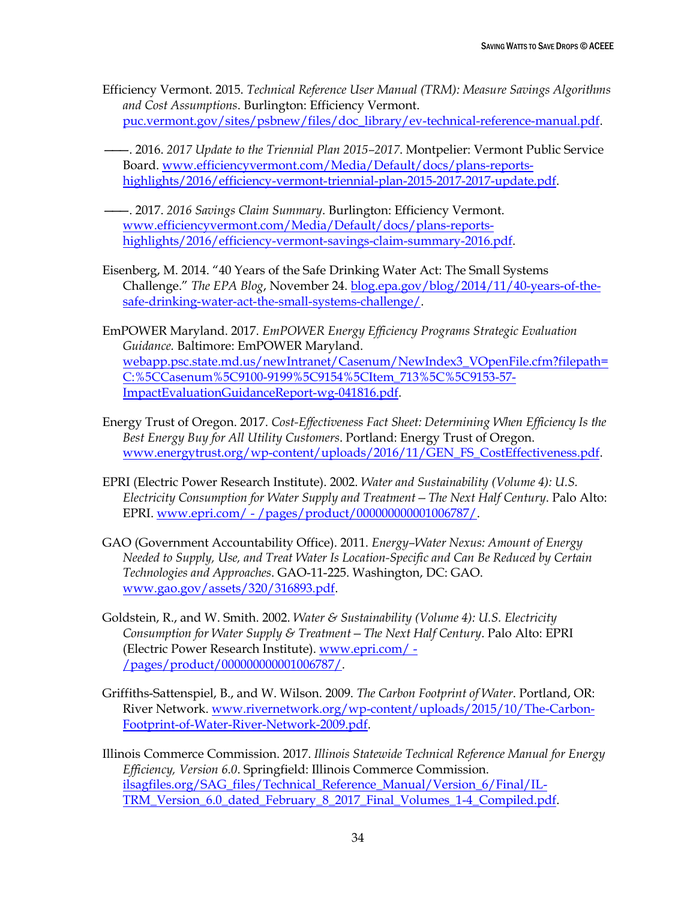Efficiency Vermont. 2015. *Technical Reference User Manual (TRM): Measure Savings Algorithms and Cost Assumptions*. Burlington: Efficiency Vermont. puc.vermont.gov/sites/psbnew/files/doc_library/ev-technical-reference-manual.pdf.

———. 2016. *2017 Update to the Triennial Plan 2015–2017*. Montpelier: Vermont Public Service Board. www.efficiencyvermont.com/Media/Default/docs/plans-reports-highlights/2016/efficiency-vermont-triennial-plan-2015-2017-2017-update.pdf.

———. 2017. *2016 Savings Claim Summary*. Burlington: Efficiency Vermont. www.efficiencyvermont.com/Media/Default/docs/plans-reports-highlights/2016/efficiency-vermont-savings-claim-summary-2016.pdf.

Eisenberg, M. 2014. "40 Years of the Safe Drinking Water Act: The Small Systems Challenge." *The EPA Blog*, November 24. blog.epa.gov/blog/2014/11/40-years-of-the-safe-drinking-water-act-the-small-systems-challenge/.

EmPOWER Maryland. 2017. *EmPOWER Energy Efficiency Programs Strategic Evaluation Guidance.* Baltimore: EmPOWER Maryland. webapp.psc.state.md.us/newIntranet/Casenum/NewIndex3_VOpenFile.cfm?filepath=C:%5CCasenum%5C9100-9199%5C9154%5CItem_713%5C%5C9153-57-ImpactEvaluationGuidanceReport-wg-041816.pdf.

Energy Trust of Oregon. 2017. *Cost-Effectiveness Fact Sheet: Determining When Efficiency Is the Best Energy Buy for All Utility Customers*. Portland: Energy Trust of Oregon. www.energytrust.org/wp-content/uploads/2016/11/GEN_FS_CostEffectiveness.pdf.

EPRI (Electric Power Research Institute). 2002. *Water and Sustainability (Volume 4): U.S. Electricity Consumption for Water Supply and Treatment—The Next Half Century*. Palo Alto: EPRI. www.epri.com/ - /pages/product/000000000001006787/.

GAO (Government Accountability Office). 2011. *Energy–Water Nexus: Amount of Energy Needed to Supply, Use, and Treat Water Is Location-Specific and Can Be Reduced by Certain Technologies and Approaches*. GAO-11-225. Washington, DC: GAO. www.gao.gov/assets/320/316893.pdf.

Goldstein, R., and W. Smith. 2002. *Water & Sustainability (Volume 4): U.S. Electricity Consumption for Water Supply & Treatment—The Next Half Century*. Palo Alto: EPRI (Electric Power Research Institute). www.epri.com/ - /pages/product/000000000001006787/.

Griffiths-Sattenspiel, B., and W. Wilson. 2009. *The Carbon Footprint of Water*. Portland, OR: River Network. www.rivernetwork.org/wp-content/uploads/2015/10/The-Carbon-Footprint-of-Water-River-Network-2009.pdf.

Illinois Commerce Commission. 2017. *Illinois Statewide Technical Reference Manual for Energy Efficiency, Version 6.0*. Springfield: Illinois Commerce Commission. ilsagfiles.org/SAG_files/Technical_Reference_Manual/Version_6/Final/IL-TRM_Version_6.0_dated_February_8_2017_Final_Volumes_1-4_Compiled.pdf.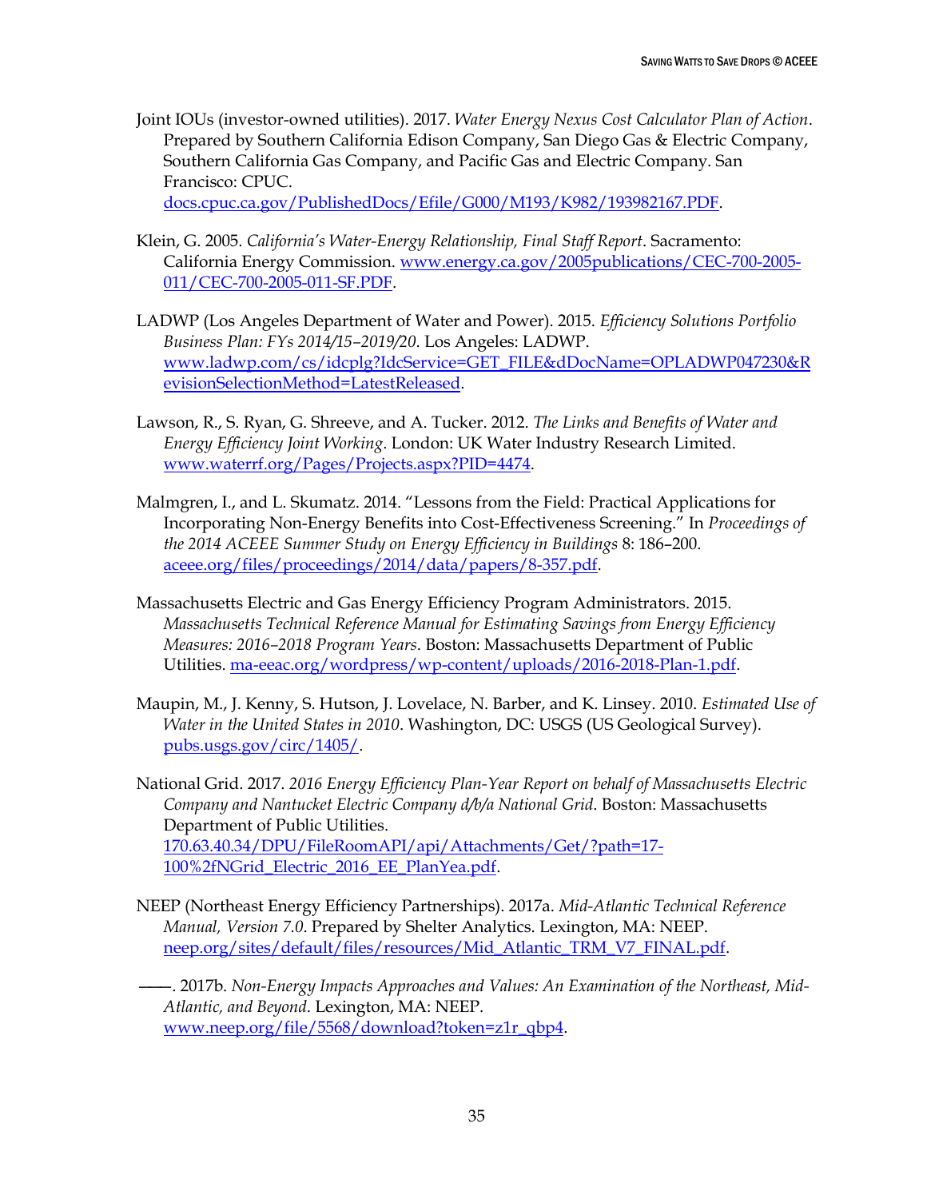Joint IOUs (investor-owned utilities). 2017. *Water Energy Nexus Cost Calculator Plan of Action*. Prepared by Southern California Edison Company, San Diego Gas & Electric Company, Southern California Gas Company, and Pacific Gas and Electric Company. San Francisco: CPUC. docs.cpuc.ca.gov/PublishedDocs/Efile/G000/M193/K982/193982167.PDF.

Klein, G. 2005. *California's Water-Energy Relationship, Final Staff Report*. Sacramento: California Energy Commission. www.energy.ca.gov/2005publications/CEC-700-2005-011/CEC-700-2005-011-SF.PDF.

LADWP (Los Angeles Department of Water and Power). 2015. *Efficiency Solutions Portfolio Business Plan: FYs 2014/15–2019/20*. Los Angeles: LADWP. www.ladwp.com/cs/idcplg?IdcService=GET_FILE&dDocName=OPLADWP047230&RevisionSelectionMethod=LatestReleased.

Lawson, R., S. Ryan, G. Shreeve, and A. Tucker. 2012. *The Links and Benefits of Water and Energy Efficiency Joint Working*. London: UK Water Industry Research Limited. www.waterrf.org/Pages/Projects.aspx?PID=4474.

Malmgren, I., and L. Skumatz. 2014. "Lessons from the Field: Practical Applications for Incorporating Non-Energy Benefits into Cost-Effectiveness Screening." In *Proceedings of the 2014 ACEEE Summer Study on Energy Efficiency in Buildings* 8: 186–200. aceee.org/files/proceedings/2014/data/papers/8-357.pdf.

Massachusetts Electric and Gas Energy Efficiency Program Administrators. 2015. *Massachusetts Technical Reference Manual for Estimating Savings from Energy Efficiency Measures: 2016–2018 Program Years*. Boston: Massachusetts Department of Public Utilities. ma-eeac.org/wordpress/wp-content/uploads/2016-2018-Plan-1.pdf.

Maupin, M., J. Kenny, S. Hutson, J. Lovelace, N. Barber, and K. Linsey. 2010. *Estimated Use of Water in the United States in 2010*. Washington, DC: USGS (US Geological Survey). pubs.usgs.gov/circ/1405/.

National Grid. 2017. *2016 Energy Efficiency Plan-Year Report on behalf of Massachusetts Electric Company and Nantucket Electric Company d/b/a National Grid*. Boston: Massachusetts Department of Public Utilities. 170.63.40.34/DPU/FileRoomAPI/api/Attachments/Get/?path=17-100%2fNGrid_Electric_2016_EE_PlanYea.pdf.

NEEP (Northeast Energy Efficiency Partnerships). 2017a. *Mid-Atlantic Technical Reference Manual, Version 7.0*. Prepared by Shelter Analytics. Lexington, MA: NEEP. neep.org/sites/default/files/resources/Mid_Atlantic_TRM_V7_FINAL.pdf.

———. 2017b. *Non-Energy Impacts Approaches and Values: An Examination of the Northeast, Mid-Atlantic, and Beyond*. Lexington, MA: NEEP. www.neep.org/file/5568/download?token=z1r_qbp4.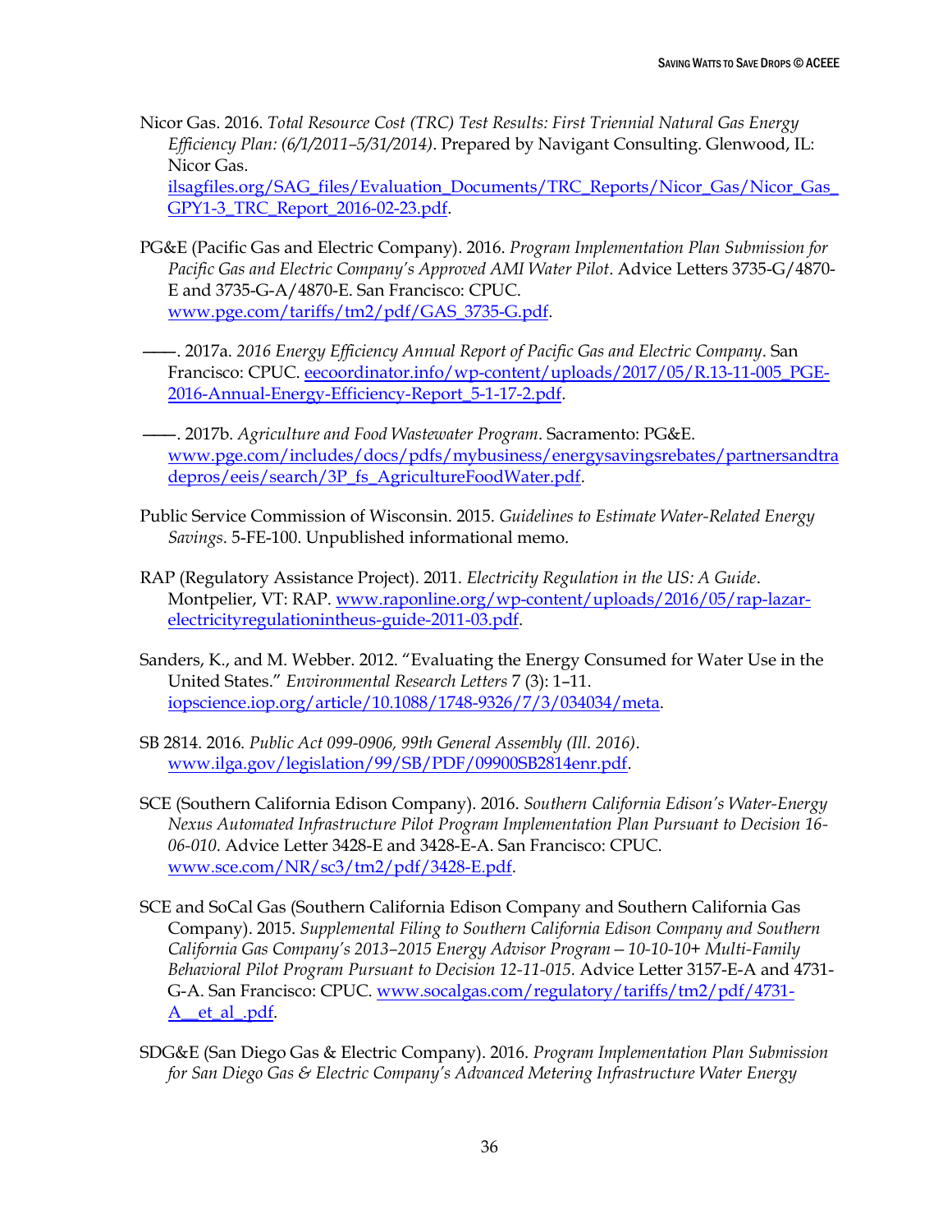Nicor Gas. 2016. *Total Resource Cost (TRC) Test Results: First Triennial Natural Gas Energy Efficiency Plan: (6/1/2011–5/31/2014)*. Prepared by Navigant Consulting. Glenwood, IL: Nicor Gas. ilsagfiles.org/SAG_files/Evaluation_Documents/TRC_Reports/Nicor_Gas/Nicor_Gas_GPY1-3_TRC_Report_2016-02-23.pdf.

PG&E (Pacific Gas and Electric Company). 2016. *Program Implementation Plan Submission for Pacific Gas and Electric Company's Approved AMI Water Pilot*. Advice Letters 3735-G/4870-E and 3735-G-A/4870-E. San Francisco: CPUC. www.pge.com/tariffs/tm2/pdf/GAS_3735-G.pdf.

———. 2017a. *2016 Energy Efficiency Annual Report of Pacific Gas and Electric Company*. San Francisco: CPUC. eecoordinator.info/wp-content/uploads/2017/05/R.13-11-005_PGE-2016-Annual-Energy-Efficiency-Report_5-1-17-2.pdf.

———. 2017b. *Agriculture and Food Wastewater Program*. Sacramento: PG&E. www.pge.com/includes/docs/pdfs/mybusiness/energysavingsrebates/partnersandtradepros/eeis/search/3P_fs_AgricultureFoodWater.pdf.

Public Service Commission of Wisconsin. 2015. *Guidelines to Estimate Water-Related Energy Savings*. 5-FE-100. Unpublished informational memo.

RAP (Regulatory Assistance Project). 2011. *Electricity Regulation in the US: A Guide*. Montpelier, VT: RAP. www.raponline.org/wp-content/uploads/2016/05/rap-lazar-electricityregulationintheus-guide-2011-03.pdf.

Sanders, K., and M. Webber. 2012. "Evaluating the Energy Consumed for Water Use in the United States." *Environmental Research Letters* 7 (3): 1–11. iopscience.iop.org/article/10.1088/1748-9326/7/3/034034/meta.

SB 2814. 2016. *Public Act 099-0906, 99th General Assembly (Ill. 2016)*. www.ilga.gov/legislation/99/SB/PDF/09900SB2814enr.pdf.

SCE (Southern California Edison Company). 2016. *Southern California Edison's Water-Energy Nexus Automated Infrastructure Pilot Program Implementation Plan Pursuant to Decision 16-06-010*. Advice Letter 3428-E and 3428-E-A. San Francisco: CPUC. www.sce.com/NR/sc3/tm2/pdf/3428-E.pdf.

SCE and SoCal Gas (Southern California Edison Company and Southern California Gas Company). 2015. *Supplemental Filing to Southern California Edison Company and Southern California Gas Company's 2013–2015 Energy Advisor Program – 10-10-10+ Multi-Family Behavioral Pilot Program Pursuant to Decision 12-11-015.* Advice Letter 3157-E-A and 4731-G-A. San Francisco: CPUC. www.socalgas.com/regulatory/tariffs/tm2/pdf/4731-A__et_al_.pdf.

SDG&E (San Diego Gas & Electric Company). 2016. *Program Implementation Plan Submission for San Diego Gas & Electric Company's Advanced Metering Infrastructure Water Energy*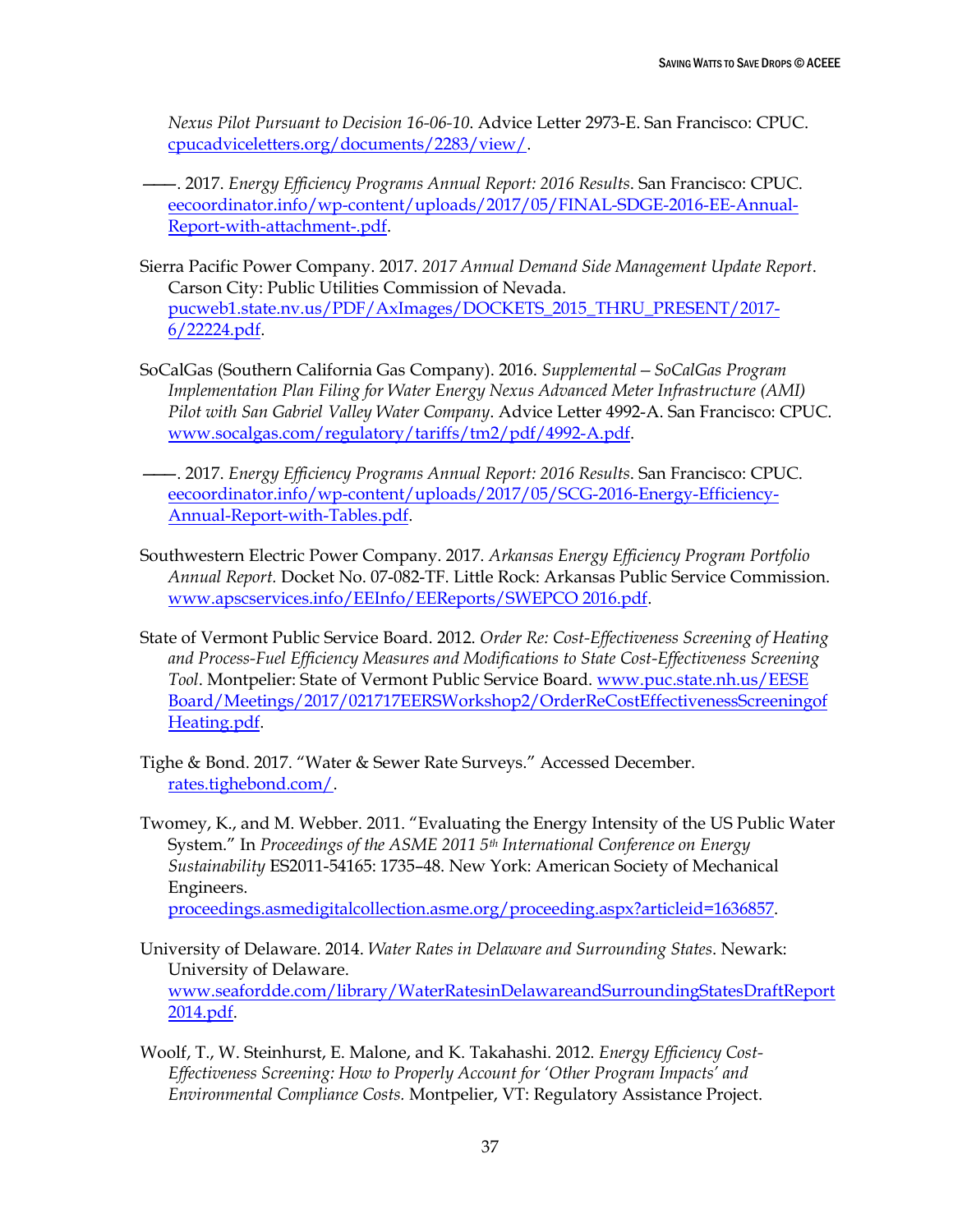*Nexus Pilot Pursuant to Decision 16-06-10*. Advice Letter 2973-E. San Francisco: CPUC. cpucadviceletters.org/documents/2283/view/.

———. 2017. *Energy Efficiency Programs Annual Report: 2016 Results*. San Francisco: CPUC. eecoordinator.info/wp-content/uploads/2017/05/FINAL-SDGE-2016-EE-Annual-Report-with-attachment-.pdf.

Sierra Pacific Power Company. 2017. *2017 Annual Demand Side Management Update Report*. Carson City: Public Utilities Commission of Nevada. pucweb1.state.nv.us/PDF/AxImages/DOCKETS_2015_THRU_PRESENT/2017-6/22224.pdf.

SoCalGas (Southern California Gas Company). 2016. *Supplemental – SoCalGas Program Implementation Plan Filing for Water Energy Nexus Advanced Meter Infrastructure (AMI) Pilot with San Gabriel Valley Water Company*. Advice Letter 4992-A. San Francisco: CPUC. www.socalgas.com/regulatory/tariffs/tm2/pdf/4992-A.pdf.

———. 2017. *Energy Efficiency Programs Annual Report: 2016 Results*. San Francisco: CPUC. eecoordinator.info/wp-content/uploads/2017/05/SCG-2016-Energy-Efficiency-Annual-Report-with-Tables.pdf.

Southwestern Electric Power Company. 2017. *Arkansas Energy Efficiency Program Portfolio Annual Report.* Docket No. 07-082-TF. Little Rock: Arkansas Public Service Commission. www.apscservices.info/EEInfo/EEReports/SWEPCO 2016.pdf.

State of Vermont Public Service Board. 2012. *Order Re: Cost-Effectiveness Screening of Heating and Process-Fuel Efficiency Measures and Modifications to State Cost-Effectiveness Screening Tool*. Montpelier: State of Vermont Public Service Board. www.puc.state.nh.us/EESE Board/Meetings/2017/021717EERSWorkshop2/OrderReCostEffectivenessScreeningofHeating.pdf.

Tighe & Bond. 2017. "Water & Sewer Rate Surveys." Accessed December. rates.tighebond.com/.

Twomey, K., and M. Webber. 2011. "Evaluating the Energy Intensity of the US Public Water System." In *Proceedings of the ASME 2011 5th International Conference on Energy Sustainability* ES2011-54165: 1735–48. New York: American Society of Mechanical Engineers. proceedings.asmedigitalcollection.asme.org/proceeding.aspx?articleid=1636857.

University of Delaware. 2014. *Water Rates in Delaware and Surrounding States*. Newark: University of Delaware. www.seafordde.com/library/WaterRatesinDelawareandSurroundingStatesDraftReport2014.pdf.

Woolf, T., W. Steinhurst, E. Malone, and K. Takahashi. 2012. *Energy Efficiency Cost-Effectiveness Screening: How to Properly Account for 'Other Program Impacts' and Environmental Compliance Costs.* Montpelier, VT: Regulatory Assistance Project.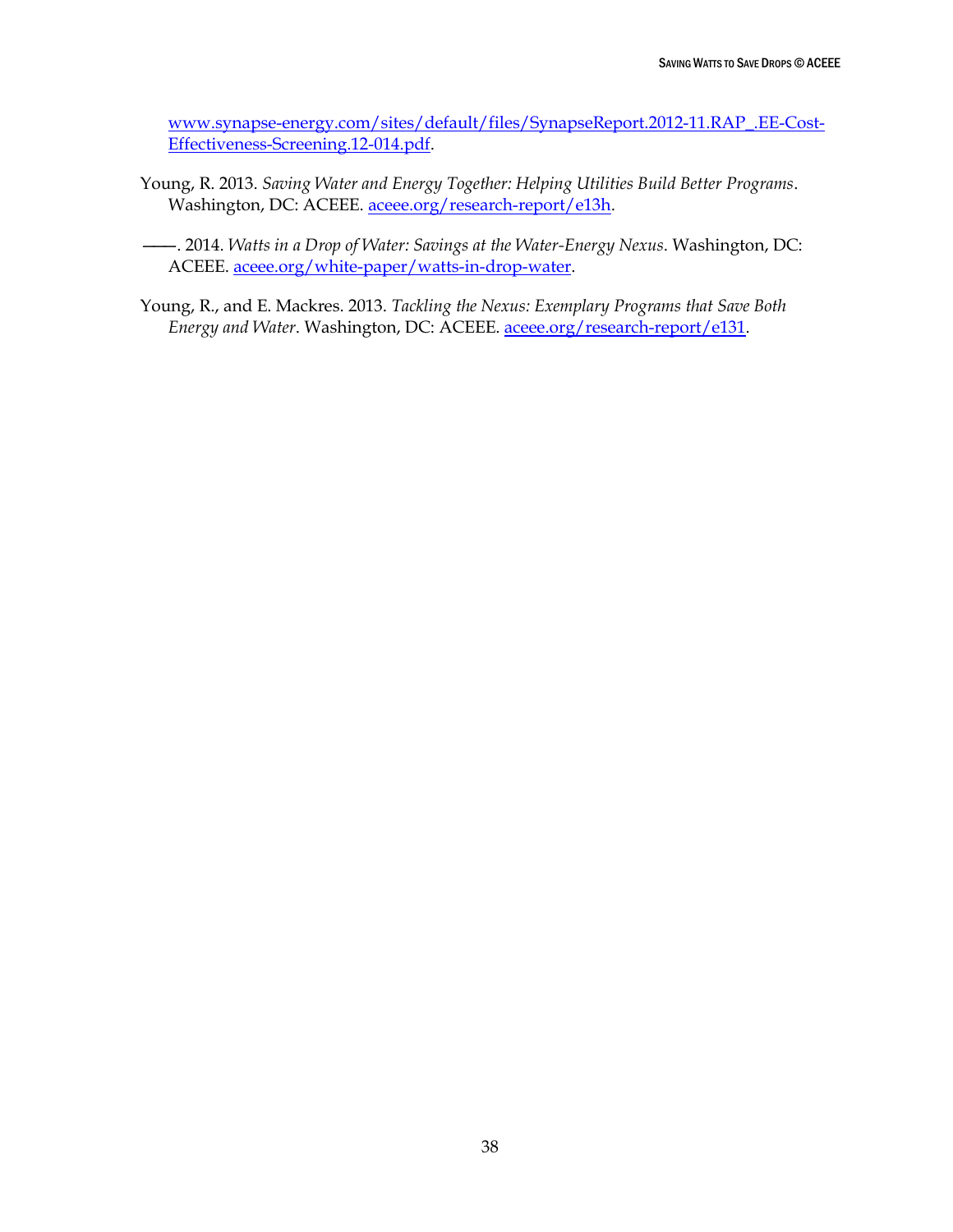www.synapse-energy.com/sites/default/files/SynapseReport.2012-11.RAP_.EE-Cost-Effectiveness-Screening.12-014.pdf.

Young, R. 2013. *Saving Water and Energy Together: Helping Utilities Build Better Programs*. Washington, DC: ACEEE. aceee.org/research-report/e13h.

———. 2014. *Watts in a Drop of Water: Savings at the Water-Energy Nexus*. Washington, DC: ACEEE. aceee.org/white-paper/watts-in-drop-water.

Young, R., and E. Mackres. 2013. *Tackling the Nexus: Exemplary Programs that Save Both Energy and Water*. Washington, DC: ACEEE. aceee.org/research-report/e131.